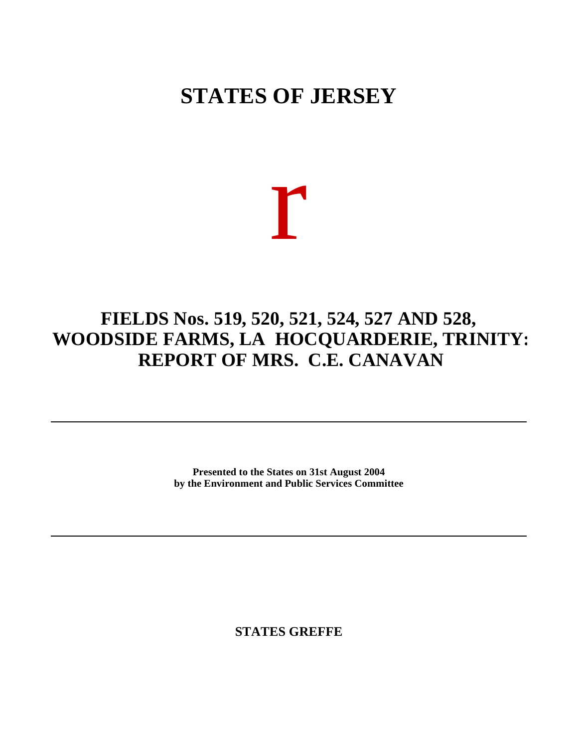# STATES OF JERSEY

r

## FIELDS Nos. 519, 520, 521, 524, 527 AND 528, WOODSIDE FARMS, LA HOCQUARDERIE, TRINITY: REPORT OF MRS. C.E. CANAVAN

---

**Presented to the States on 31st August 2004**
**by the Environment and Public Services Committee**

---

**STATES GREFFE**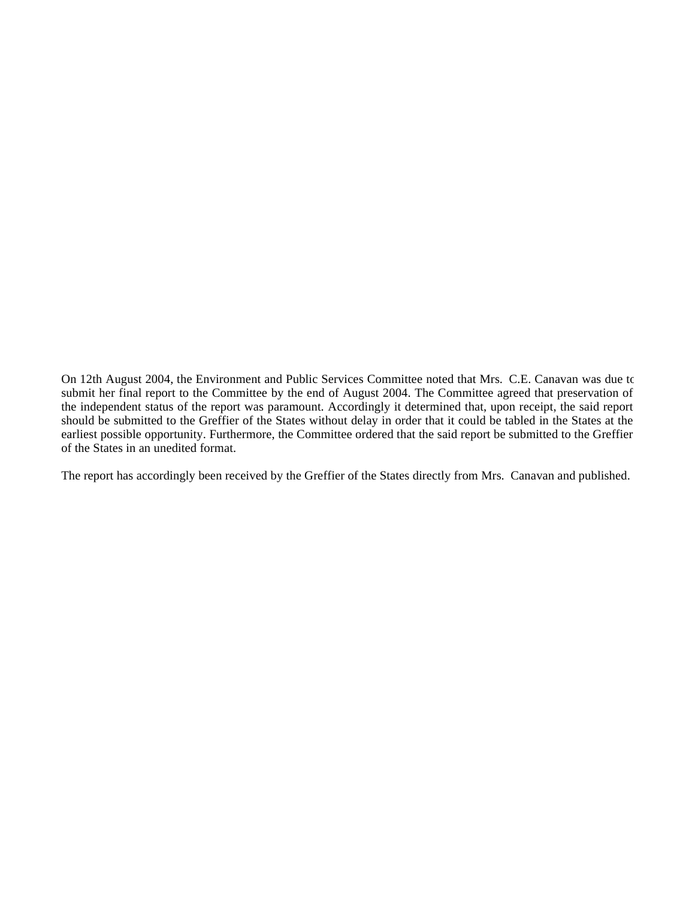On 12th August 2004, the Environment and Public Services Committee noted that Mrs. C.E. Canavan was due to submit her final report to the Committee by the end of August 2004. The Committee agreed that preservation of the independent status of the report was paramount. Accordingly it determined that, upon receipt, the said report should be submitted to the Greffier of the States without delay in order that it could be tabled in the States at the earliest possible opportunity. Furthermore, the Committee ordered that the said report be submitted to the Greffier of the States in an unedited format.

The report has accordingly been received by the Greffier of the States directly from Mrs. Canavan and published.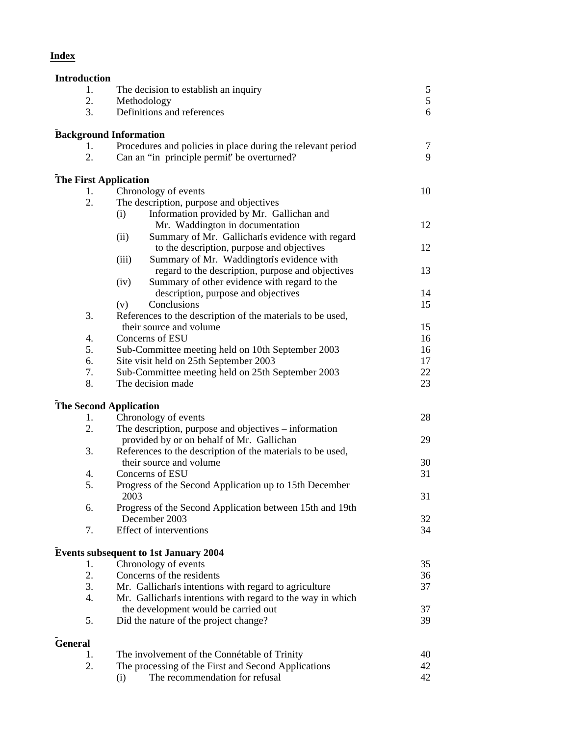## Index

**Introduction**

| | | |
|---|---|---|
| 1. | The decision to establish an inquiry | 5 |
| 2. | Methodology | 5 |
| 3. | Definitions and references | 6 |

**Background Information**

| | | |
|---|---|---|
| 1. | Procedures and policies in place during the relevant period | 7 |
| 2. | Can an "in principle permit" be overturned? | 9 |

**The First Application**

| | | |
|---|---|---|
| 1. | Chronology of events | 10 |
| 2. | The description, purpose and objectives | |
| | (i) Information provided by Mr. Gallichan and Mr. Waddington in documentation | 12 |
| | (ii) Summary of Mr. Gallichan's evidence with regard to the description, purpose and objectives | 12 |
| | (iii) Summary of Mr. Waddington's evidence with regard to the description, purpose and objectives | 13 |
| | (iv) Summary of other evidence with regard to the description, purpose and objectives | 14 |
| | (v) Conclusions | 15 |
| 3. | References to the description of the materials to be used, their source and volume | 15 |
| 4. | Concerns of ESU | 16 |
| 5. | Sub-Committee meeting held on 10th September 2003 | 16 |
| 6. | Site visit held on 25th September 2003 | 17 |
| 7. | Sub-Committee meeting held on 25th September 2003 | 22 |
| 8. | The decision made | 23 |

**The Second Application**

| | | |
|---|---|---|
| 1. | Chronology of events | 28 |
| 2. | The description, purpose and objectives – information provided by or on behalf of Mr. Gallichan | 29 |
| 3. | References to the description of the materials to be used, their source and volume | 30 |
| 4. | Concerns of ESU | 31 |
| 5. | Progress of the Second Application up to 15th December 2003 | 31 |
| 6. | Progress of the Second Application between 15th and 19th December 2003 | 32 |
| 7. | Effect of interventions | 34 |

**Events subsequent to 1st January 2004**

| | | |
|---|---|---|
| 1. | Chronology of events | 35 |
| 2. | Concerns of the residents | 36 |
| 3. | Mr. Gallichan's intentions with regard to agriculture | 37 |
| 4. | Mr. Gallichan's intentions with regard to the way in which the development would be carried out | 37 |
| 5. | Did the nature of the project change? | 39 |

**General**

| | | |
|---|---|---|
| 1. | The involvement of the Connétable of Trinity | 40 |
| 2. | The processing of the First and Second Applications | 42 |
| | (i) The recommendation for refusal | 42 |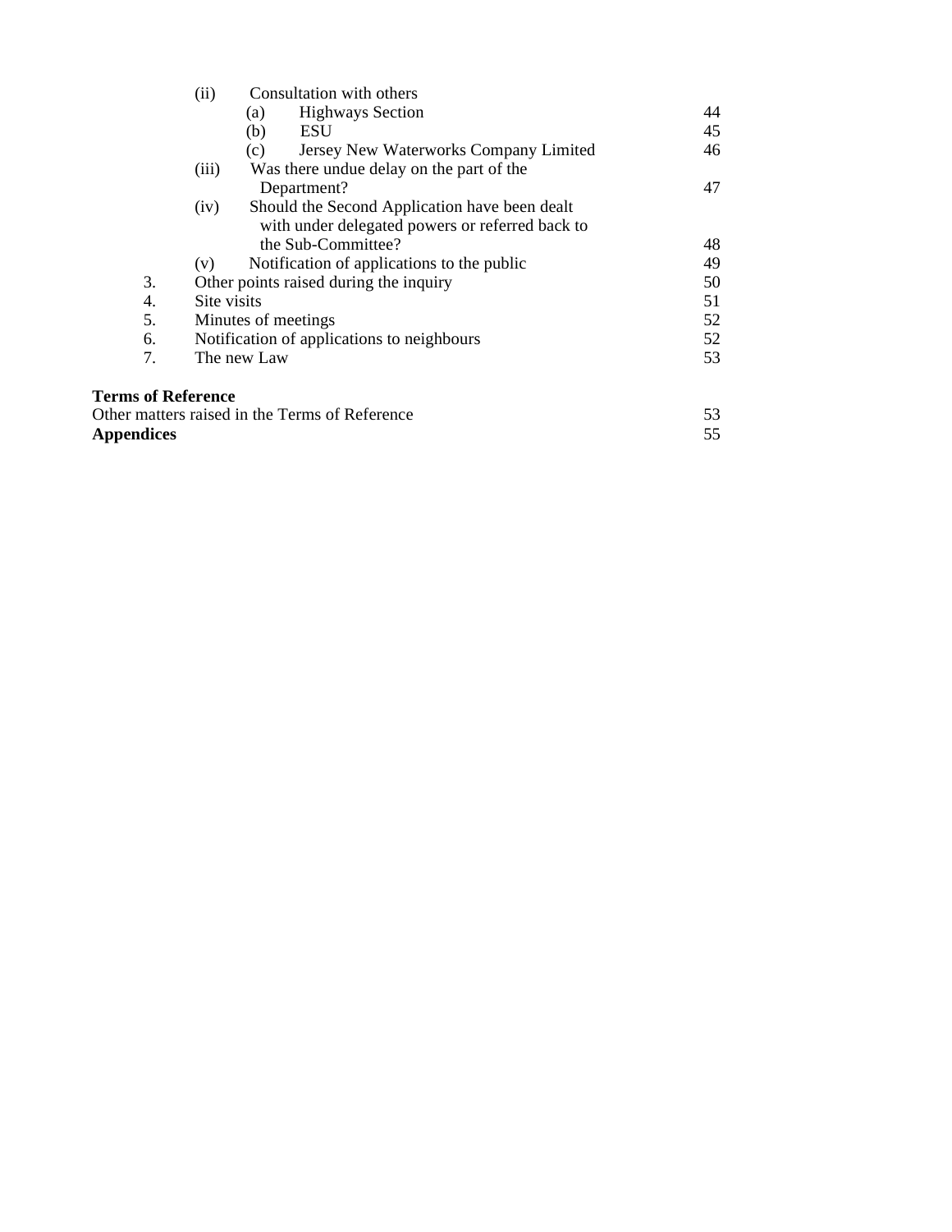(ii) Consultation with others

(a) Highways Section 44

(b) ESU 45

(c) Jersey New Waterworks Company Limited 46

(iii) Was there undue delay on the part of the Department? 47

(iv) Should the Second Application have been dealt with under delegated powers or referred back to the Sub-Committee? 48

(v) Notification of applications to the public 49

3. Other points raised during the inquiry 50
4. Site visits 51
5. Minutes of meetings 52
6. Notification of applications to neighbours 52
7. The new Law 53

**Terms of Reference**

Other matters raised in the Terms of Reference 53

**Appendices** 55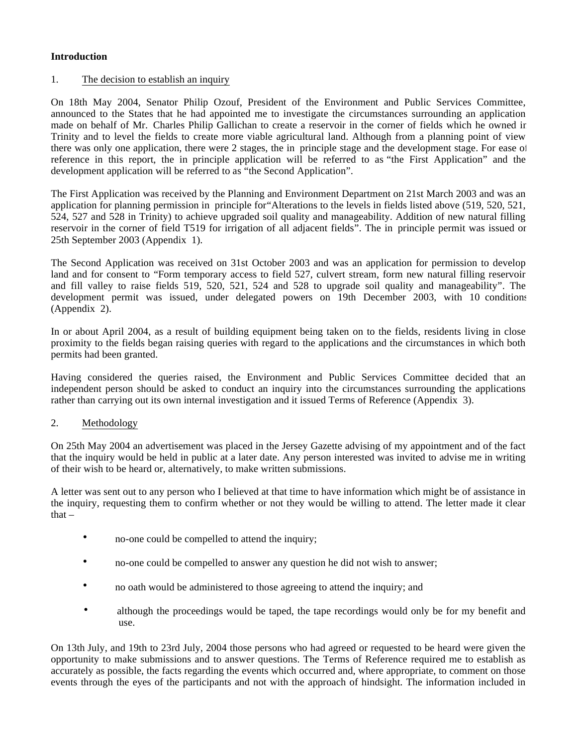**Introduction**

1. <u>The decision to establish an inquiry</u>

On 18th May 2004, Senator Philip Ozouf, President of the Environment and Public Services Committee, announced to the States that he had appointed me to investigate the circumstances surrounding an application made on behalf of Mr. Charles Philip Gallichan to create a reservoir in the corner of fields which he owned in Trinity and to level the fields to create more viable agricultural land. Although from a planning point of view there was only one application, there were 2 stages, the in principle stage and the development stage. For ease of reference in this report, the in principle application will be referred to as "the First Application" and the development application will be referred to as "the Second Application".

The First Application was received by the Planning and Environment Department on 21st March 2003 and was an application for planning permission in principle for"Alterations to the levels in fields listed above (519, 520, 521, 524, 527 and 528 in Trinity) to achieve upgraded soil quality and manageability. Addition of new natural filling reservoir in the corner of field T519 for irrigation of all adjacent fields". The in principle permit was issued on 25th September 2003 (Appendix 1).

The Second Application was received on 31st October 2003 and was an application for permission to develop land and for consent to "Form temporary access to field 527, culvert stream, form new natural filling reservoir and fill valley to raise fields 519, 520, 521, 524 and 528 to upgrade soil quality and manageability". The development permit was issued, under delegated powers on 19th December 2003, with 10 conditions (Appendix 2).

In or about April 2004, as a result of building equipment being taken on to the fields, residents living in close proximity to the fields began raising queries with regard to the applications and the circumstances in which both permits had been granted.

Having considered the queries raised, the Environment and Public Services Committee decided that an independent person should be asked to conduct an inquiry into the circumstances surrounding the applications rather than carrying out its own internal investigation and it issued Terms of Reference (Appendix 3).

2. <u>Methodology</u>

On 25th May 2004 an advertisement was placed in the Jersey Gazette advising of my appointment and of the fact that the inquiry would be held in public at a later date. Any person interested was invited to advise me in writing of their wish to be heard or, alternatively, to make written submissions.

A letter was sent out to any person who I believed at that time to have information which might be of assistance in the inquiry, requesting them to confirm whether or not they would be willing to attend. The letter made it clear that –

- no-one could be compelled to attend the inquiry;
- no-one could be compelled to answer any question he did not wish to answer;
- no oath would be administered to those agreeing to attend the inquiry; and
- although the proceedings would be taped, the tape recordings would only be for my benefit and use.

On 13th July, and 19th to 23rd July, 2004 those persons who had agreed or requested to be heard were given the opportunity to make submissions and to answer questions. The Terms of Reference required me to establish as accurately as possible, the facts regarding the events which occurred and, where appropriate, to comment on those events through the eyes of the participants and not with the approach of hindsight. The information included in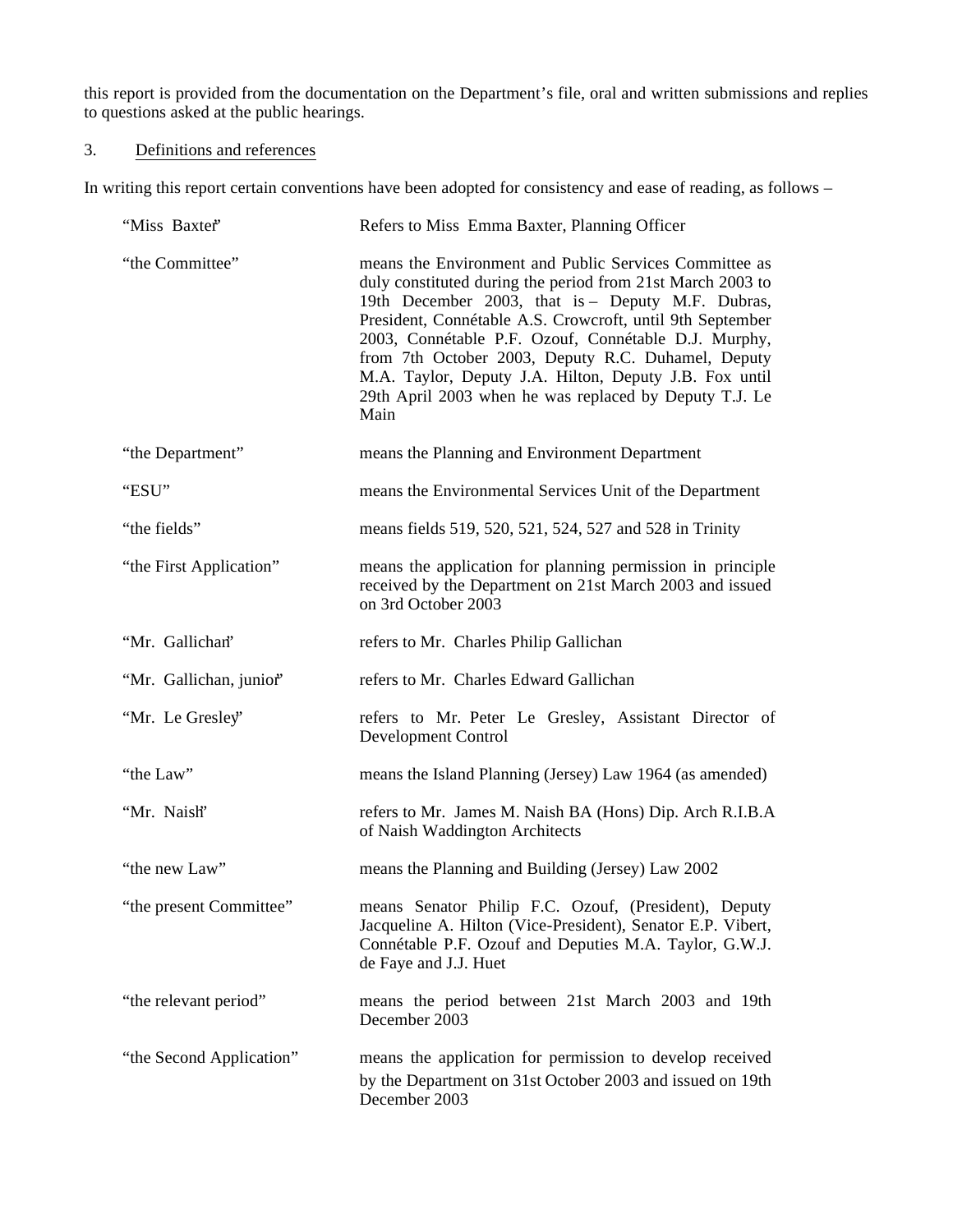this report is provided from the documentation on the Department's file, oral and written submissions and replies to questions asked at the public hearings.

3. Definitions and references

In writing this report certain conventions have been adopted for consistency and ease of reading, as follows –

| | |
|---|---|
| "Miss Baxter" | Refers to Miss Emma Baxter, Planning Officer |
| "the Committee" | means the Environment and Public Services Committee as duly constituted during the period from 21st March 2003 to 19th December 2003, that is – Deputy M.F. Dubras, President, Connétable A.S. Crowcroft, until 9th September 2003, Connétable P.F. Ozouf, Connétable D.J. Murphy, from 7th October 2003, Deputy R.C. Duhamel, Deputy M.A. Taylor, Deputy J.A. Hilton, Deputy J.B. Fox until 29th April 2003 when he was replaced by Deputy T.J. Le Main |
| "the Department" | means the Planning and Environment Department |
| "ESU" | means the Environmental Services Unit of the Department |
| "the fields" | means fields 519, 520, 521, 524, 527 and 528 in Trinity |
| "the First Application" | means the application for planning permission in principle received by the Department on 21st March 2003 and issued on 3rd October 2003 |
| "Mr. Gallichan" | refers to Mr. Charles Philip Gallichan |
| "Mr. Gallichan, junior" | refers to Mr. Charles Edward Gallichan |
| "Mr. Le Gresley" | refers to Mr. Peter Le Gresley, Assistant Director of Development Control |
| "the Law" | means the Island Planning (Jersey) Law 1964 (as amended) |
| "Mr. Naish" | refers to Mr. James M. Naish BA (Hons) Dip. Arch R.I.B.A of Naish Waddington Architects |
| "the new Law" | means the Planning and Building (Jersey) Law 2002 |
| "the present Committee" | means Senator Philip F.C. Ozouf, (President), Deputy Jacqueline A. Hilton (Vice-President), Senator E.P. Vibert, Connétable P.F. Ozouf and Deputies M.A. Taylor, G.W.J. de Faye and J.J. Huet |
| "the relevant period" | means the period between 21st March 2003 and 19th December 2003 |
| "the Second Application" | means the application for permission to develop received by the Department on 31st October 2003 and issued on 19th December 2003 |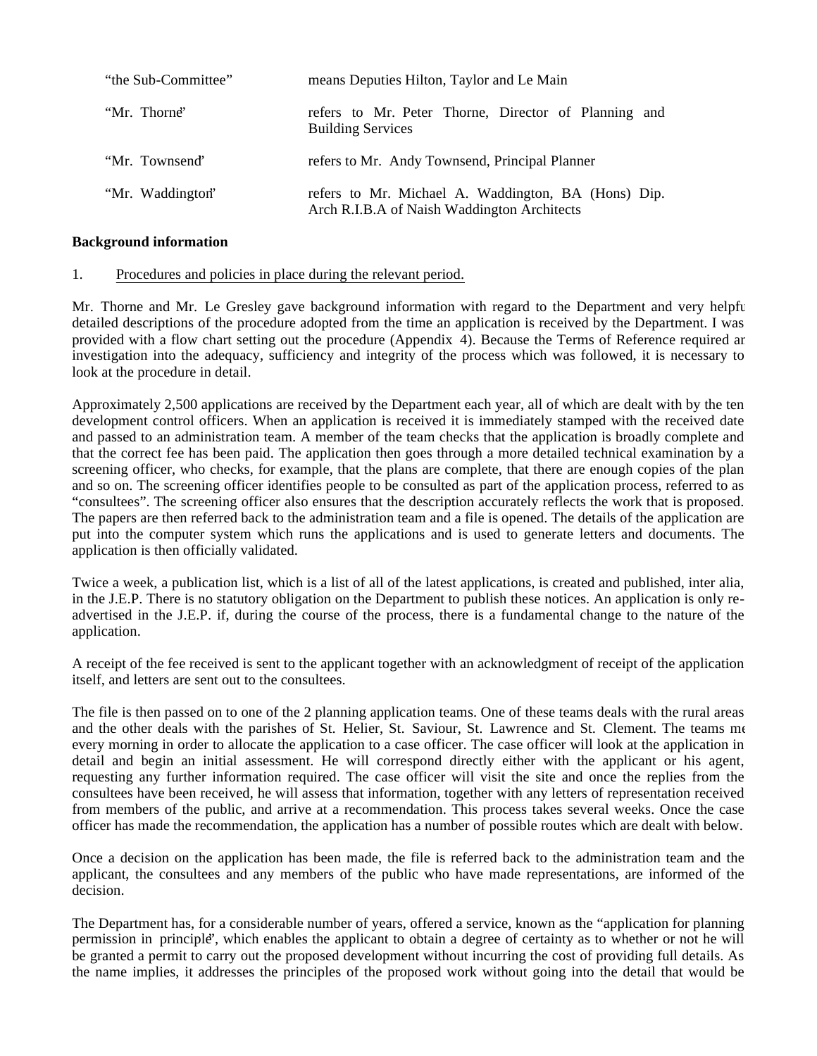| | |
|---|---|
| "the Sub-Committee" | means Deputies Hilton, Taylor and Le Main |
| "Mr. Thorne" | refers to Mr. Peter Thorne, Director of Planning and Building Services |
| "Mr. Townsend" | refers to Mr. Andy Townsend, Principal Planner |
| "Mr. Waddington" | refers to Mr. Michael A. Waddington, BA (Hons) Dip. Arch R.I.B.A of Naish Waddington Architects |

**Background information**

1. Procedures and policies in place during the relevant period.

Mr. Thorne and Mr. Le Gresley gave background information with regard to the Department and very helpfu detailed descriptions of the procedure adopted from the time an application is received by the Department. I was provided with a flow chart setting out the procedure (Appendix 4). Because the Terms of Reference required ar investigation into the adequacy, sufficiency and integrity of the process which was followed, it is necessary to look at the procedure in detail.

Approximately 2,500 applications are received by the Department each year, all of which are dealt with by the ten development control officers. When an application is received it is immediately stamped with the received date and passed to an administration team. A member of the team checks that the application is broadly complete and that the correct fee has been paid. The application then goes through a more detailed technical examination by a screening officer, who checks, for example, that the plans are complete, that there are enough copies of the plan and so on. The screening officer identifies people to be consulted as part of the application process, referred to as "consultees". The screening officer also ensures that the description accurately reflects the work that is proposed. The papers are then referred back to the administration team and a file is opened. The details of the application are put into the computer system which runs the applications and is used to generate letters and documents. The application is then officially validated.

Twice a week, a publication list, which is a list of all of the latest applications, is created and published, inter alia, in the J.E.P. There is no statutory obligation on the Department to publish these notices. An application is only re-advertised in the J.E.P. if, during the course of the process, there is a fundamental change to the nature of the application.

A receipt of the fee received is sent to the applicant together with an acknowledgment of receipt of the application itself, and letters are sent out to the consultees.

The file is then passed on to one of the 2 planning application teams. One of these teams deals with the rural areas and the other deals with the parishes of St. Helier, St. Saviour, St. Lawrence and St. Clement. The teams me every morning in order to allocate the application to a case officer. The case officer will look at the application in detail and begin an initial assessment. He will correspond directly either with the applicant or his agent, requesting any further information required. The case officer will visit the site and once the replies from the consultees have been received, he will assess that information, together with any letters of representation received from members of the public, and arrive at a recommendation. This process takes several weeks. Once the case officer has made the recommendation, the application has a number of possible routes which are dealt with below.

Once a decision on the application has been made, the file is referred back to the administration team and the applicant, the consultees and any members of the public who have made representations, are informed of the decision.

The Department has, for a considerable number of years, offered a service, known as the "application for planning permission in principle", which enables the applicant to obtain a degree of certainty as to whether or not he will be granted a permit to carry out the proposed development without incurring the cost of providing full details. As the name implies, it addresses the principles of the proposed work without going into the detail that would be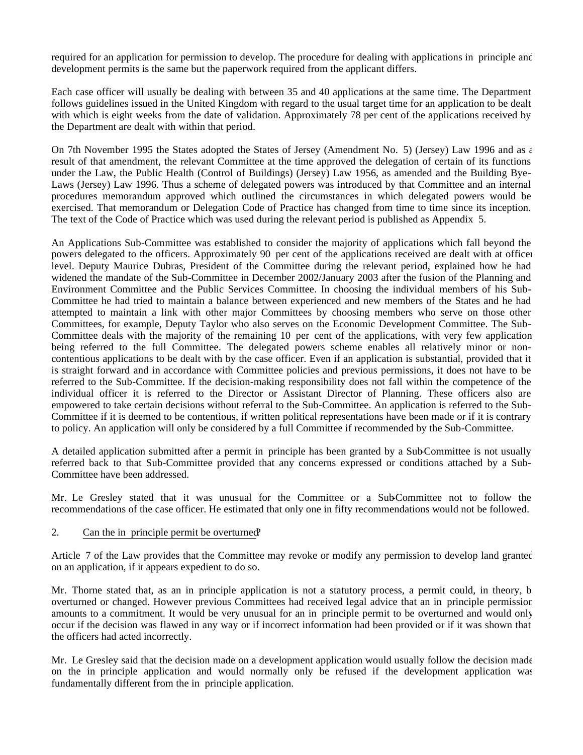required for an application for permission to develop. The procedure for dealing with applications in principle and development permits is the same but the paperwork required from the applicant differs.

Each case officer will usually be dealing with between 35 and 40 applications at the same time. The Department follows guidelines issued in the United Kingdom with regard to the usual target time for an application to be dealt with which is eight weeks from the date of validation. Approximately 78 per cent of the applications received by the Department are dealt with within that period.

On 7th November 1995 the States adopted the States of Jersey (Amendment No. 5) (Jersey) Law 1996 and as a result of that amendment, the relevant Committee at the time approved the delegation of certain of its functions under the Law, the Public Health (Control of Buildings) (Jersey) Law 1956, as amended and the Building Bye-Laws (Jersey) Law 1996. Thus a scheme of delegated powers was introduced by that Committee and an internal procedures memorandum approved which outlined the circumstances in which delegated powers would be exercised. That memorandum or Delegation Code of Practice has changed from time to time since its inception. The text of the Code of Practice which was used during the relevant period is published as Appendix 5.

An Applications Sub-Committee was established to consider the majority of applications which fall beyond the powers delegated to the officers. Approximately 90 per cent of the applications received are dealt with at officer level. Deputy Maurice Dubras, President of the Committee during the relevant period, explained how he had widened the mandate of the Sub-Committee in December 2002/January 2003 after the fusion of the Planning and Environment Committee and the Public Services Committee. In choosing the individual members of his Sub-Committee he had tried to maintain a balance between experienced and new members of the States and he had attempted to maintain a link with other major Committees by choosing members who serve on those other Committees, for example, Deputy Taylor who also serves on the Economic Development Committee. The Sub-Committee deals with the majority of the remaining 10 per cent of the applications, with very few application being referred to the full Committee. The delegated powers scheme enables all relatively minor or non-contentious applications to be dealt with by the case officer. Even if an application is substantial, provided that it is straight forward and in accordance with Committee policies and previous permissions, it does not have to be referred to the Sub-Committee. If the decision-making responsibility does not fall within the competence of the individual officer it is referred to the Director or Assistant Director of Planning. These officers also are empowered to take certain decisions without referral to the Sub-Committee. An application is referred to the Sub-Committee if it is deemed to be contentious, if written political representations have been made or if it is contrary to policy. An application will only be considered by a full Committee if recommended by the Sub-Committee.

A detailed application submitted after a permit in principle has been granted by a Sub-Committee is not usually referred back to that Sub-Committee provided that any concerns expressed or conditions attached by a Sub-Committee have been addressed.

Mr. Le Gresley stated that it was unusual for the Committee or a Sub-Committee not to follow the recommendations of the case officer. He estimated that only one in fifty recommendations would not be followed.

2. Can the in principle permit be overturned?

Article 7 of the Law provides that the Committee may revoke or modify any permission to develop land granted on an application, if it appears expedient to do so.

Mr. Thorne stated that, as an in principle application is not a statutory process, a permit could, in theory, be overturned or changed. However previous Committees had received legal advice that an in principle permission amounts to a commitment. It would be very unusual for an in principle permit to be overturned and would only occur if the decision was flawed in any way or if incorrect information had been provided or if it was shown that the officers had acted incorrectly.

Mr. Le Gresley said that the decision made on a development application would usually follow the decision made on the in principle application and would normally only be refused if the development application was fundamentally different from the in principle application.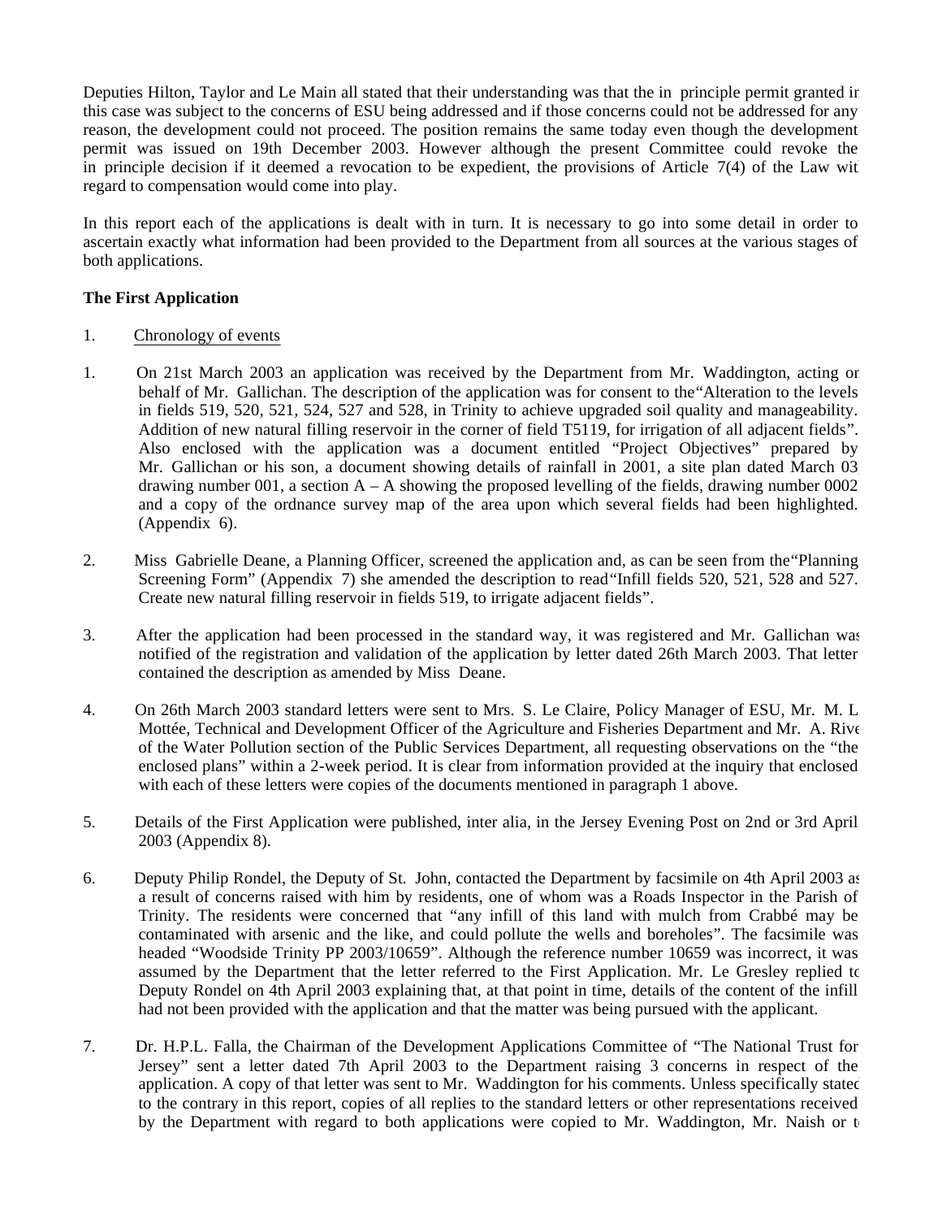Deputies Hilton, Taylor and Le Main all stated that their understanding was that the in principle permit granted in this case was subject to the concerns of ESU being addressed and if those concerns could not be addressed for any reason, the development could not proceed. The position remains the same today even though the development permit was issued on 19th December 2003. However although the present Committee could revoke the in principle decision if it deemed a revocation to be expedient, the provisions of Article 7(4) of the Law with regard to compensation would come into play.

In this report each of the applications is dealt with in turn. It is necessary to go into some detail in order to ascertain exactly what information had been provided to the Department from all sources at the various stages of both applications.

**The First Application**

1. Chronology of events

1. On 21st March 2003 an application was received by the Department from Mr. Waddington, acting on behalf of Mr. Gallichan. The description of the application was for consent to the "Alteration to the levels in fields 519, 520, 521, 524, 527 and 528, in Trinity to achieve upgraded soil quality and manageability. Addition of new natural filling reservoir in the corner of field T5119, for irrigation of all adjacent fields". Also enclosed with the application was a document entitled "Project Objectives" prepared by Mr. Gallichan or his son, a document showing details of rainfall in 2001, a site plan dated March 03 drawing number 001, a section A – A showing the proposed levelling of the fields, drawing number 0002 and a copy of the ordnance survey map of the area upon which several fields had been highlighted. (Appendix 6).

2. Miss Gabrielle Deane, a Planning Officer, screened the application and, as can be seen from the "Planning Screening Form" (Appendix 7) she amended the description to read "Infill fields 520, 521, 528 and 527. Create new natural filling reservoir in fields 519, to irrigate adjacent fields".

3. After the application had been processed in the standard way, it was registered and Mr. Gallichan was notified of the registration and validation of the application by letter dated 26th March 2003. That letter contained the description as amended by Miss Deane.

4. On 26th March 2003 standard letters were sent to Mrs. S. Le Claire, Policy Manager of ESU, Mr. M. Le Mottée, Technical and Development Officer of the Agriculture and Fisheries Department and Mr. A. Rive of the Water Pollution section of the Public Services Department, all requesting observations on the "the enclosed plans" within a 2-week period. It is clear from information provided at the inquiry that enclosed with each of these letters were copies of the documents mentioned in paragraph 1 above.

5. Details of the First Application were published, inter alia, in the Jersey Evening Post on 2nd or 3rd April 2003 (Appendix 8).

6. Deputy Philip Rondel, the Deputy of St. John, contacted the Department by facsimile on 4th April 2003 as a result of concerns raised with him by residents, one of whom was a Roads Inspector in the Parish of Trinity. The residents were concerned that "any infill of this land with mulch from Crabbé may be contaminated with arsenic and the like, and could pollute the wells and boreholes". The facsimile was headed "Woodside Trinity PP 2003/10659". Although the reference number 10659 was incorrect, it was assumed by the Department that the letter referred to the First Application. Mr. Le Gresley replied to Deputy Rondel on 4th April 2003 explaining that, at that point in time, details of the content of the infill had not been provided with the application and that the matter was being pursued with the applicant.

7. Dr. H.P.L. Falla, the Chairman of the Development Applications Committee of "The National Trust for Jersey" sent a letter dated 7th April 2003 to the Department raising 3 concerns in respect of the application. A copy of that letter was sent to Mr. Waddington for his comments. Unless specifically stated to the contrary in this report, copies of all replies to the standard letters or other representations received by the Department with regard to both applications were copied to Mr. Waddington, Mr. Naish or to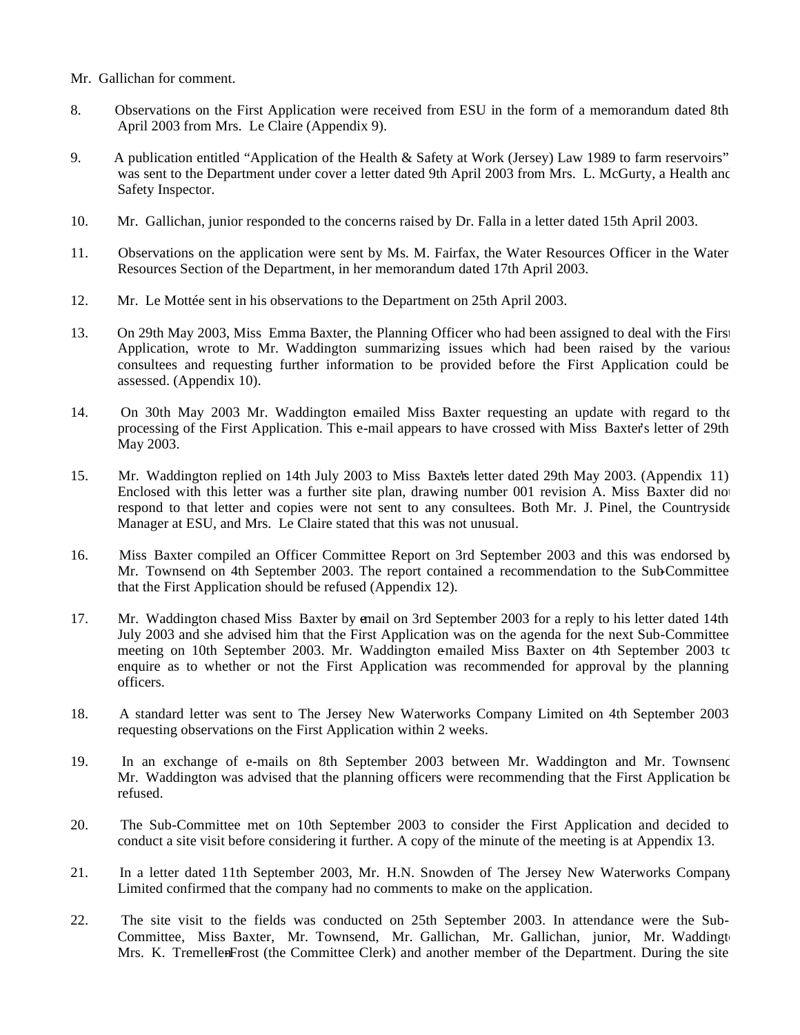Mr. Gallichan for comment.

8. Observations on the First Application were received from ESU in the form of a memorandum dated 8th April 2003 from Mrs. Le Claire (Appendix 9).

9. A publication entitled "Application of the Health & Safety at Work (Jersey) Law 1989 to farm reservoirs" was sent to the Department under cover a letter dated 9th April 2003 from Mrs. L. McGurty, a Health and Safety Inspector.

10. Mr. Gallichan, junior responded to the concerns raised by Dr. Falla in a letter dated 15th April 2003.

11. Observations on the application were sent by Ms. M. Fairfax, the Water Resources Officer in the Water Resources Section of the Department, in her memorandum dated 17th April 2003.

12. Mr. Le Mottée sent in his observations to the Department on 25th April 2003.

13. On 29th May 2003, Miss Emma Baxter, the Planning Officer who had been assigned to deal with the First Application, wrote to Mr. Waddington summarizing issues which had been raised by the various consultees and requesting further information to be provided before the First Application could be assessed. (Appendix 10).

14. On 30th May 2003 Mr. Waddington e-mailed Miss Baxter requesting an update with regard to the processing of the First Application. This e-mail appears to have crossed with Miss Baxter's letter of 29th May 2003.

15. Mr. Waddington replied on 14th July 2003 to Miss Baxter's letter dated 29th May 2003. (Appendix 11). Enclosed with this letter was a further site plan, drawing number 001 revision A. Miss Baxter did not respond to that letter and copies were not sent to any consultees. Both Mr. J. Pinel, the Countryside Manager at ESU, and Mrs. Le Claire stated that this was not unusual.

16. Miss Baxter compiled an Officer Committee Report on 3rd September 2003 and this was endorsed by Mr. Townsend on 4th September 2003. The report contained a recommendation to the Sub-Committee that the First Application should be refused (Appendix 12).

17. Mr. Waddington chased Miss Baxter by e-mail on 3rd September 2003 for a reply to his letter dated 14th July 2003 and she advised him that the First Application was on the agenda for the next Sub-Committee meeting on 10th September 2003. Mr. Waddington e-mailed Miss Baxter on 4th September 2003 to enquire as to whether or not the First Application was recommended for approval by the planning officers.

18. A standard letter was sent to The Jersey New Waterworks Company Limited on 4th September 2003 requesting observations on the First Application within 2 weeks.

19. In an exchange of e-mails on 8th September 2003 between Mr. Waddington and Mr. Townsend Mr. Waddington was advised that the planning officers were recommending that the First Application be refused.

20. The Sub-Committee met on 10th September 2003 to consider the First Application and decided to conduct a site visit before considering it further. A copy of the minute of the meeting is at Appendix 13.

21. In a letter dated 11th September 2003, Mr. H.N. Snowden of The Jersey New Waterworks Company Limited confirmed that the company had no comments to make on the application.

22. The site visit to the fields was conducted on 25th September 2003. In attendance were the Sub-Committee, Miss Baxter, Mr. Townsend, Mr. Gallichan, Mr. Gallichan, junior, Mr. Waddington, Mrs. K. Tremellen-Frost (the Committee Clerk) and another member of the Department. During the site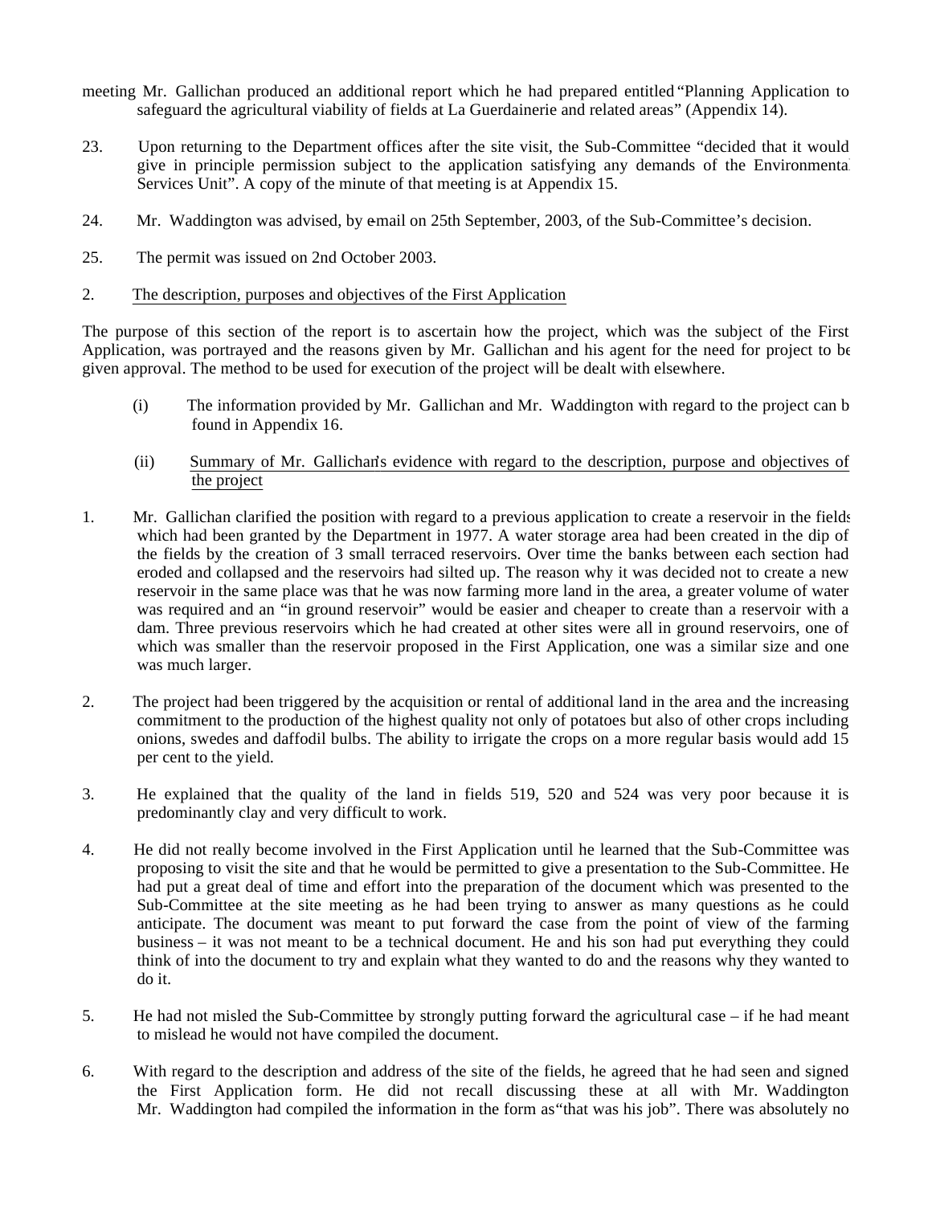meeting Mr. Gallichan produced an additional report which he had prepared entitled "Planning Application to safeguard the agricultural viability of fields at La Guerdainerie and related areas" (Appendix 14).

23. Upon returning to the Department offices after the site visit, the Sub-Committee "decided that it would give in principle permission subject to the application satisfying any demands of the Environmental Services Unit". A copy of the minute of that meeting is at Appendix 15.

24. Mr. Waddington was advised, by e-mail on 25th September, 2003, of the Sub-Committee's decision.

25. The permit was issued on 2nd October 2003.

## 2. The description, purposes and objectives of the First Application

The purpose of this section of the report is to ascertain how the project, which was the subject of the First Application, was portrayed and the reasons given by Mr. Gallichan and his agent for the need for project to be given approval. The method to be used for execution of the project will be dealt with elsewhere.

(i) The information provided by Mr. Gallichan and Mr. Waddington with regard to the project can be found in Appendix 16.

(ii) Summary of Mr. Gallichan's evidence with regard to the description, purpose and objectives of the project

1. Mr. Gallichan clarified the position with regard to a previous application to create a reservoir in the fields which had been granted by the Department in 1977. A water storage area had been created in the dip of the fields by the creation of 3 small terraced reservoirs. Over time the banks between each section had eroded and collapsed and the reservoirs had silted up. The reason why it was decided not to create a new reservoir in the same place was that he was now farming more land in the area, a greater volume of water was required and an "in ground reservoir" would be easier and cheaper to create than a reservoir with a dam. Three previous reservoirs which he had created at other sites were all in ground reservoirs, one of which was smaller than the reservoir proposed in the First Application, one was a similar size and one was much larger.

2. The project had been triggered by the acquisition or rental of additional land in the area and the increasing commitment to the production of the highest quality not only of potatoes but also of other crops including onions, swedes and daffodil bulbs. The ability to irrigate the crops on a more regular basis would add 15 per cent to the yield.

3. He explained that the quality of the land in fields 519, 520 and 524 was very poor because it is predominantly clay and very difficult to work.

4. He did not really become involved in the First Application until he learned that the Sub-Committee was proposing to visit the site and that he would be permitted to give a presentation to the Sub-Committee. He had put a great deal of time and effort into the preparation of the document which was presented to the Sub-Committee at the site meeting as he had been trying to answer as many questions as he could anticipate. The document was meant to put forward the case from the point of view of the farming business – it was not meant to be a technical document. He and his son had put everything they could think of into the document to try and explain what they wanted to do and the reasons why they wanted to do it.

5. He had not misled the Sub-Committee by strongly putting forward the agricultural case – if he had meant to mislead he would not have compiled the document.

6. With regard to the description and address of the site of the fields, he agreed that he had seen and signed the First Application form. He did not recall discussing these at all with Mr. Waddington. Mr. Waddington had compiled the information in the form as "that was his job". There was absolutely no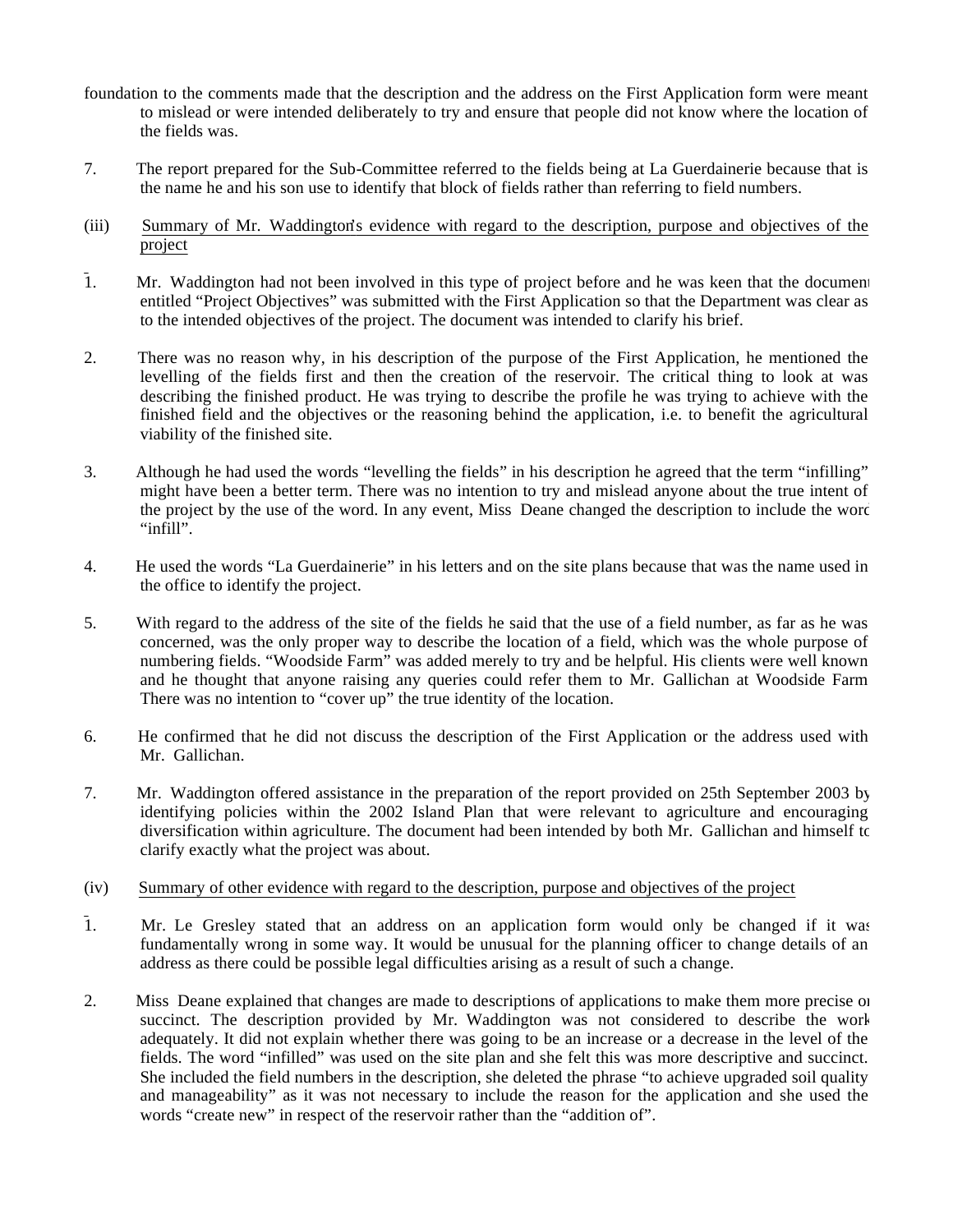foundation to the comments made that the description and the address on the First Application form were meant to mislead or were intended deliberately to try and ensure that people did not know where the location of the fields was.

7. The report prepared for the Sub-Committee referred to the fields being at La Guerdainerie because that is the name he and his son use to identify that block of fields rather than referring to field numbers.

(iii) Summary of Mr. Waddington's evidence with regard to the description, purpose and objectives of the project

1. Mr. Waddington had not been involved in this type of project before and he was keen that the document entitled "Project Objectives" was submitted with the First Application so that the Department was clear as to the intended objectives of the project. The document was intended to clarify his brief.

2. There was no reason why, in his description of the purpose of the First Application, he mentioned the levelling of the fields first and then the creation of the reservoir. The critical thing to look at was describing the finished product. He was trying to describe the profile he was trying to achieve with the finished field and the objectives or the reasoning behind the application, i.e. to benefit the agricultural viability of the finished site.

3. Although he had used the words "levelling the fields" in his description he agreed that the term "infilling" might have been a better term. There was no intention to try and mislead anyone about the true intent of the project by the use of the word. In any event, Miss Deane changed the description to include the word "infill".

4. He used the words "La Guerdainerie" in his letters and on the site plans because that was the name used in the office to identify the project.

5. With regard to the address of the site of the fields he said that the use of a field number, as far as he was concerned, was the only proper way to describe the location of a field, which was the whole purpose of numbering fields. "Woodside Farm" was added merely to try and be helpful. His clients were well known and he thought that anyone raising any queries could refer them to Mr. Gallichan at Woodside Farm. There was no intention to "cover up" the true identity of the location.

6. He confirmed that he did not discuss the description of the First Application or the address used with Mr. Gallichan.

7. Mr. Waddington offered assistance in the preparation of the report provided on 25th September 2003 by identifying policies within the 2002 Island Plan that were relevant to agriculture and encouraging diversification within agriculture. The document had been intended by both Mr. Gallichan and himself to clarify exactly what the project was about.

(iv) Summary of other evidence with regard to the description, purpose and objectives of the project

1. Mr. Le Gresley stated that an address on an application form would only be changed if it was fundamentally wrong in some way. It would be unusual for the planning officer to change details of an address as there could be possible legal difficulties arising as a result of such a change.

2. Miss Deane explained that changes are made to descriptions of applications to make them more precise or succinct. The description provided by Mr. Waddington was not considered to describe the work adequately. It did not explain whether there was going to be an increase or a decrease in the level of the fields. The word "infilled" was used on the site plan and she felt this was more descriptive and succinct. She included the field numbers in the description, she deleted the phrase "to achieve upgraded soil quality and manageability" as it was not necessary to include the reason for the application and she used the words "create new" in respect of the reservoir rather than the "addition of".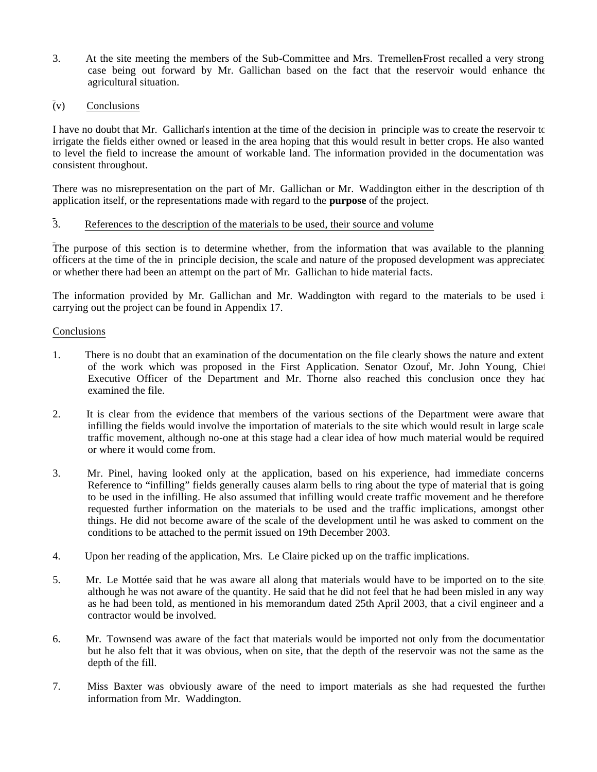3. At the site meeting the members of the Sub-Committee and Mrs. Tremellen-Frost recalled a very strong case being out forward by Mr. Gallichan based on the fact that the reservoir would enhance the agricultural situation.

(v) Conclusions

I have no doubt that Mr. Gallichan's intention at the time of the decision in principle was to create the reservoir to irrigate the fields either owned or leased in the area hoping that this would result in better crops. He also wanted to level the field to increase the amount of workable land. The information provided in the documentation was consistent throughout.

There was no misrepresentation on the part of Mr. Gallichan or Mr. Waddington either in the description of the application itself, or the representations made with regard to the **purpose** of the project.

3. References to the description of the materials to be used, their source and volume

The purpose of this section is to determine whether, from the information that was available to the planning officers at the time of the in principle decision, the scale and nature of the proposed development was appreciated or whether there had been an attempt on the part of Mr. Gallichan to hide material facts.

The information provided by Mr. Gallichan and Mr. Waddington with regard to the materials to be used in carrying out the project can be found in Appendix 17.

Conclusions

1. There is no doubt that an examination of the documentation on the file clearly shows the nature and extent of the work which was proposed in the First Application. Senator Ozouf, Mr. John Young, Chief Executive Officer of the Department and Mr. Thorne also reached this conclusion once they had examined the file.

2. It is clear from the evidence that members of the various sections of the Department were aware that infilling the fields would involve the importation of materials to the site which would result in large scale traffic movement, although no-one at this stage had a clear idea of how much material would be required or where it would come from.

3. Mr. Pinel, having looked only at the application, based on his experience, had immediate concerns. Reference to "infilling" fields generally causes alarm bells to ring about the type of material that is going to be used in the infilling. He also assumed that infilling would create traffic movement and he therefore requested further information on the materials to be used and the traffic implications, amongst other things. He did not become aware of the scale of the development until he was asked to comment on the conditions to be attached to the permit issued on 19th December 2003.

4. Upon her reading of the application, Mrs. Le Claire picked up on the traffic implications.

5. Mr. Le Mottée said that he was aware all along that materials would have to be imported on to the site, although he was not aware of the quantity. He said that he did not feel that he had been misled in any way as he had been told, as mentioned in his memorandum dated 25th April 2003, that a civil engineer and a contractor would be involved.

6. Mr. Townsend was aware of the fact that materials would be imported not only from the documentation but he also felt that it was obvious, when on site, that the depth of the reservoir was not the same as the depth of the fill.

7. Miss Baxter was obviously aware of the need to import materials as she had requested the further information from Mr. Waddington.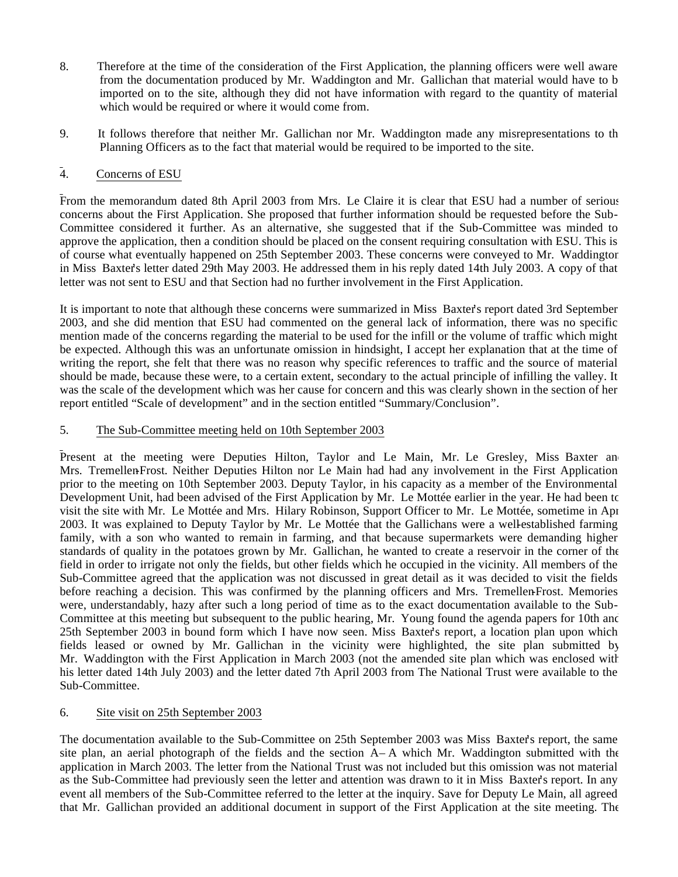8. Therefore at the time of the consideration of the First Application, the planning officers were well aware from the documentation produced by Mr. Waddington and Mr. Gallichan that material would have to be imported on to the site, although they did not have information with regard to the quantity of material which would be required or where it would come from.

9. It follows therefore that neither Mr. Gallichan nor Mr. Waddington made any misrepresentations to the Planning Officers as to the fact that material would be required to be imported to the site.

## 4. Concerns of ESU

From the memorandum dated 8th April 2003 from Mrs. Le Claire it is clear that ESU had a number of serious concerns about the First Application. She proposed that further information should be requested before the Sub-Committee considered it further. As an alternative, she suggested that if the Sub-Committee was minded to approve the application, then a condition should be placed on the consent requiring consultation with ESU. This is of course what eventually happened on 25th September 2003. These concerns were conveyed to Mr. Waddington in Miss Baxter's letter dated 29th May 2003. He addressed them in his reply dated 14th July 2003. A copy of that letter was not sent to ESU and that Section had no further involvement in the First Application.

It is important to note that although these concerns were summarized in Miss Baxter's report dated 3rd September 2003, and she did mention that ESU had commented on the general lack of information, there was no specific mention made of the concerns regarding the material to be used for the infill or the volume of traffic which might be expected. Although this was an unfortunate omission in hindsight, I accept her explanation that at the time of writing the report, she felt that there was no reason why specific references to traffic and the source of material should be made, because these were, to a certain extent, secondary to the actual principle of infilling the valley. It was the scale of the development which was her cause for concern and this was clearly shown in the section of her report entitled "Scale of development" and in the section entitled "Summary/Conclusion".

## 5. The Sub-Committee meeting held on 10th September 2003

Present at the meeting were Deputies Hilton, Taylor and Le Main, Mr. Le Gresley, Miss Baxter and Mrs. Tremellen-Frost. Neither Deputies Hilton nor Le Main had had any involvement in the First Application prior to the meeting on 10th September 2003. Deputy Taylor, in his capacity as a member of the Environmental Development Unit, had been advised of the First Application by Mr. Le Mottée earlier in the year. He had been to visit the site with Mr. Le Mottée and Mrs. Hilary Robinson, Support Officer to Mr. Le Mottée, sometime in April 2003. It was explained to Deputy Taylor by Mr. Le Mottée that the Gallichans were a well-established farming family, with a son who wanted to remain in farming, and that because supermarkets were demanding higher standards of quality in the potatoes grown by Mr. Gallichan, he wanted to create a reservoir in the corner of the field in order to irrigate not only the fields, but other fields which he occupied in the vicinity. All members of the Sub-Committee agreed that the application was not discussed in great detail as it was decided to visit the fields before reaching a decision. This was confirmed by the planning officers and Mrs. Tremellen-Frost. Memories were, understandably, hazy after such a long period of time as to the exact documentation available to the Sub-Committee at this meeting but subsequent to the public hearing, Mr. Young found the agenda papers for 10th and 25th September 2003 in bound form which I have now seen. Miss Baxter's report, a location plan upon which fields leased or owned by Mr. Gallichan in the vicinity were highlighted, the site plan submitted by Mr. Waddington with the First Application in March 2003 (not the amended site plan which was enclosed with his letter dated 14th July 2003) and the letter dated 7th April 2003 from The National Trust were available to the Sub-Committee.

## 6. Site visit on 25th September 2003

The documentation available to the Sub-Committee on 25th September 2003 was Miss Baxter's report, the same site plan, an aerial photograph of the fields and the section A – A which Mr. Waddington submitted with the application in March 2003. The letter from the National Trust was not included but this omission was not material as the Sub-Committee had previously seen the letter and attention was drawn to it in Miss Baxter's report. In any event all members of the Sub-Committee referred to the letter at the inquiry. Save for Deputy Le Main, all agreed that Mr. Gallichan provided an additional document in support of the First Application at the site meeting. The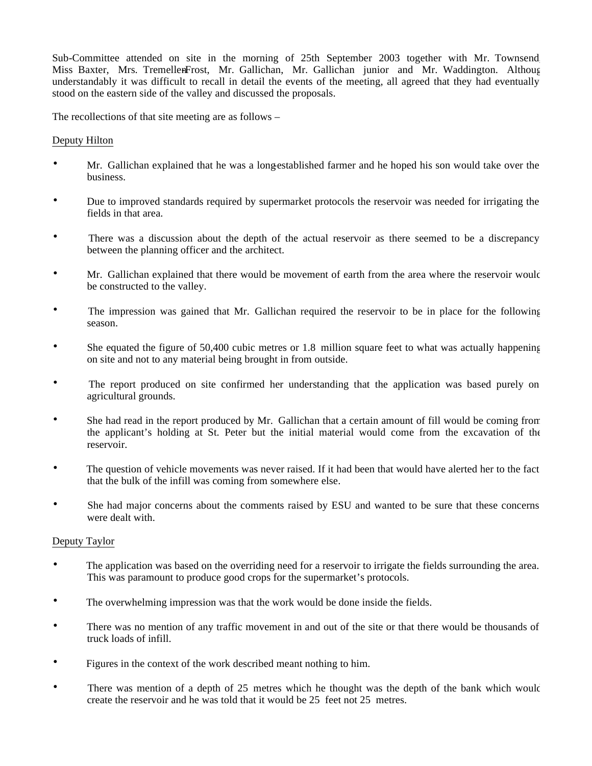Sub-Committee attended on site in the morning of 25th September 2003 together with Mr. Townsend, Miss Baxter, Mrs. Tremellen-Frost, Mr. Gallichan, Mr. Gallichan junior and Mr. Waddington. Although understandably it was difficult to recall in detail the events of the meeting, all agreed that they had eventually stood on the eastern side of the valley and discussed the proposals.

The recollections of that site meeting are as follows –

Deputy Hilton

- Mr. Gallichan explained that he was a long-established farmer and he hoped his son would take over the business.
- Due to improved standards required by supermarket protocols the reservoir was needed for irrigating the fields in that area.
- There was a discussion about the depth of the actual reservoir as there seemed to be a discrepancy between the planning officer and the architect.
- Mr. Gallichan explained that there would be movement of earth from the area where the reservoir would be constructed to the valley.
- The impression was gained that Mr. Gallichan required the reservoir to be in place for the following season.
- She equated the figure of 50,400 cubic metres or 1.8 million square feet to what was actually happening on site and not to any material being brought in from outside.
- The report produced on site confirmed her understanding that the application was based purely on agricultural grounds.
- She had read in the report produced by Mr. Gallichan that a certain amount of fill would be coming from the applicant's holding at St. Peter but the initial material would come from the excavation of the reservoir.
- The question of vehicle movements was never raised. If it had been that would have alerted her to the fact that the bulk of the infill was coming from somewhere else.
- She had major concerns about the comments raised by ESU and wanted to be sure that these concerns were dealt with.

Deputy Taylor

- The application was based on the overriding need for a reservoir to irrigate the fields surrounding the area. This was paramount to produce good crops for the supermarket's protocols.
- The overwhelming impression was that the work would be done inside the fields.
- There was no mention of any traffic movement in and out of the site or that there would be thousands of truck loads of infill.
- Figures in the context of the work described meant nothing to him.
- There was mention of a depth of 25 metres which he thought was the depth of the bank which would create the reservoir and he was told that it would be 25 feet not 25 metres.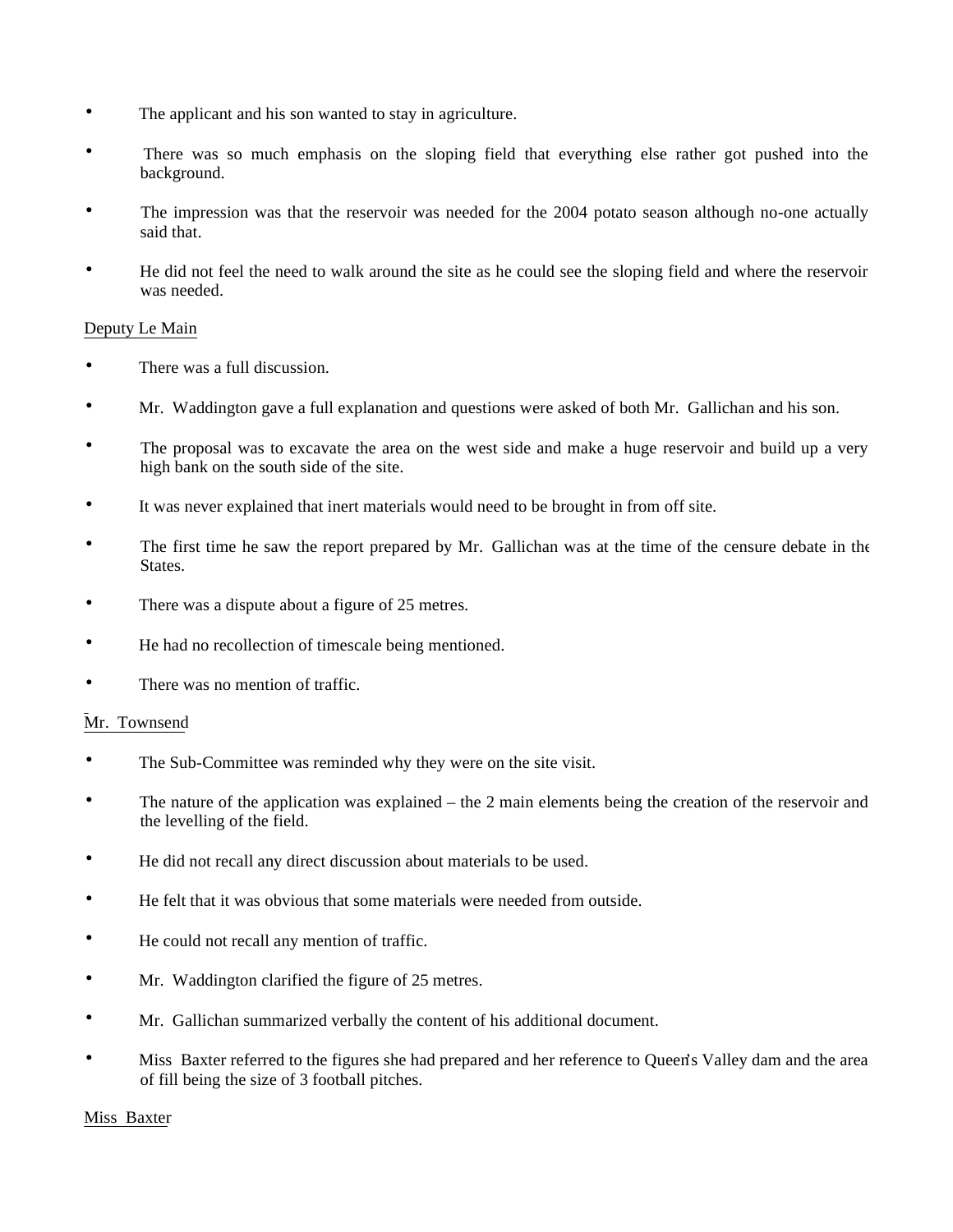- The applicant and his son wanted to stay in agriculture.
- There was so much emphasis on the sloping field that everything else rather got pushed into the background.
- The impression was that the reservoir was needed for the 2004 potato season although no-one actually said that.
- He did not feel the need to walk around the site as he could see the sloping field and where the reservoir was needed.

Deputy Le Main

- There was a full discussion.
- Mr. Waddington gave a full explanation and questions were asked of both Mr. Gallichan and his son.
- The proposal was to excavate the area on the west side and make a huge reservoir and build up a very high bank on the south side of the site.
- It was never explained that inert materials would need to be brought in from off site.
- The first time he saw the report prepared by Mr. Gallichan was at the time of the censure debate in the States.
- There was a dispute about a figure of 25 metres.
- He had no recollection of timescale being mentioned.
- There was no mention of traffic.

Mr. Townsend

- The Sub-Committee was reminded why they were on the site visit.
- The nature of the application was explained – the 2 main elements being the creation of the reservoir and the levelling of the field.
- He did not recall any direct discussion about materials to be used.
- He felt that it was obvious that some materials were needed from outside.
- He could not recall any mention of traffic.
- Mr. Waddington clarified the figure of 25 metres.
- Mr. Gallichan summarized verbally the content of his additional document.
- Miss Baxter referred to the figures she had prepared and her reference to Queen's Valley dam and the area of fill being the size of 3 football pitches.

Miss Baxter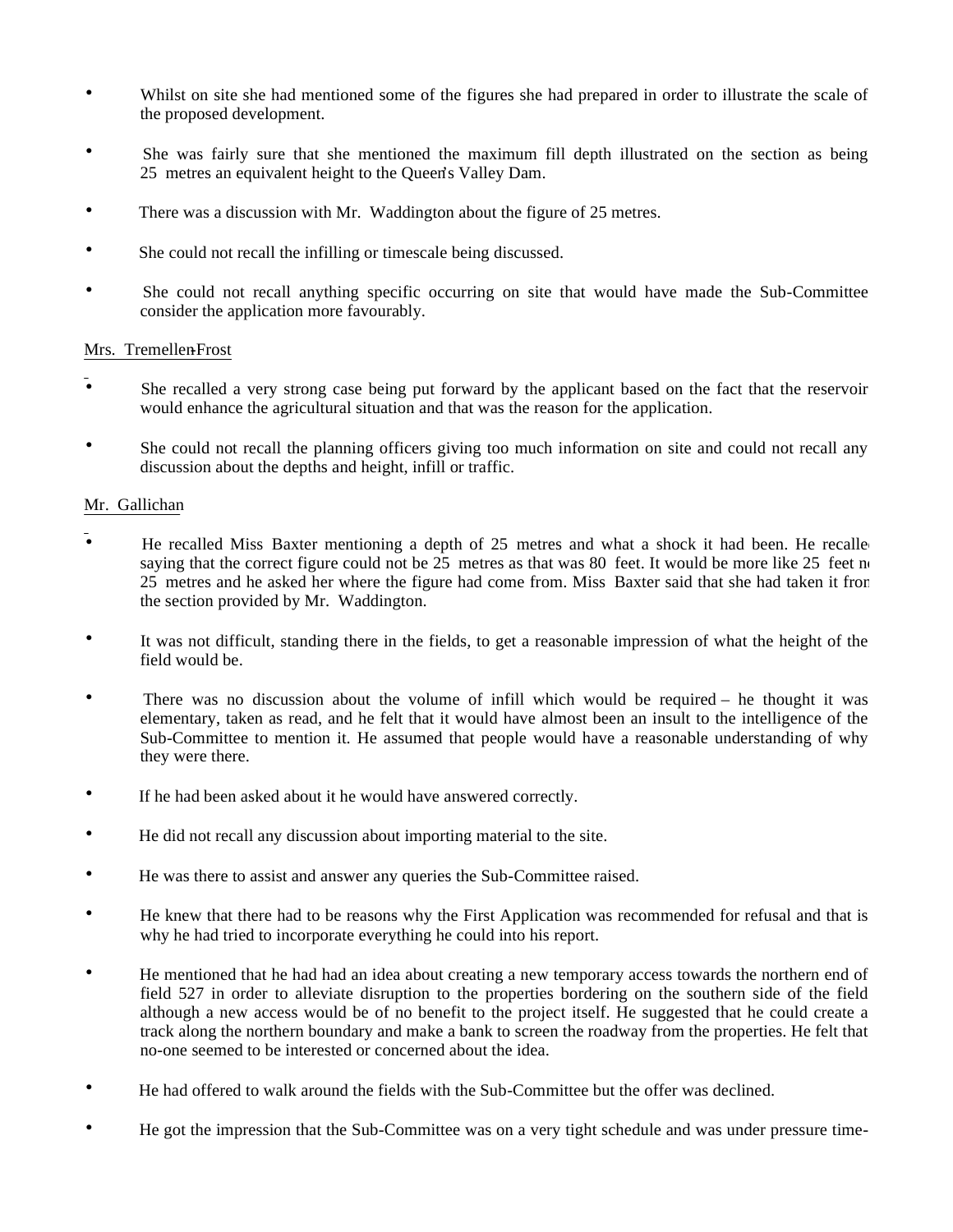- Whilst on site she had mentioned some of the figures she had prepared in order to illustrate the scale of the proposed development.

- She was fairly sure that she mentioned the maximum fill depth illustrated on the section as being 25 metres an equivalent height to the Queen's Valley Dam.

- There was a discussion with Mr. Waddington about the figure of 25 metres.

- She could not recall the infilling or timescale being discussed.

- She could not recall anything specific occurring on site that would have made the Sub-Committee consider the application more favourably.

Mrs. Tremellen-Frost

- She recalled a very strong case being put forward by the applicant based on the fact that the reservoir would enhance the agricultural situation and that was the reason for the application.

- She could not recall the planning officers giving too much information on site and could not recall any discussion about the depths and height, infill or traffic.

Mr. Gallichan

- He recalled Miss Baxter mentioning a depth of 25 metres and what a shock it had been. He recalled saying that the correct figure could not be 25 metres as that was 80 feet. It would be more like 25 feet not 25 metres and he asked her where the figure had come from. Miss Baxter said that she had taken it from the section provided by Mr. Waddington.

- It was not difficult, standing there in the fields, to get a reasonable impression of what the height of the field would be.

- There was no discussion about the volume of infill which would be required – he thought it was elementary, taken as read, and he felt that it would have almost been an insult to the intelligence of the Sub-Committee to mention it. He assumed that people would have a reasonable understanding of why they were there.

- If he had been asked about it he would have answered correctly.

- He did not recall any discussion about importing material to the site.

- He was there to assist and answer any queries the Sub-Committee raised.

- He knew that there had to be reasons why the First Application was recommended for refusal and that is why he had tried to incorporate everything he could into his report.

- He mentioned that he had had an idea about creating a new temporary access towards the northern end of field 527 in order to alleviate disruption to the properties bordering on the southern side of the field although a new access would be of no benefit to the project itself. He suggested that he could create a track along the northern boundary and make a bank to screen the roadway from the properties. He felt that no-one seemed to be interested or concerned about the idea.

- He had offered to walk around the fields with the Sub-Committee but the offer was declined.

- He got the impression that the Sub-Committee was on a very tight schedule and was under pressure time-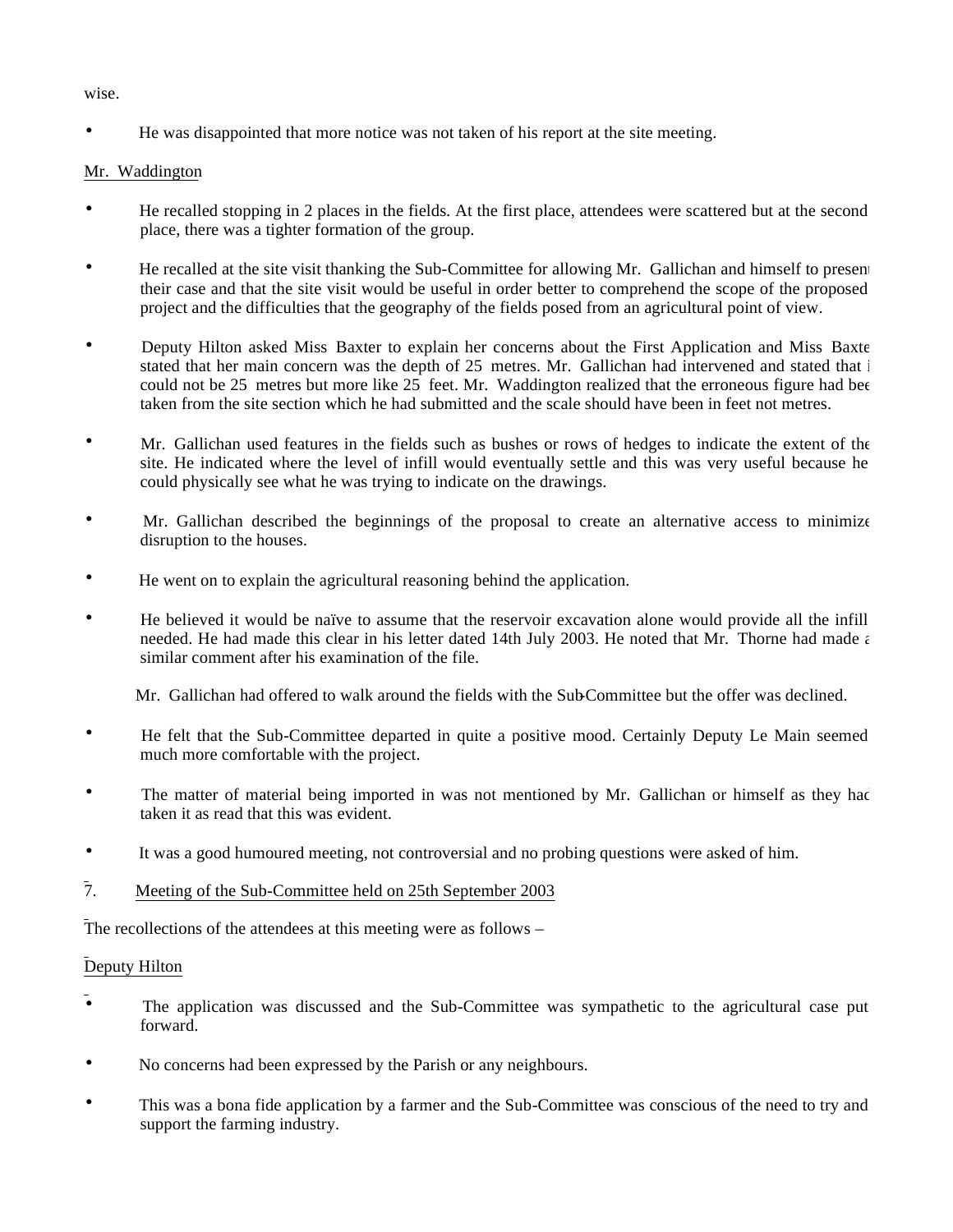wise.

- He was disappointed that more notice was not taken of his report at the site meeting.

Mr. Waddington

- He recalled stopping in 2 places in the fields. At the first place, attendees were scattered but at the second place, there was a tighter formation of the group.

- He recalled at the site visit thanking the Sub-Committee for allowing Mr. Gallichan and himself to present their case and that the site visit would be useful in order better to comprehend the scope of the proposed project and the difficulties that the geography of the fields posed from an agricultural point of view.

- Deputy Hilton asked Miss Baxter to explain her concerns about the First Application and Miss Baxter stated that her main concern was the depth of 25 metres. Mr. Gallichan had intervened and stated that it could not be 25 metres but more like 25 feet. Mr. Waddington realized that the erroneous figure had been taken from the site section which he had submitted and the scale should have been in feet not metres.

- Mr. Gallichan used features in the fields such as bushes or rows of hedges to indicate the extent of the site. He indicated where the level of infill would eventually settle and this was very useful because he could physically see what he was trying to indicate on the drawings.

- Mr. Gallichan described the beginnings of the proposal to create an alternative access to minimize disruption to the houses.

- He went on to explain the agricultural reasoning behind the application.

- He believed it would be naïve to assume that the reservoir excavation alone would provide all the infill needed. He had made this clear in his letter dated 14th July 2003. He noted that Mr. Thorne had made a similar comment after his examination of the file.

  Mr. Gallichan had offered to walk around the fields with the Sub-Committee but the offer was declined.

- He felt that the Sub-Committee departed in quite a positive mood. Certainly Deputy Le Main seemed much more comfortable with the project.

- The matter of material being imported in was not mentioned by Mr. Gallichan or himself as they had taken it as read that this was evident.

- It was a good humoured meeting, not controversial and no probing questions were asked of him.

7. Meeting of the Sub-Committee held on 25th September 2003

The recollections of the attendees at this meeting were as follows –

Deputy Hilton

- The application was discussed and the Sub-Committee was sympathetic to the agricultural case put forward.

- No concerns had been expressed by the Parish or any neighbours.

- This was a bona fide application by a farmer and the Sub-Committee was conscious of the need to try and support the farming industry.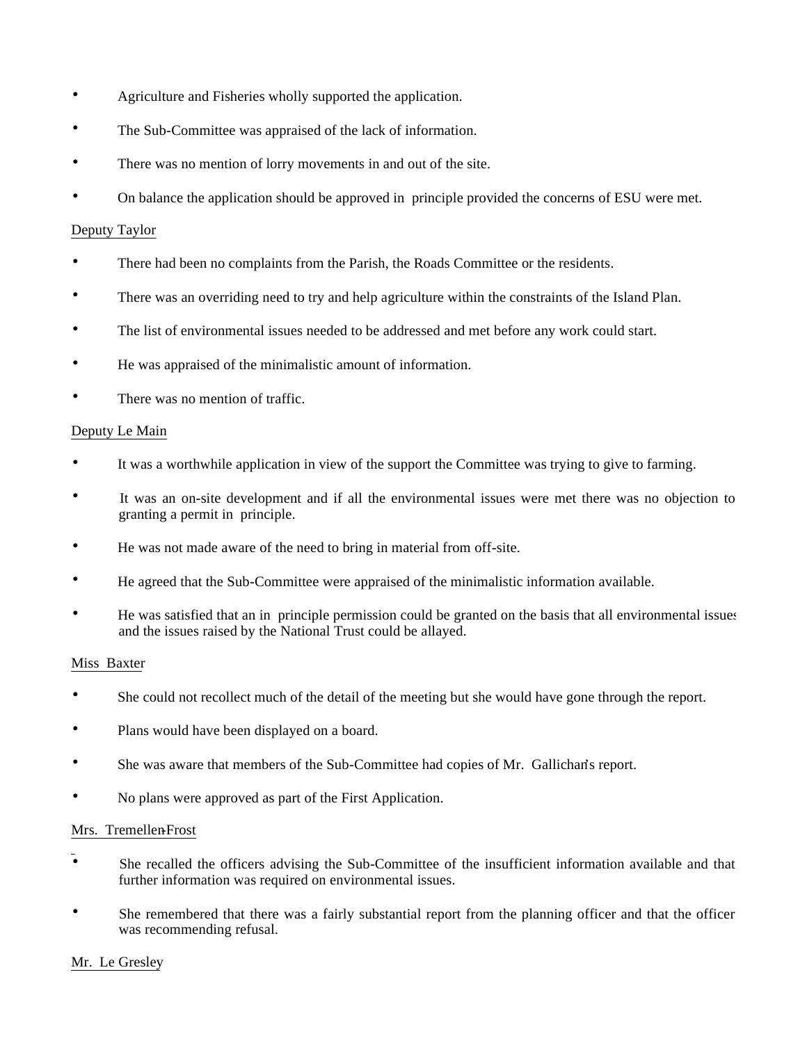- Agriculture and Fisheries wholly supported the application.
- The Sub-Committee was appraised of the lack of information.
- There was no mention of lorry movements in and out of the site.
- On balance the application should be approved in principle provided the concerns of ESU were met.

<u>Deputy Taylor</u>

- There had been no complaints from the Parish, the Roads Committee or the residents.
- There was an overriding need to try and help agriculture within the constraints of the Island Plan.
- The list of environmental issues needed to be addressed and met before any work could start.
- He was appraised of the minimalistic amount of information.
- There was no mention of traffic.

<u>Deputy Le Main</u>

- It was a worthwhile application in view of the support the Committee was trying to give to farming.
- It was an on-site development and if all the environmental issues were met there was no objection to granting a permit in principle.
- He was not made aware of the need to bring in material from off-site.
- He agreed that the Sub-Committee were appraised of the minimalistic information available.
- He was satisfied that an in principle permission could be granted on the basis that all environmental issues and the issues raised by the National Trust could be allayed.

<u>Miss Baxter</u>

- She could not recollect much of the detail of the meeting but she would have gone through the report.
- Plans would have been displayed on a board.
- She was aware that members of the Sub-Committee had copies of Mr. Gallichan's report.
- No plans were approved as part of the First Application.

<u>Mrs. Tremellen-Frost</u>

- She recalled the officers advising the Sub-Committee of the insufficient information available and that further information was required on environmental issues.
- She remembered that there was a fairly substantial report from the planning officer and that the officer was recommending refusal.

<u>Mr. Le Gresley</u>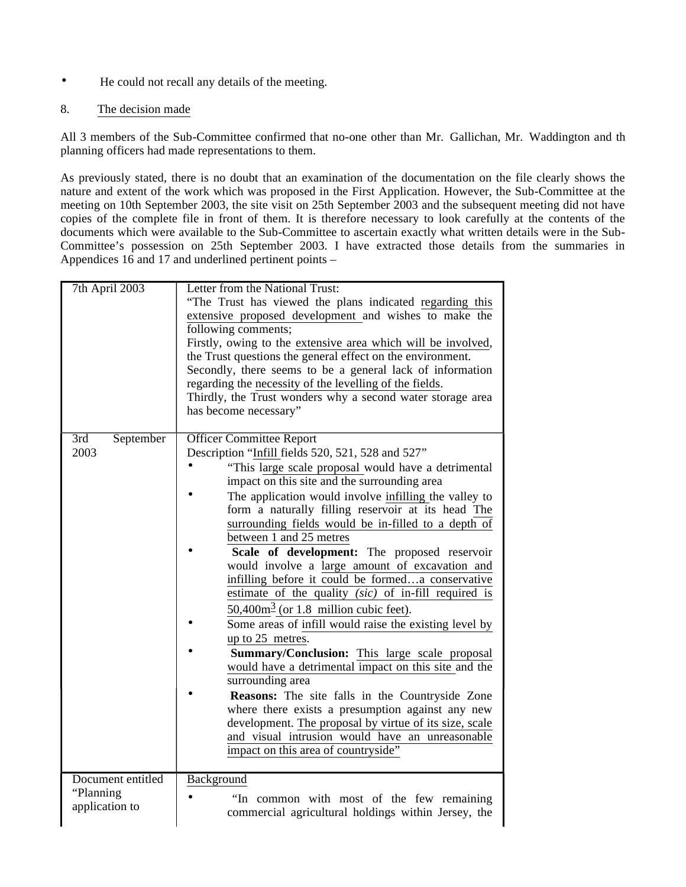- He could not recall any details of the meeting.

8. The decision made

All 3 members of the Sub-Committee confirmed that no-one other than Mr. Gallichan, Mr. Waddington and th planning officers had made representations to them.

As previously stated, there is no doubt that an examination of the documentation on the file clearly shows the nature and extent of the work which was proposed in the First Application. However, the Sub-Committee at the meeting on 10th September 2003, the site visit on 25th September 2003 and the subsequent meeting did not have copies of the complete file in front of them. It is therefore necessary to look carefully at the contents of the documents which were available to the Sub-Committee to ascertain exactly what written details were in the Sub-Committee's possession on 25th September 2003. I have extracted those details from the summaries in Appendices 16 and 17 and underlined pertinent points –

| | |
|---|---|
| 7th April 2003 | Letter from the National Trust:<br>"The Trust has viewed the plans indicated regarding this extensive proposed development and wishes to make the following comments;<br>Firstly, owing to the extensive area which will be involved, the Trust questions the general effect on the environment.<br>Secondly, there seems to be a general lack of information regarding the necessity of the levelling of the fields.<br>Thirdly, the Trust wonders why a second water storage area has become necessary" |
| 3rd September 2003 | Officer Committee Report<br>Description "Infill fields 520, 521, 528 and 527"<br>• "This large scale proposal would have a detrimental impact on this site and the surrounding area<br>• The application would involve infilling the valley to form a naturally filling reservoir at its head The surrounding fields would be in-filled to a depth of between 1 and 25 metres<br>• **Scale of development:** The proposed reservoir would involve a large amount of excavation and infilling before it could be formed…a conservative estimate of the quality *(sic)* of in-fill required is 50,400m$^3$ (or 1.8 million cubic feet).<br>• Some areas of infill would raise the existing level by up to 25 metres.<br>• **Summary/Conclusion:** This large scale proposal would have a detrimental impact on this site and the surrounding area<br>• **Reasons:** The site falls in the Countryside Zone where there exists a presumption against any new development. The proposal by virtue of its size, scale and visual intrusion would have an unreasonable impact on this area of countryside" |
| Document entitled "Planning application to | Background<br>• "In common with most of the few remaining commercial agricultural holdings within Jersey, the |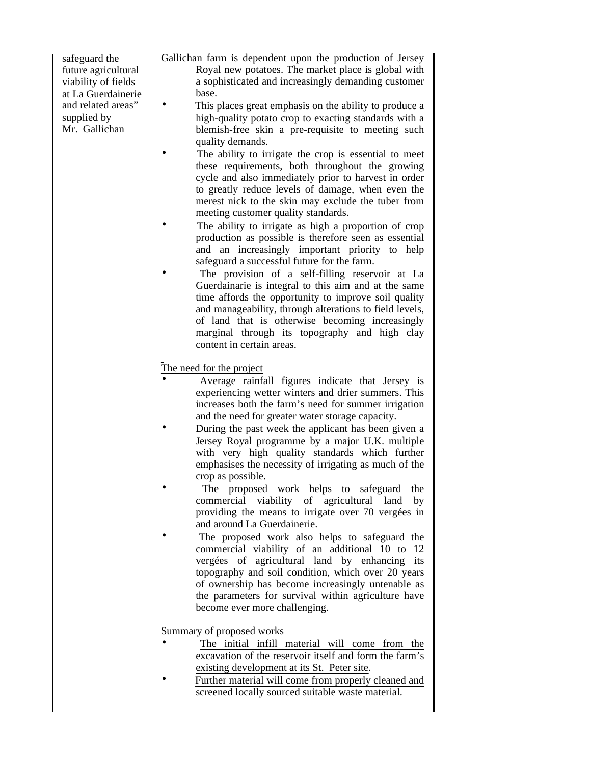| | |
|---|---|
| safeguard the future agricultural viability of fields at La Guerdainerie and related areas" supplied by Mr. Gallichan | Gallichan farm is dependent upon the production of Jersey Royal new potatoes. The market place is global with a sophisticated and increasingly demanding customer base.<br>• This places great emphasis on the ability to produce a high-quality potato crop to exacting standards with a blemish-free skin a pre-requisite to meeting such quality demands.<br>• The ability to irrigate the crop is essential to meet these requirements, both throughout the growing cycle and also immediately prior to harvest in order to greatly reduce levels of damage, when even the merest nick to the skin may exclude the tuber from meeting customer quality standards.<br>• The ability to irrigate as high a proportion of crop production as possible is therefore seen as essential and an increasingly important priority to help safeguard a successful future for the farm.<br>• The provision of a self-filling reservoir at La Guerdainarie is integral to this aim and at the same time affords the opportunity to improve soil quality and manageability, through alterations to field levels, of land that is otherwise becoming increasingly marginal through its topography and high clay content in certain areas.<br><br>The need for the project<br>• Average rainfall figures indicate that Jersey is experiencing wetter winters and drier summers. This increases both the farm's need for summer irrigation and the need for greater water storage capacity.<br>• During the past week the applicant has been given a Jersey Royal programme by a major U.K. multiple with very high quality standards which further emphasises the necessity of irrigating as much of the crop as possible.<br>• The proposed work helps to safeguard the commercial viability of agricultural land by providing the means to irrigate over 70 vergées in and around La Guerdainerie.<br>• The proposed work also helps to safeguard the commercial viability of an additional 10 to 12 vergées of agricultural land by enhancing its topography and soil condition, which over 20 years of ownership has become increasingly untenable as the parameters for survival within agriculture have become ever more challenging.<br><br>Summary of proposed works<br>• The initial infill material will come from the excavation of the reservoir itself and form the farm's existing development at its St. Peter site.<br>• Further material will come from properly cleaned and screened locally sourced suitable waste material. |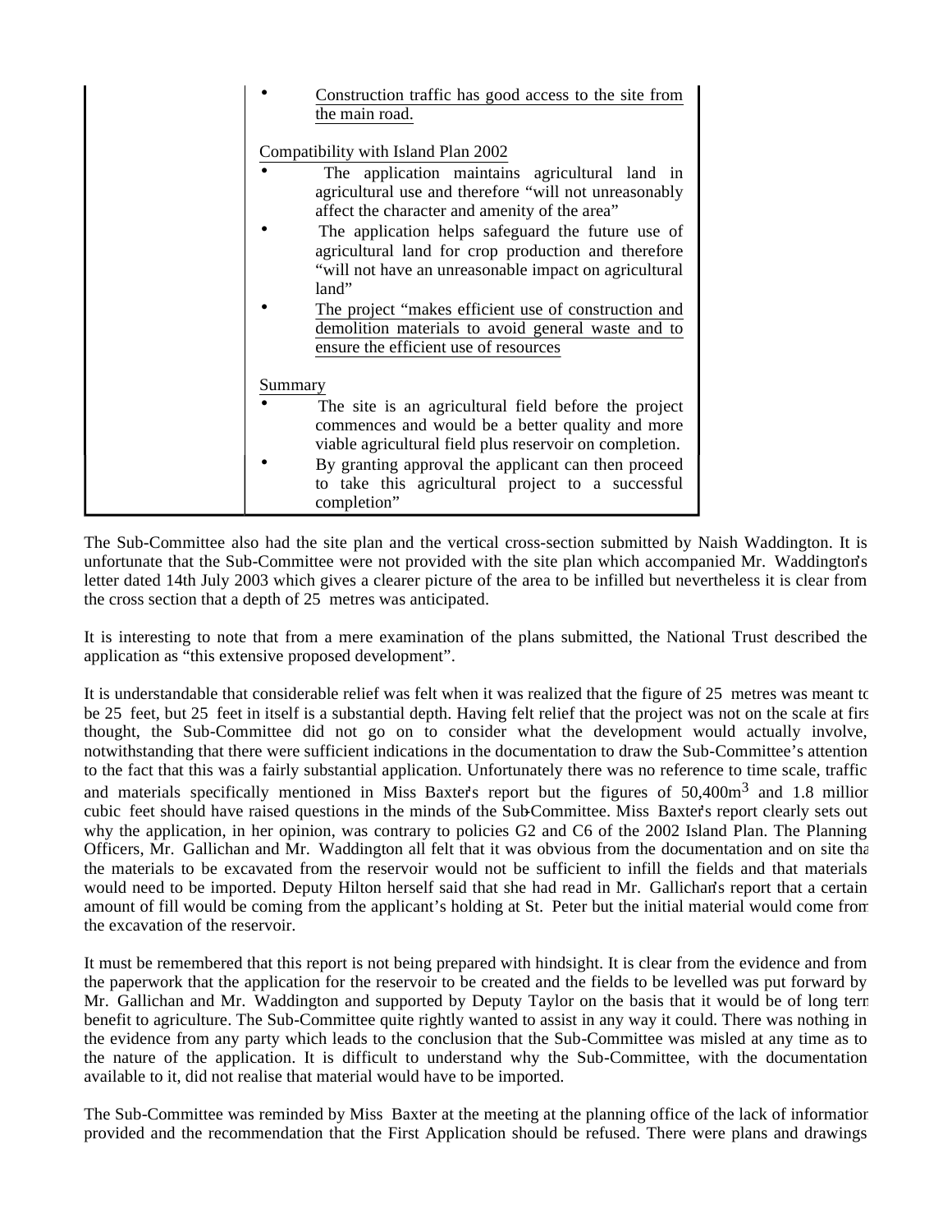| | • <u>Construction traffic has good access to the site from the main road.</u><br><br><u>Compatibility with Island Plan 2002</u><br>• The application maintains agricultural land in agricultural use and therefore "will not unreasonably affect the character and amenity of the area"<br>• The application helps safeguard the future use of agricultural land for crop production and therefore "will not have an unreasonable impact on agricultural land"<br>• <u>The project "makes efficient use of construction and demolition materials to avoid general waste and to ensure the efficient use of resources</u><br><br><u>Summary</u><br>• The site is an agricultural field before the project commences and would be a better quality and more viable agricultural field plus reservoir on completion.<br>• By granting approval the applicant can then proceed to take this agricultural project to a successful completion" |
|---|---|

The Sub-Committee also had the site plan and the vertical cross-section submitted by Naish Waddington. It is unfortunate that the Sub-Committee were not provided with the site plan which accompanied Mr. Waddington's letter dated 14th July 2003 which gives a clearer picture of the area to be infilled but nevertheless it is clear from the cross section that a depth of 25 metres was anticipated.

It is interesting to note that from a mere examination of the plans submitted, the National Trust described the application as "this extensive proposed development".

It is understandable that considerable relief was felt when it was realized that the figure of 25 metres was meant to be 25 feet, but 25 feet in itself is a substantial depth. Having felt relief that the project was not on the scale at first thought, the Sub-Committee did not go on to consider what the development would actually involve, notwithstanding that there were sufficient indications in the documentation to draw the Sub-Committee's attention to the fact that this was a fairly substantial application. Unfortunately there was no reference to time scale, traffic and materials specifically mentioned in Miss Baxter's report but the figures of 50,400m$^3$ and 1.8 million cubic feet should have raised questions in the minds of the Sub-Committee. Miss Baxter's report clearly sets out why the application, in her opinion, was contrary to policies G2 and C6 of the 2002 Island Plan. The Planning Officers, Mr. Gallichan and Mr. Waddington all felt that it was obvious from the documentation and on site that the materials to be excavated from the reservoir would not be sufficient to infill the fields and that materials would need to be imported. Deputy Hilton herself said that she had read in Mr. Gallichan's report that a certain amount of fill would be coming from the applicant's holding at St. Peter but the initial material would come from the excavation of the reservoir.

It must be remembered that this report is not being prepared with hindsight. It is clear from the evidence and from the paperwork that the application for the reservoir to be created and the fields to be levelled was put forward by Mr. Gallichan and Mr. Waddington and supported by Deputy Taylor on the basis that it would be of long term benefit to agriculture. The Sub-Committee quite rightly wanted to assist in any way it could. There was nothing in the evidence from any party which leads to the conclusion that the Sub-Committee was misled at any time as to the nature of the application. It is difficult to understand why the Sub-Committee, with the documentation available to it, did not realise that material would have to be imported.

The Sub-Committee was reminded by Miss Baxter at the meeting at the planning office of the lack of information provided and the recommendation that the First Application should be refused. There were plans and drawings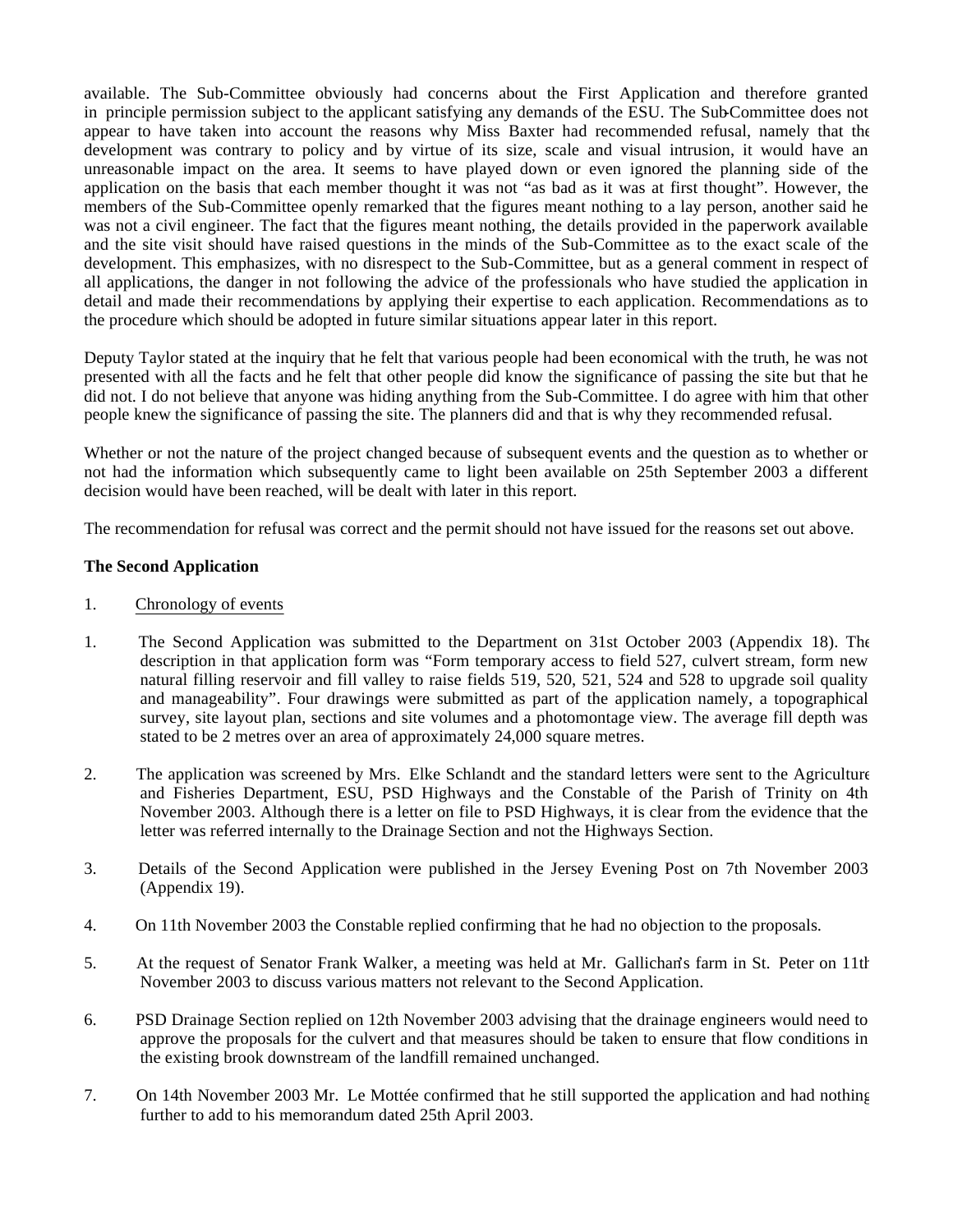available. The Sub-Committee obviously had concerns about the First Application and therefore granted in principle permission subject to the applicant satisfying any demands of the ESU. The Sub-Committee does not appear to have taken into account the reasons why Miss Baxter had recommended refusal, namely that the development was contrary to policy and by virtue of its size, scale and visual intrusion, it would have an unreasonable impact on the area. It seems to have played down or even ignored the planning side of the application on the basis that each member thought it was not "as bad as it was at first thought". However, the members of the Sub-Committee openly remarked that the figures meant nothing to a lay person, another said he was not a civil engineer. The fact that the figures meant nothing, the details provided in the paperwork available and the site visit should have raised questions in the minds of the Sub-Committee as to the exact scale of the development. This emphasizes, with no disrespect to the Sub-Committee, but as a general comment in respect of all applications, the danger in not following the advice of the professionals who have studied the application in detail and made their recommendations by applying their expertise to each application. Recommendations as to the procedure which should be adopted in future similar situations appear later in this report.

Deputy Taylor stated at the inquiry that he felt that various people had been economical with the truth, he was not presented with all the facts and he felt that other people did know the significance of passing the site but that he did not. I do not believe that anyone was hiding anything from the Sub-Committee. I do agree with him that other people knew the significance of passing the site. The planners did and that is why they recommended refusal.

Whether or not the nature of the project changed because of subsequent events and the question as to whether or not had the information which subsequently came to light been available on 25th September 2003 a different decision would have been reached, will be dealt with later in this report.

The recommendation for refusal was correct and the permit should not have issued for the reasons set out above.

**The Second Application**

1. Chronology of events

1. The Second Application was submitted to the Department on 31st October 2003 (Appendix 18). The description in that application form was "Form temporary access to field 527, culvert stream, form new natural filling reservoir and fill valley to raise fields 519, 520, 521, 524 and 528 to upgrade soil quality and manageability". Four drawings were submitted as part of the application namely, a topographical survey, site layout plan, sections and site volumes and a photomontage view. The average fill depth was stated to be 2 metres over an area of approximately 24,000 square metres.

2. The application was screened by Mrs. Elke Schlandt and the standard letters were sent to the Agriculture and Fisheries Department, ESU, PSD Highways and the Constable of the Parish of Trinity on 4th November 2003. Although there is a letter on file to PSD Highways, it is clear from the evidence that the letter was referred internally to the Drainage Section and not the Highways Section.

3. Details of the Second Application were published in the Jersey Evening Post on 7th November 2003 (Appendix 19).

4. On 11th November 2003 the Constable replied confirming that he had no objection to the proposals.

5. At the request of Senator Frank Walker, a meeting was held at Mr. Gallichan's farm in St. Peter on 11th November 2003 to discuss various matters not relevant to the Second Application.

6. PSD Drainage Section replied on 12th November 2003 advising that the drainage engineers would need to approve the proposals for the culvert and that measures should be taken to ensure that flow conditions in the existing brook downstream of the landfill remained unchanged.

7. On 14th November 2003 Mr. Le Mottée confirmed that he still supported the application and had nothing further to add to his memorandum dated 25th April 2003.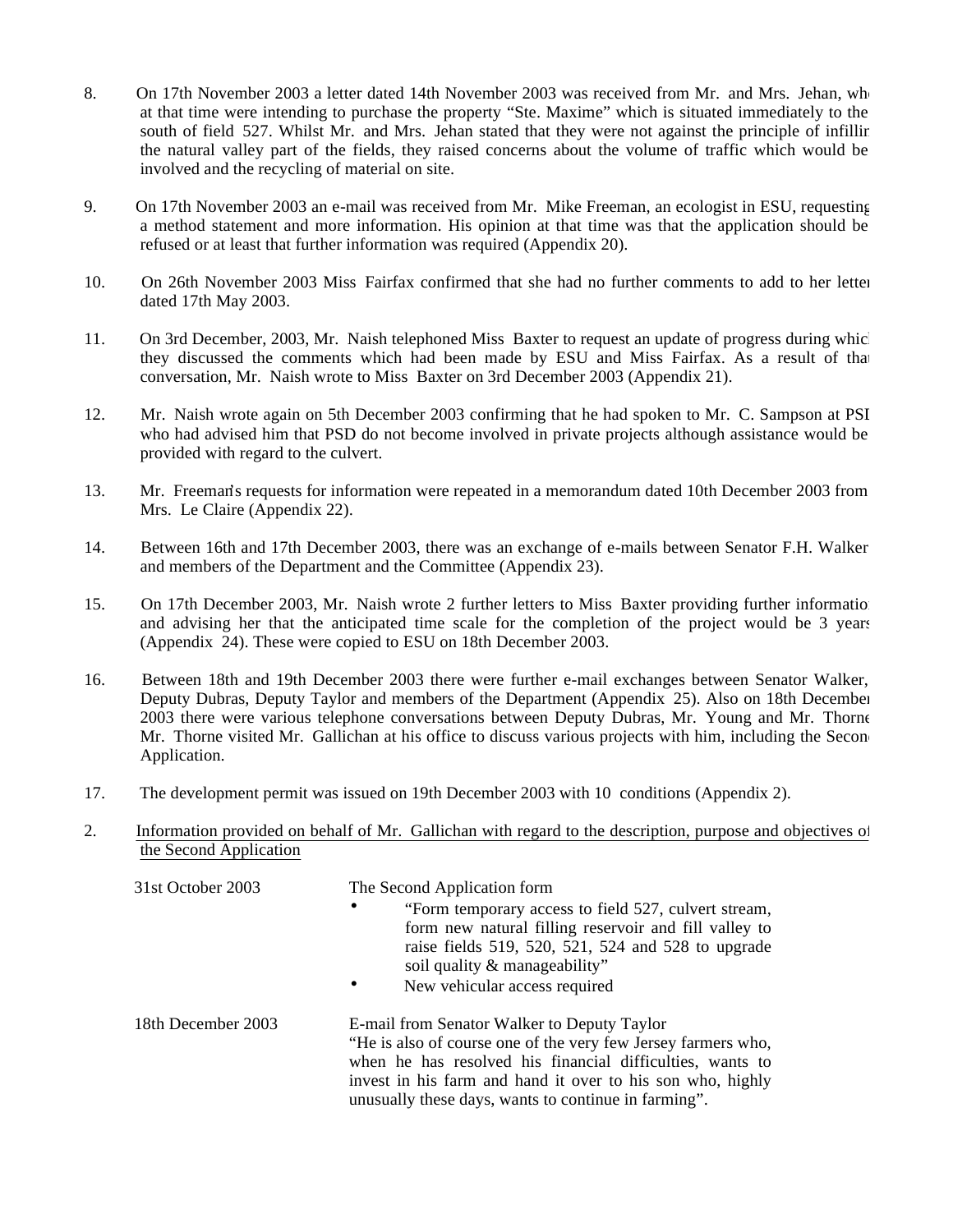8. On 17th November 2003 a letter dated 14th November 2003 was received from Mr. and Mrs. Jehan, who at that time were intending to purchase the property "Ste. Maxime" which is situated immediately to the south of field 527. Whilst Mr. and Mrs. Jehan stated that they were not against the principle of infilling the natural valley part of the fields, they raised concerns about the volume of traffic which would be involved and the recycling of material on site.

9. On 17th November 2003 an e-mail was received from Mr. Mike Freeman, an ecologist in ESU, requesting a method statement and more information. His opinion at that time was that the application should be refused or at least that further information was required (Appendix 20).

10. On 26th November 2003 Miss Fairfax confirmed that she had no further comments to add to her letter dated 17th May 2003.

11. On 3rd December, 2003, Mr. Naish telephoned Miss Baxter to request an update of progress during which they discussed the comments which had been made by ESU and Miss Fairfax. As a result of that conversation, Mr. Naish wrote to Miss Baxter on 3rd December 2003 (Appendix 21).

12. Mr. Naish wrote again on 5th December 2003 confirming that he had spoken to Mr. C. Sampson at PSD who had advised him that PSD do not become involved in private projects although assistance would be provided with regard to the culvert.

13. Mr. Freeman's requests for information were repeated in a memorandum dated 10th December 2003 from Mrs. Le Claire (Appendix 22).

14. Between 16th and 17th December 2003, there was an exchange of e-mails between Senator F.H. Walker and members of the Department and the Committee (Appendix 23).

15. On 17th December 2003, Mr. Naish wrote 2 further letters to Miss Baxter providing further information and advising her that the anticipated time scale for the completion of the project would be 3 years (Appendix 24). These were copied to ESU on 18th December 2003.

16. Between 18th and 19th December 2003 there were further e-mail exchanges between Senator Walker, Deputy Dubras, Deputy Taylor and members of the Department (Appendix 25). Also on 18th December 2003 there were various telephone conversations between Deputy Dubras, Mr. Young and Mr. Thorne. Mr. Thorne visited Mr. Gallichan at his office to discuss various projects with him, including the Second Application.

17. The development permit was issued on 19th December 2003 with 10 conditions (Appendix 2).

2. <u>Information provided on behalf of Mr. Gallichan with regard to the description, purpose and objectives of the Second Application</u>

| | |
|---|---|
| 31st October 2003 | The Second Application form<br>• "Form temporary access to field 527, culvert stream, form new natural filling reservoir and fill valley to raise fields 519, 520, 521, 524 and 528 to upgrade soil quality & manageability"<br>• New vehicular access required |
| 18th December 2003 | E-mail from Senator Walker to Deputy Taylor<br>"He is also of course one of the very few Jersey farmers who, when he has resolved his financial difficulties, wants to invest in his farm and hand it over to his son who, highly unusually these days, wants to continue in farming". |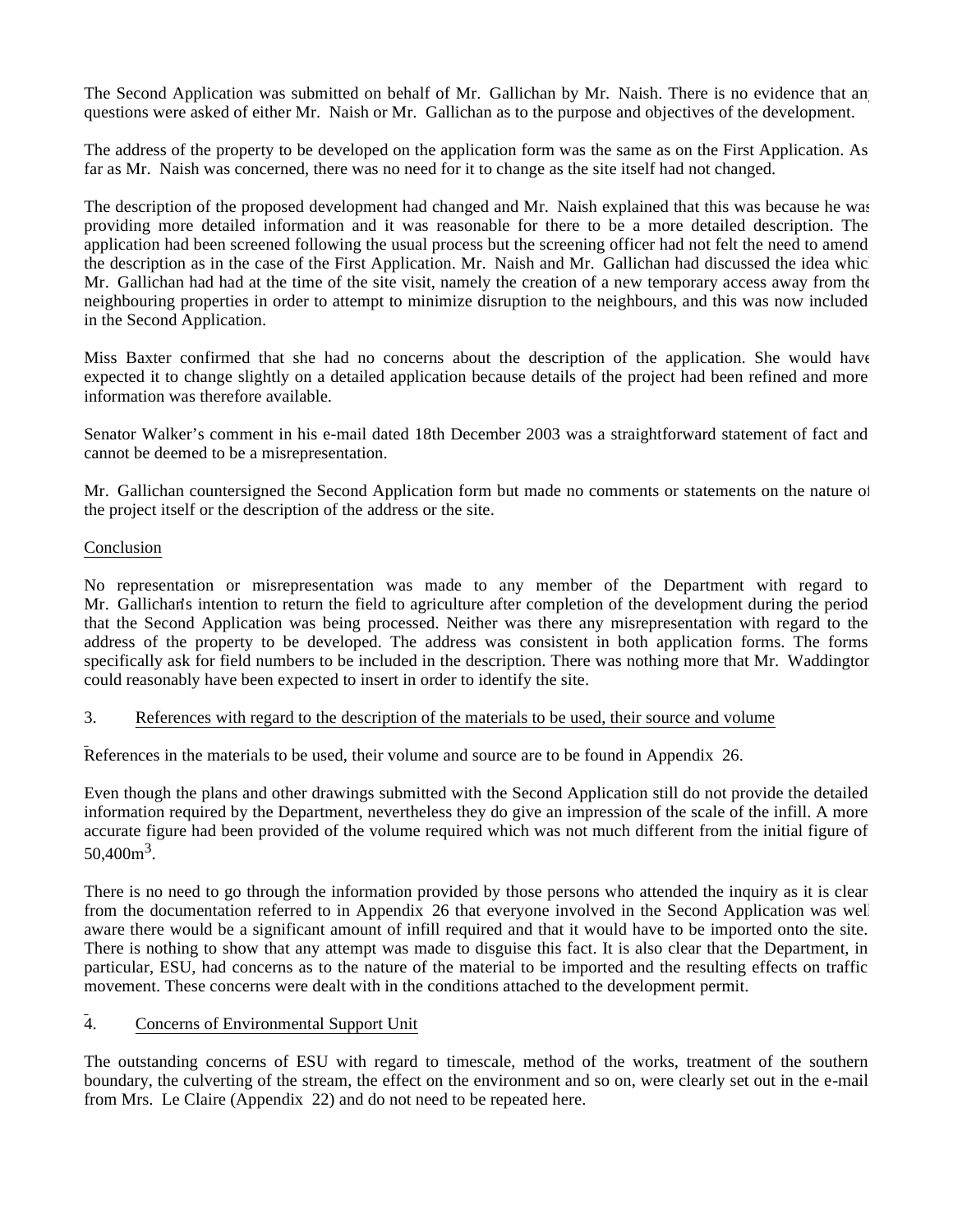The Second Application was submitted on behalf of Mr. Gallichan by Mr. Naish. There is no evidence that any questions were asked of either Mr. Naish or Mr. Gallichan as to the purpose and objectives of the development.

The address of the property to be developed on the application form was the same as on the First Application. As far as Mr. Naish was concerned, there was no need for it to change as the site itself had not changed.

The description of the proposed development had changed and Mr. Naish explained that this was because he was providing more detailed information and it was reasonable for there to be a more detailed description. The application had been screened following the usual process but the screening officer had not felt the need to amend the description as in the case of the First Application. Mr. Naish and Mr. Gallichan had discussed the idea which Mr. Gallichan had had at the time of the site visit, namely the creation of a new temporary access away from the neighbouring properties in order to attempt to minimize disruption to the neighbours, and this was now included in the Second Application.

Miss Baxter confirmed that she had no concerns about the description of the application. She would have expected it to change slightly on a detailed application because details of the project had been refined and more information was therefore available.

Senator Walker's comment in his e-mail dated 18th December 2003 was a straightforward statement of fact and cannot be deemed to be a misrepresentation.

Mr. Gallichan countersigned the Second Application form but made no comments or statements on the nature of the project itself or the description of the address or the site.

Conclusion

No representation or misrepresentation was made to any member of the Department with regard to Mr. Gallichan's intention to return the field to agriculture after completion of the development during the period that the Second Application was being processed. Neither was there any misrepresentation with regard to the address of the property to be developed. The address was consistent in both application forms. The forms specifically ask for field numbers to be included in the description. There was nothing more that Mr. Waddington could reasonably have been expected to insert in order to identify the site.

3. References with regard to the description of the materials to be used, their source and volume

References in the materials to be used, their volume and source are to be found in Appendix 26.

Even though the plans and other drawings submitted with the Second Application still do not provide the detailed information required by the Department, nevertheless they do give an impression of the scale of the infill. A more accurate figure had been provided of the volume required which was not much different from the initial figure of $50{,}400m^3$.

There is no need to go through the information provided by those persons who attended the inquiry as it is clear from the documentation referred to in Appendix 26 that everyone involved in the Second Application was well aware there would be a significant amount of infill required and that it would have to be imported onto the site. There is nothing to show that any attempt was made to disguise this fact. It is also clear that the Department, in particular, ESU, had concerns as to the nature of the material to be imported and the resulting effects on traffic movement. These concerns were dealt with in the conditions attached to the development permit.

4. Concerns of Environmental Support Unit

The outstanding concerns of ESU with regard to timescale, method of the works, treatment of the southern boundary, the culverting of the stream, the effect on the environment and so on, were clearly set out in the e-mail from Mrs. Le Claire (Appendix 22) and do not need to be repeated here.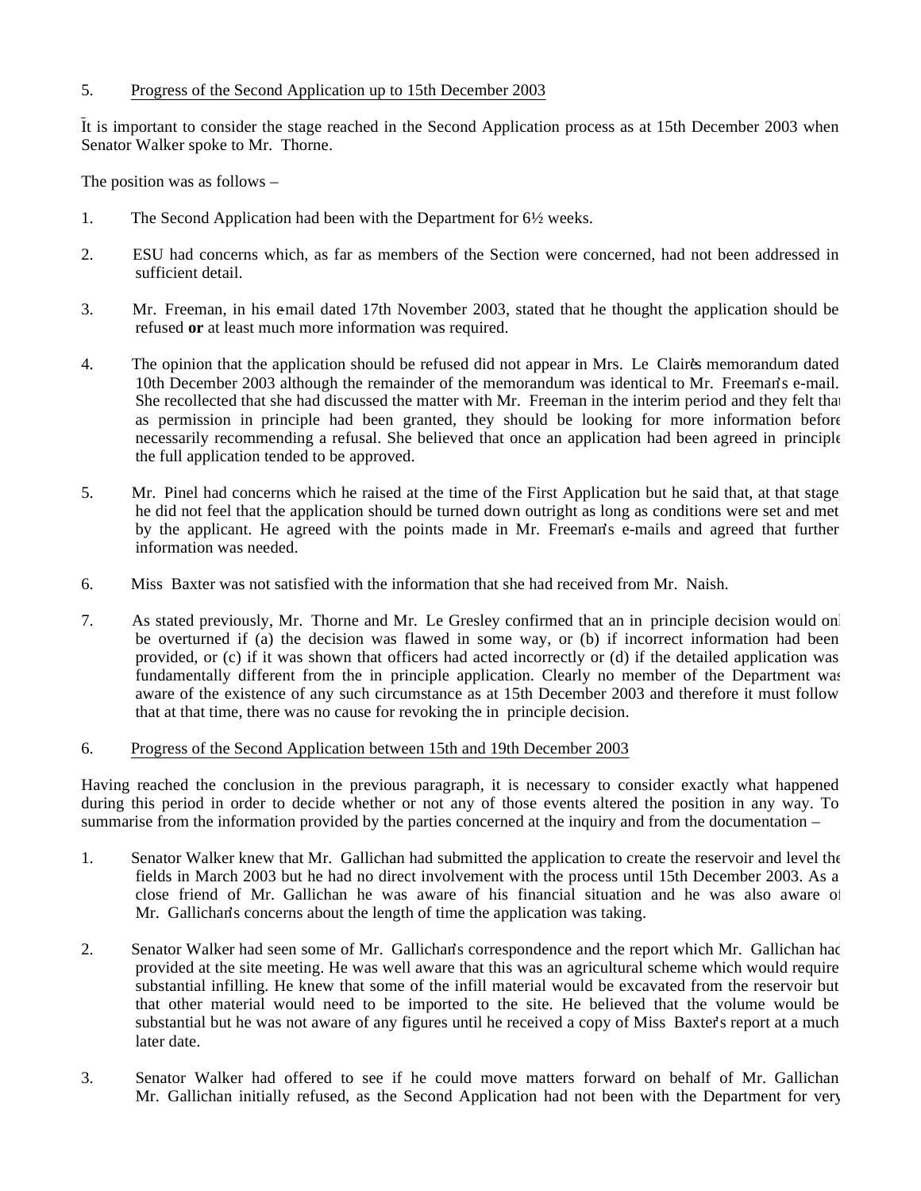5. Progress of the Second Application up to 15th December 2003

It is important to consider the stage reached in the Second Application process as at 15th December 2003 when Senator Walker spoke to Mr. Thorne.

The position was as follows –

1. The Second Application had been with the Department for 6½ weeks.

2. ESU had concerns which, as far as members of the Section were concerned, had not been addressed in sufficient detail.

3. Mr. Freeman, in his e-mail dated 17th November 2003, stated that he thought the application should be refused **or** at least much more information was required.

4. The opinion that the application should be refused did not appear in Mrs. Le Claire's memorandum dated 10th December 2003 although the remainder of the memorandum was identical to Mr. Freeman's e-mail. She recollected that she had discussed the matter with Mr. Freeman in the interim period and they felt that as permission in principle had been granted, they should be looking for more information before necessarily recommending a refusal. She believed that once an application had been agreed in principle the full application tended to be approved.

5. Mr. Pinel had concerns which he raised at the time of the First Application but he said that, at that stage, he did not feel that the application should be turned down outright as long as conditions were set and met by the applicant. He agreed with the points made in Mr. Freeman's e-mails and agreed that further information was needed.

6. Miss Baxter was not satisfied with the information that she had received from Mr. Naish.

7. As stated previously, Mr. Thorne and Mr. Le Gresley confirmed that an in principle decision would only be overturned if (a) the decision was flawed in some way, or (b) if incorrect information had been provided, or (c) if it was shown that officers had acted incorrectly or (d) if the detailed application was fundamentally different from the in principle application. Clearly no member of the Department was aware of the existence of any such circumstance as at 15th December 2003 and therefore it must follow that at that time, there was no cause for revoking the in principle decision.

6. Progress of the Second Application between 15th and 19th December 2003

Having reached the conclusion in the previous paragraph, it is necessary to consider exactly what happened during this period in order to decide whether or not any of those events altered the position in any way. To summarise from the information provided by the parties concerned at the inquiry and from the documentation –

1. Senator Walker knew that Mr. Gallichan had submitted the application to create the reservoir and level the fields in March 2003 but he had no direct involvement with the process until 15th December 2003. As a close friend of Mr. Gallichan he was aware of his financial situation and he was also aware of Mr. Gallichan's concerns about the length of time the application was taking.

2. Senator Walker had seen some of Mr. Gallichan's correspondence and the report which Mr. Gallichan had provided at the site meeting. He was well aware that this was an agricultural scheme which would require substantial infilling. He knew that some of the infill material would be excavated from the reservoir but that other material would need to be imported to the site. He believed that the volume would be substantial but he was not aware of any figures until he received a copy of Miss Baxter's report at a much later date.

3. Senator Walker had offered to see if he could move matters forward on behalf of Mr. Gallichan. Mr. Gallichan initially refused, as the Second Application had not been with the Department for very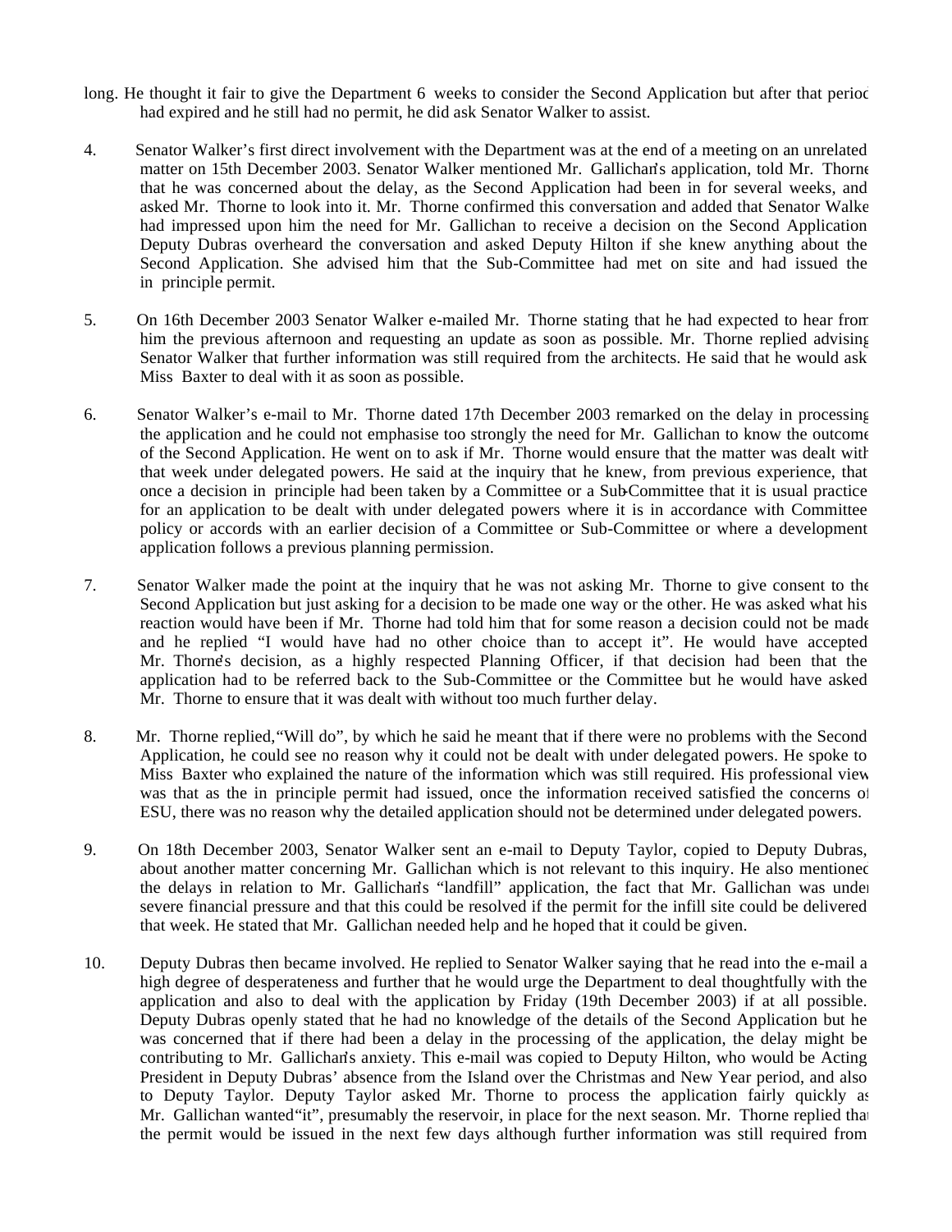long. He thought it fair to give the Department 6 weeks to consider the Second Application but after that period had expired and he still had no permit, he did ask Senator Walker to assist.

4. Senator Walker's first direct involvement with the Department was at the end of a meeting on an unrelated matter on 15th December 2003. Senator Walker mentioned Mr. Gallichan's application, told Mr. Thorne that he was concerned about the delay, as the Second Application had been in for several weeks, and asked Mr. Thorne to look into it. Mr. Thorne confirmed this conversation and added that Senator Walker had impressed upon him the need for Mr. Gallichan to receive a decision on the Second Application. Deputy Dubras overheard the conversation and asked Deputy Hilton if she knew anything about the Second Application. She advised him that the Sub-Committee had met on site and had issued the in principle permit.

5. On 16th December 2003 Senator Walker e-mailed Mr. Thorne stating that he had expected to hear from him the previous afternoon and requesting an update as soon as possible. Mr. Thorne replied advising Senator Walker that further information was still required from the architects. He said that he would ask Miss Baxter to deal with it as soon as possible.

6. Senator Walker's e-mail to Mr. Thorne dated 17th December 2003 remarked on the delay in processing the application and he could not emphasise too strongly the need for Mr. Gallichan to know the outcome of the Second Application. He went on to ask if Mr. Thorne would ensure that the matter was dealt with that week under delegated powers. He said at the inquiry that he knew, from previous experience, that once a decision in principle had been taken by a Committee or a Sub-Committee that it is usual practice for an application to be dealt with under delegated powers where it is in accordance with Committee policy or accords with an earlier decision of a Committee or Sub-Committee or where a development application follows a previous planning permission.

7. Senator Walker made the point at the inquiry that he was not asking Mr. Thorne to give consent to the Second Application but just asking for a decision to be made one way or the other. He was asked what his reaction would have been if Mr. Thorne had told him that for some reason a decision could not be made and he replied "I would have had no other choice than to accept it". He would have accepted Mr. Thorne's decision, as a highly respected Planning Officer, if that decision had been that the application had to be referred back to the Sub-Committee or the Committee but he would have asked Mr. Thorne to ensure that it was dealt with without too much further delay.

8. Mr. Thorne replied, "Will do", by which he said he meant that if there were no problems with the Second Application, he could see no reason why it could not be dealt with under delegated powers. He spoke to Miss Baxter who explained the nature of the information which was still required. His professional view was that as the in principle permit had issued, once the information received satisfied the concerns of ESU, there was no reason why the detailed application should not be determined under delegated powers.

9. On 18th December 2003, Senator Walker sent an e-mail to Deputy Taylor, copied to Deputy Dubras, about another matter concerning Mr. Gallichan which is not relevant to this inquiry. He also mentioned the delays in relation to Mr. Gallichan's "landfill" application, the fact that Mr. Gallichan was under severe financial pressure and that this could be resolved if the permit for the infill site could be delivered that week. He stated that Mr. Gallichan needed help and he hoped that it could be given.

10. Deputy Dubras then became involved. He replied to Senator Walker saying that he read into the e-mail a high degree of desperateness and further that he would urge the Department to deal thoughtfully with the application and also to deal with the application by Friday (19th December 2003) if at all possible. Deputy Dubras openly stated that he had no knowledge of the details of the Second Application but he was concerned that if there had been a delay in the processing of the application, the delay might be contributing to Mr. Gallichan's anxiety. This e-mail was copied to Deputy Hilton, who would be Acting President in Deputy Dubras' absence from the Island over the Christmas and New Year period, and also to Deputy Taylor. Deputy Taylor asked Mr. Thorne to process the application fairly quickly as Mr. Gallichan wanted "it", presumably the reservoir, in place for the next season. Mr. Thorne replied that the permit would be issued in the next few days although further information was still required from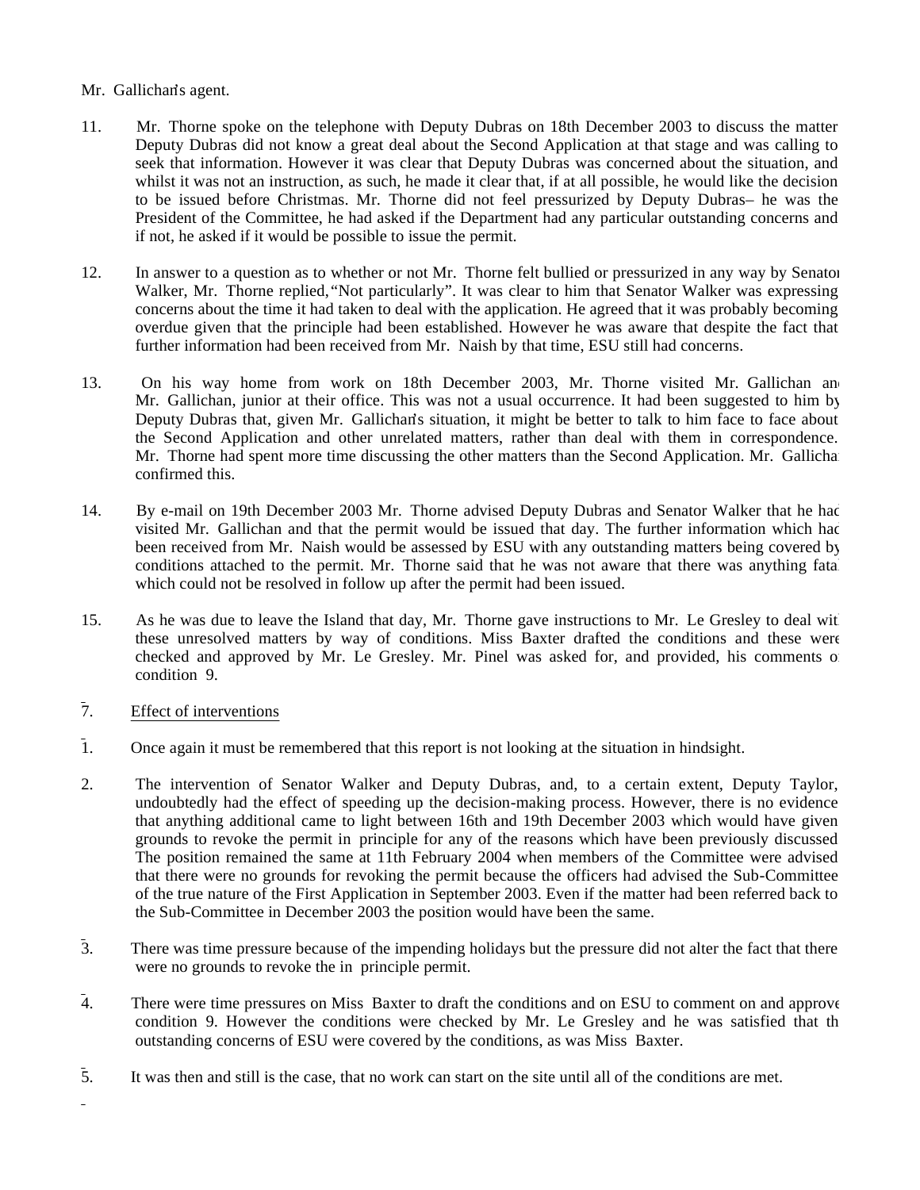Mr. Gallichan's agent.

11. Mr. Thorne spoke on the telephone with Deputy Dubras on 18th December 2003 to discuss the matter. Deputy Dubras did not know a great deal about the Second Application at that stage and was calling to seek that information. However it was clear that Deputy Dubras was concerned about the situation, and whilst it was not an instruction, as such, he made it clear that, if at all possible, he would like the decision to be issued before Christmas. Mr. Thorne did not feel pressurized by Deputy Dubras– he was the President of the Committee, he had asked if the Department had any particular outstanding concerns and if not, he asked if it would be possible to issue the permit.

12. In answer to a question as to whether or not Mr. Thorne felt bullied or pressurized in any way by Senator Walker, Mr. Thorne replied, "Not particularly". It was clear to him that Senator Walker was expressing concerns about the time it had taken to deal with the application. He agreed that it was probably becoming overdue given that the principle had been established. However he was aware that despite the fact that further information had been received from Mr. Naish by that time, ESU still had concerns.

13. On his way home from work on 18th December 2003, Mr. Thorne visited Mr. Gallichan and Mr. Gallichan, junior at their office. This was not a usual occurrence. It had been suggested to him by Deputy Dubras that, given Mr. Gallichan's situation, it might be better to talk to him face to face about the Second Application and other unrelated matters, rather than deal with them in correspondence. Mr. Thorne had spent more time discussing the other matters than the Second Application. Mr. Gallichan confirmed this.

14. By e-mail on 19th December 2003 Mr. Thorne advised Deputy Dubras and Senator Walker that he had visited Mr. Gallichan and that the permit would be issued that day. The further information which had been received from Mr. Naish would be assessed by ESU with any outstanding matters being covered by conditions attached to the permit. Mr. Thorne said that he was not aware that there was anything fatal which could not be resolved in follow up after the permit had been issued.

15. As he was due to leave the Island that day, Mr. Thorne gave instructions to Mr. Le Gresley to deal with these unresolved matters by way of conditions. Miss Baxter drafted the conditions and these were checked and approved by Mr. Le Gresley. Mr. Pinel was asked for, and provided, his comments on condition 9.

7. Effect of interventions

1. Once again it must be remembered that this report is not looking at the situation in hindsight.

2. The intervention of Senator Walker and Deputy Dubras, and, to a certain extent, Deputy Taylor, undoubtedly had the effect of speeding up the decision-making process. However, there is no evidence that anything additional came to light between 16th and 19th December 2003 which would have given grounds to revoke the permit in principle for any of the reasons which have been previously discussed. The position remained the same at 11th February 2004 when members of the Committee were advised that there were no grounds for revoking the permit because the officers had advised the Sub-Committee of the true nature of the First Application in September 2003. Even if the matter had been referred back to the Sub-Committee in December 2003 the position would have been the same.

3. There was time pressure because of the impending holidays but the pressure did not alter the fact that there were no grounds to revoke the in principle permit.

4. There were time pressures on Miss Baxter to draft the conditions and on ESU to comment on and approve condition 9. However the conditions were checked by Mr. Le Gresley and he was satisfied that the outstanding concerns of ESU were covered by the conditions, as was Miss Baxter.

5. It was then and still is the case, that no work can start on the site until all of the conditions are met.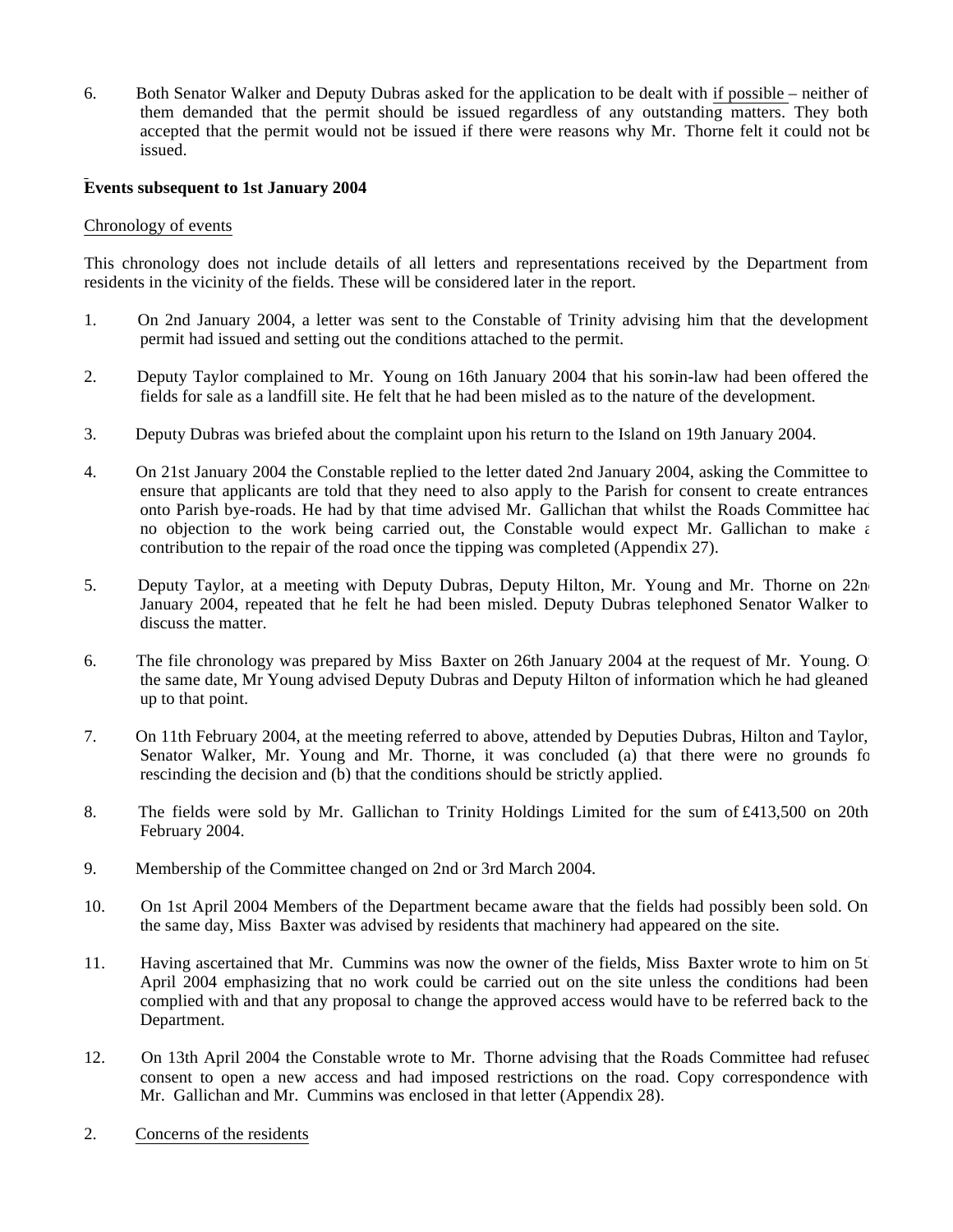6. Both Senator Walker and Deputy Dubras asked for the application to be dealt with if possible – neither of them demanded that the permit should be issued regardless of any outstanding matters. They both accepted that the permit would not be issued if there were reasons why Mr. Thorne felt it could not be issued.

**Events subsequent to 1st January 2004**

Chronology of events

This chronology does not include details of all letters and representations received by the Department from residents in the vicinity of the fields. These will be considered later in the report.

1. On 2nd January 2004, a letter was sent to the Constable of Trinity advising him that the development permit had issued and setting out the conditions attached to the permit.

2. Deputy Taylor complained to Mr. Young on 16th January 2004 that his son-in-law had been offered the fields for sale as a landfill site. He felt that he had been misled as to the nature of the development.

3. Deputy Dubras was briefed about the complaint upon his return to the Island on 19th January 2004.

4. On 21st January 2004 the Constable replied to the letter dated 2nd January 2004, asking the Committee to ensure that applicants are told that they need to also apply to the Parish for consent to create entrances onto Parish bye-roads. He had by that time advised Mr. Gallichan that whilst the Roads Committee had no objection to the work being carried out, the Constable would expect Mr. Gallichan to make a contribution to the repair of the road once the tipping was completed (Appendix 27).

5. Deputy Taylor, at a meeting with Deputy Dubras, Deputy Hilton, Mr. Young and Mr. Thorne on 22nd January 2004, repeated that he felt he had been misled. Deputy Dubras telephoned Senator Walker to discuss the matter.

6. The file chronology was prepared by Miss Baxter on 26th January 2004 at the request of Mr. Young. On the same date, Mr Young advised Deputy Dubras and Deputy Hilton of information which he had gleaned up to that point.

7. On 11th February 2004, at the meeting referred to above, attended by Deputies Dubras, Hilton and Taylor, Senator Walker, Mr. Young and Mr. Thorne, it was concluded (a) that there were no grounds for rescinding the decision and (b) that the conditions should be strictly applied.

8. The fields were sold by Mr. Gallichan to Trinity Holdings Limited for the sum of £413,500 on 20th February 2004.

9. Membership of the Committee changed on 2nd or 3rd March 2004.

10. On 1st April 2004 Members of the Department became aware that the fields had possibly been sold. On the same day, Miss Baxter was advised by residents that machinery had appeared on the site.

11. Having ascertained that Mr. Cummins was now the owner of the fields, Miss Baxter wrote to him on 5th April 2004 emphasizing that no work could be carried out on the site unless the conditions had been complied with and that any proposal to change the approved access would have to be referred back to the Department.

12. On 13th April 2004 the Constable wrote to Mr. Thorne advising that the Roads Committee had refused consent to open a new access and had imposed restrictions on the road. Copy correspondence with Mr. Gallichan and Mr. Cummins was enclosed in that letter (Appendix 28).

2. Concerns of the residents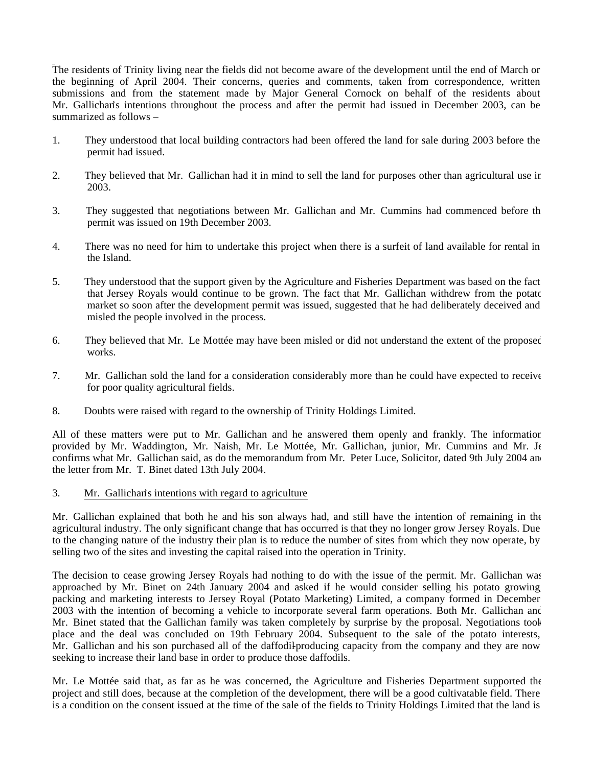The residents of Trinity living near the fields did not become aware of the development until the end of March or the beginning of April 2004. Their concerns, queries and comments, taken from correspondence, written submissions and from the statement made by Major General Cornock on behalf of the residents about Mr. Gallichan's intentions throughout the process and after the permit had issued in December 2003, can be summarized as follows –

1. They understood that local building contractors had been offered the land for sale during 2003 before the permit had issued.

2. They believed that Mr. Gallichan had it in mind to sell the land for purposes other than agricultural use in 2003.

3. They suggested that negotiations between Mr. Gallichan and Mr. Cummins had commenced before the permit was issued on 19th December 2003.

4. There was no need for him to undertake this project when there is a surfeit of land available for rental in the Island.

5. They understood that the support given by the Agriculture and Fisheries Department was based on the fact that Jersey Royals would continue to be grown. The fact that Mr. Gallichan withdrew from the potato market so soon after the development permit was issued, suggested that he had deliberately deceived and misled the people involved in the process.

6. They believed that Mr. Le Mottée may have been misled or did not understand the extent of the proposed works.

7. Mr. Gallichan sold the land for a consideration considerably more than he could have expected to receive for poor quality agricultural fields.

8. Doubts were raised with regard to the ownership of Trinity Holdings Limited.

All of these matters were put to Mr. Gallichan and he answered them openly and frankly. The information provided by Mr. Waddington, Mr. Naish, Mr. Le Mottée, Mr. Gallichan, junior, Mr. Cummins and Mr. Je confirms what Mr. Gallichan said, as do the memorandum from Mr. Peter Luce, Solicitor, dated 9th July 2004 and the letter from Mr. T. Binet dated 13th July 2004.

3. Mr. Gallichan's intentions with regard to agriculture

Mr. Gallichan explained that both he and his son always had, and still have the intention of remaining in the agricultural industry. The only significant change that has occurred is that they no longer grow Jersey Royals. Due to the changing nature of the industry their plan is to reduce the number of sites from which they now operate, by selling two of the sites and investing the capital raised into the operation in Trinity.

The decision to cease growing Jersey Royals had nothing to do with the issue of the permit. Mr. Gallichan was approached by Mr. Binet on 24th January 2004 and asked if he would consider selling his potato growing, packing and marketing interests to Jersey Royal (Potato Marketing) Limited, a company formed in December 2003 with the intention of becoming a vehicle to incorporate several farm operations. Both Mr. Gallichan and Mr. Binet stated that the Gallichan family was taken completely by surprise by the proposal. Negotiations took place and the deal was concluded on 19th February 2004. Subsequent to the sale of the potato interests, Mr. Gallichan and his son purchased all of the daffodil-producing capacity from the company and they are now seeking to increase their land base in order to produce those daffodils.

Mr. Le Mottée said that, as far as he was concerned, the Agriculture and Fisheries Department supported the project and still does, because at the completion of the development, there will be a good cultivatable field. There is a condition on the consent issued at the time of the sale of the fields to Trinity Holdings Limited that the land is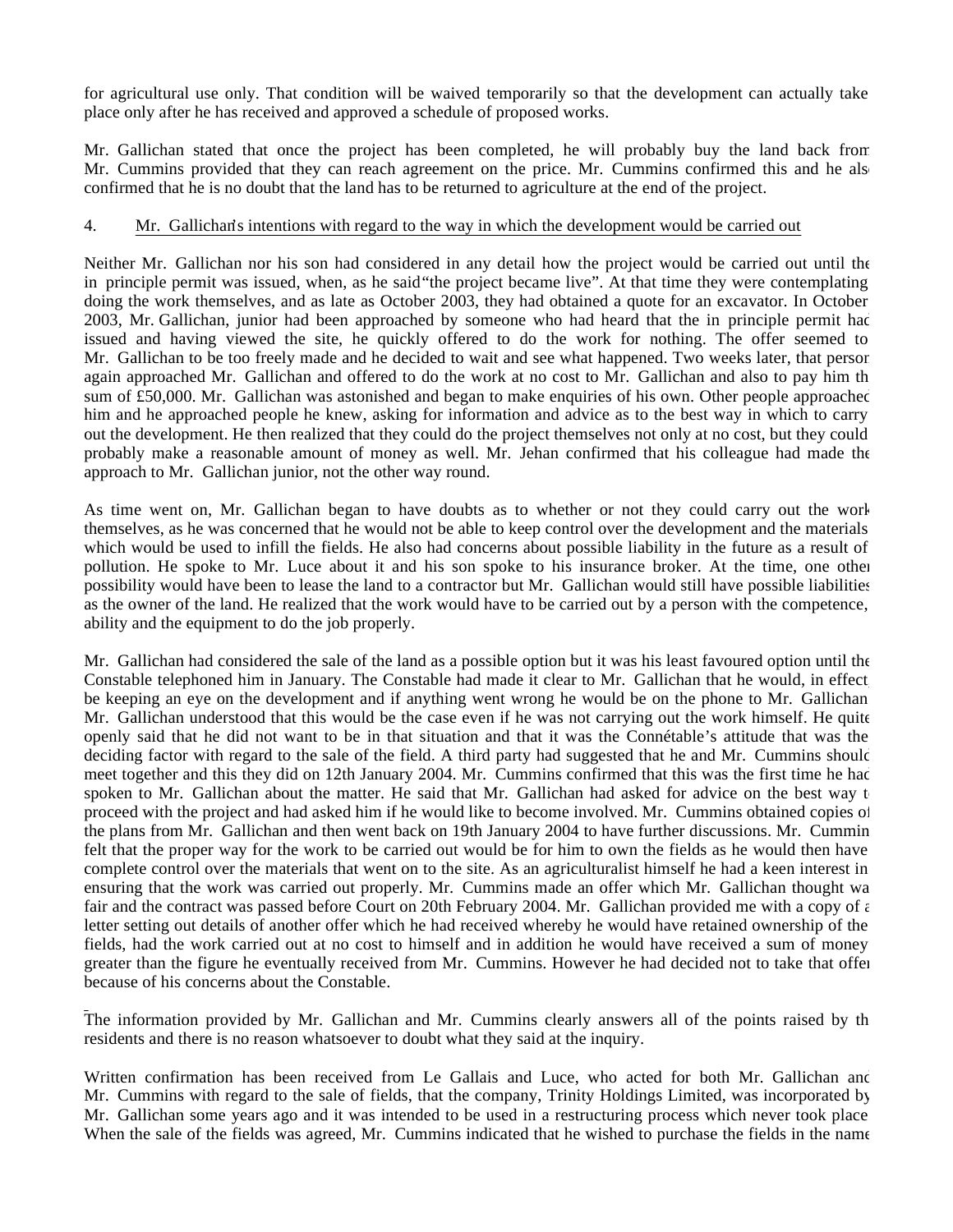for agricultural use only. That condition will be waived temporarily so that the development can actually take place only after he has received and approved a schedule of proposed works.

Mr. Gallichan stated that once the project has been completed, he will probably buy the land back from Mr. Cummins provided that they can reach agreement on the price. Mr. Cummins confirmed this and he also confirmed that he is no doubt that the land has to be returned to agriculture at the end of the project.

4. Mr. Gallichan's intentions with regard to the way in which the development would be carried out

Neither Mr. Gallichan nor his son had considered in any detail how the project would be carried out until the in principle permit was issued, when, as he said "the project became live". At that time they were contemplating doing the work themselves, and as late as October 2003, they had obtained a quote for an excavator. In October 2003, Mr. Gallichan, junior had been approached by someone who had heard that the in principle permit had issued and having viewed the site, he quickly offered to do the work for nothing. The offer seemed to Mr. Gallichan to be too freely made and he decided to wait and see what happened. Two weeks later, that person again approached Mr. Gallichan and offered to do the work at no cost to Mr. Gallichan and also to pay him the sum of £50,000. Mr. Gallichan was astonished and began to make enquiries of his own. Other people approached him and he approached people he knew, asking for information and advice as to the best way in which to carry out the development. He then realized that they could do the project themselves not only at no cost, but they could probably make a reasonable amount of money as well. Mr. Jehan confirmed that his colleague had made the approach to Mr. Gallichan junior, not the other way round.

As time went on, Mr. Gallichan began to have doubts as to whether or not they could carry out the work themselves, as he was concerned that he would not be able to keep control over the development and the materials which would be used to infill the fields. He also had concerns about possible liability in the future as a result of pollution. He spoke to Mr. Luce about it and his son spoke to his insurance broker. At the time, one other possibility would have been to lease the land to a contractor but Mr. Gallichan would still have possible liabilities as the owner of the land. He realized that the work would have to be carried out by a person with the competence, ability and the equipment to do the job properly.

Mr. Gallichan had considered the sale of the land as a possible option but it was his least favoured option until the Constable telephoned him in January. The Constable had made it clear to Mr. Gallichan that he would, in effect, be keeping an eye on the development and if anything went wrong he would be on the phone to Mr. Gallichan. Mr. Gallichan understood that this would be the case even if he was not carrying out the work himself. He quite openly said that he did not want to be in that situation and that it was the Connétable's attitude that was the deciding factor with regard to the sale of the field. A third party had suggested that he and Mr. Cummins should meet together and this they did on 12th January 2004. Mr. Cummins confirmed that this was the first time he had spoken to Mr. Gallichan about the matter. He said that Mr. Gallichan had asked for advice on the best way to proceed with the project and had asked him if he would like to become involved. Mr. Cummins obtained copies of the plans from Mr. Gallichan and then went back on 19th January 2004 to have further discussions. Mr. Cummins felt that the proper way for the work to be carried out would be for him to own the fields as he would then have complete control over the materials that went on to the site. As an agriculturalist himself he had a keen interest in ensuring that the work was carried out properly. Mr. Cummins made an offer which Mr. Gallichan thought was fair and the contract was passed before Court on 20th February 2004. Mr. Gallichan provided me with a copy of a letter setting out details of another offer which he had received whereby he would have retained ownership of the fields, had the work carried out at no cost to himself and in addition he would have received a sum of money greater than the figure he eventually received from Mr. Cummins. However he had decided not to take that offer because of his concerns about the Constable.

The information provided by Mr. Gallichan and Mr. Cummins clearly answers all of the points raised by the residents and there is no reason whatsoever to doubt what they said at the inquiry.

Written confirmation has been received from Le Gallais and Luce, who acted for both Mr. Gallichan and Mr. Cummins with regard to the sale of fields, that the company, Trinity Holdings Limited, was incorporated by Mr. Gallichan some years ago and it was intended to be used in a restructuring process which never took place. When the sale of the fields was agreed, Mr. Cummins indicated that he wished to purchase the fields in the name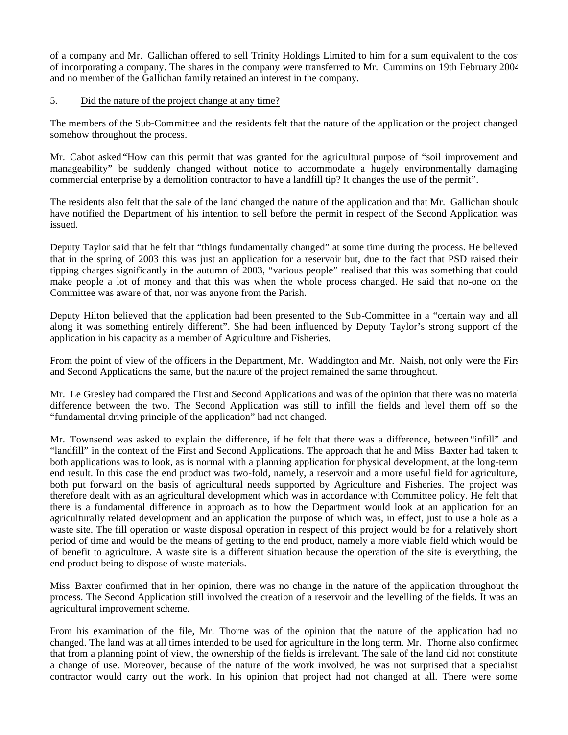of a company and Mr. Gallichan offered to sell Trinity Holdings Limited to him for a sum equivalent to the cost of incorporating a company. The shares in the company were transferred to Mr. Cummins on 19th February 2004 and no member of the Gallichan family retained an interest in the company.

5. Did the nature of the project change at any time?

The members of the Sub-Committee and the residents felt that the nature of the application or the project changed somehow throughout the process.

Mr. Cabot asked "How can this permit that was granted for the agricultural purpose of "soil improvement and manageability" be suddenly changed without notice to accommodate a hugely environmentally damaging commercial enterprise by a demolition contractor to have a landfill tip? It changes the use of the permit".

The residents also felt that the sale of the land changed the nature of the application and that Mr. Gallichan should have notified the Department of his intention to sell before the permit in respect of the Second Application was issued.

Deputy Taylor said that he felt that "things fundamentally changed" at some time during the process. He believed that in the spring of 2003 this was just an application for a reservoir but, due to the fact that PSD raised their tipping charges significantly in the autumn of 2003, "various people" realised that this was something that could make people a lot of money and that this was when the whole process changed. He said that no-one on the Committee was aware of that, nor was anyone from the Parish.

Deputy Hilton believed that the application had been presented to the Sub-Committee in a "certain way and all along it was something entirely different". She had been influenced by Deputy Taylor's strong support of the application in his capacity as a member of Agriculture and Fisheries.

From the point of view of the officers in the Department, Mr. Waddington and Mr. Naish, not only were the First and Second Applications the same, but the nature of the project remained the same throughout.

Mr. Le Gresley had compared the First and Second Applications and was of the opinion that there was no material difference between the two. The Second Application was still to infill the fields and level them off so the "fundamental driving principle of the application" had not changed.

Mr. Townsend was asked to explain the difference, if he felt that there was a difference, between "infill" and "landfill" in the context of the First and Second Applications. The approach that he and Miss Baxter had taken to both applications was to look, as is normal with a planning application for physical development, at the long-term end result. In this case the end product was two-fold, namely, a reservoir and a more useful field for agriculture, both put forward on the basis of agricultural needs supported by Agriculture and Fisheries. The project was therefore dealt with as an agricultural development which was in accordance with Committee policy. He felt that there is a fundamental difference in approach as to how the Department would look at an application for an agriculturally related development and an application the purpose of which was, in effect, just to use a hole as a waste site. The fill operation or waste disposal operation in respect of this project would be for a relatively short period of time and would be the means of getting to the end product, namely a more viable field which would be of benefit to agriculture. A waste site is a different situation because the operation of the site is everything, the end product being to dispose of waste materials.

Miss Baxter confirmed that in her opinion, there was no change in the nature of the application throughout the process. The Second Application still involved the creation of a reservoir and the levelling of the fields. It was an agricultural improvement scheme.

From his examination of the file, Mr. Thorne was of the opinion that the nature of the application had not changed. The land was at all times intended to be used for agriculture in the long term. Mr. Thorne also confirmed that from a planning point of view, the ownership of the fields is irrelevant. The sale of the land did not constitute a change of use. Moreover, because of the nature of the work involved, he was not surprised that a specialist contractor would carry out the work. In his opinion that project had not changed at all. There were some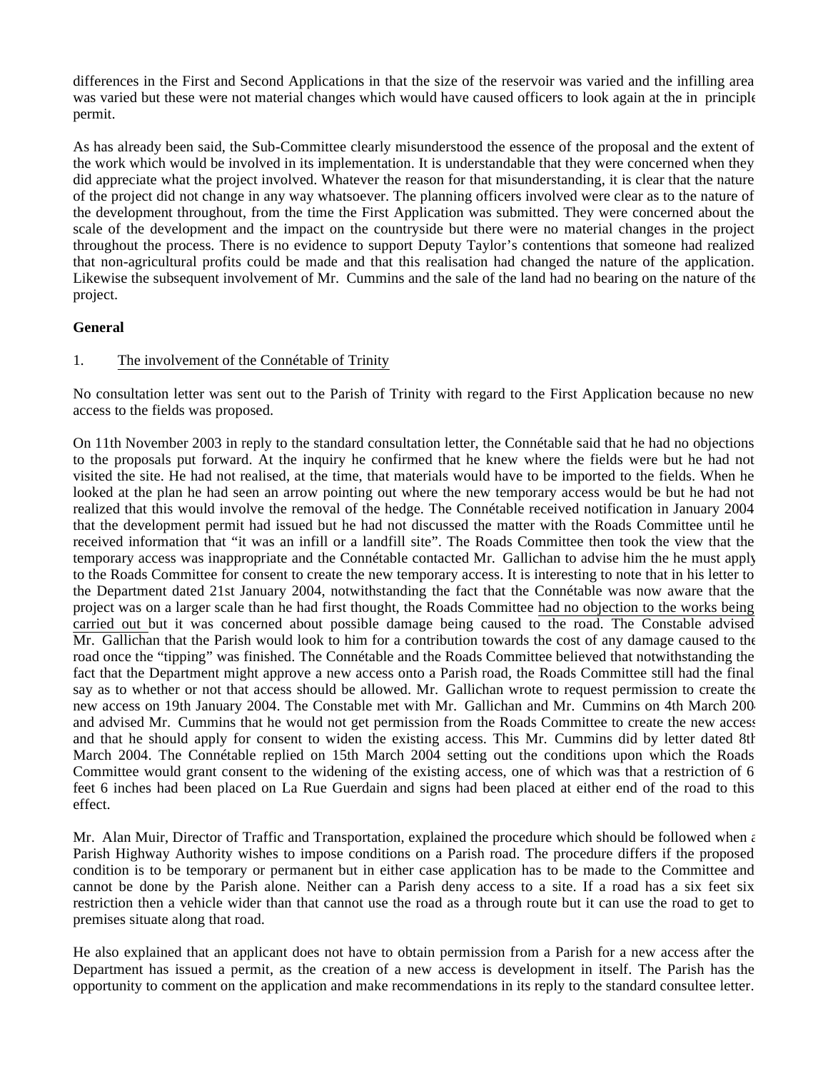differences in the First and Second Applications in that the size of the reservoir was varied and the infilling area was varied but these were not material changes which would have caused officers to look again at the in principle permit.

As has already been said, the Sub-Committee clearly misunderstood the essence of the proposal and the extent of the work which would be involved in its implementation. It is understandable that they were concerned when they did appreciate what the project involved. Whatever the reason for that misunderstanding, it is clear that the nature of the project did not change in any way whatsoever. The planning officers involved were clear as to the nature of the development throughout, from the time the First Application was submitted. They were concerned about the scale of the development and the impact on the countryside but there were no material changes in the project throughout the process. There is no evidence to support Deputy Taylor's contentions that someone had realized that non-agricultural profits could be made and that this realisation had changed the nature of the application. Likewise the subsequent involvement of Mr. Cummins and the sale of the land had no bearing on the nature of the project.

**General**

1. The involvement of the Connétable of Trinity

No consultation letter was sent out to the Parish of Trinity with regard to the First Application because no new access to the fields was proposed.

On 11th November 2003 in reply to the standard consultation letter, the Connétable said that he had no objections to the proposals put forward. At the inquiry he confirmed that he knew where the fields were but he had not visited the site. He had not realised, at the time, that materials would have to be imported to the fields. When he looked at the plan he had seen an arrow pointing out where the new temporary access would be but he had not realized that this would involve the removal of the hedge. The Connétable received notification in January 2004 that the development permit had issued but he had not discussed the matter with the Roads Committee until he received information that "it was an infill or a landfill site". The Roads Committee then took the view that the temporary access was inappropriate and the Connétable contacted Mr. Gallichan to advise him the he must apply to the Roads Committee for consent to create the new temporary access. It is interesting to note that in his letter to the Department dated 21st January 2004, notwithstanding the fact that the Connétable was now aware that the project was on a larger scale than he had first thought, the Roads Committee had no objection to the works being carried out but it was concerned about possible damage being caused to the road. The Constable advised Mr. Gallichan that the Parish would look to him for a contribution towards the cost of any damage caused to the road once the "tipping" was finished. The Connétable and the Roads Committee believed that notwithstanding the fact that the Department might approve a new access onto a Parish road, the Roads Committee still had the final say as to whether or not that access should be allowed. Mr. Gallichan wrote to request permission to create the new access on 19th January 2004. The Constable met with Mr. Gallichan and Mr. Cummins on 4th March 2004 and advised Mr. Cummins that he would not get permission from the Roads Committee to create the new access and that he should apply for consent to widen the existing access. This Mr. Cummins did by letter dated 8th March 2004. The Connétable replied on 15th March 2004 setting out the conditions upon which the Roads Committee would grant consent to the widening of the existing access, one of which was that a restriction of 6 feet 6 inches had been placed on La Rue Guerdain and signs had been placed at either end of the road to this effect.

Mr. Alan Muir, Director of Traffic and Transportation, explained the procedure which should be followed when a Parish Highway Authority wishes to impose conditions on a Parish road. The procedure differs if the proposed condition is to be temporary or permanent but in either case application has to be made to the Committee and cannot be done by the Parish alone. Neither can a Parish deny access to a site. If a road has a six feet six restriction then a vehicle wider than that cannot use the road as a through route but it can use the road to get to premises situate along that road.

He also explained that an applicant does not have to obtain permission from a Parish for a new access after the Department has issued a permit, as the creation of a new access is development in itself. The Parish has the opportunity to comment on the application and make recommendations in its reply to the standard consultee letter.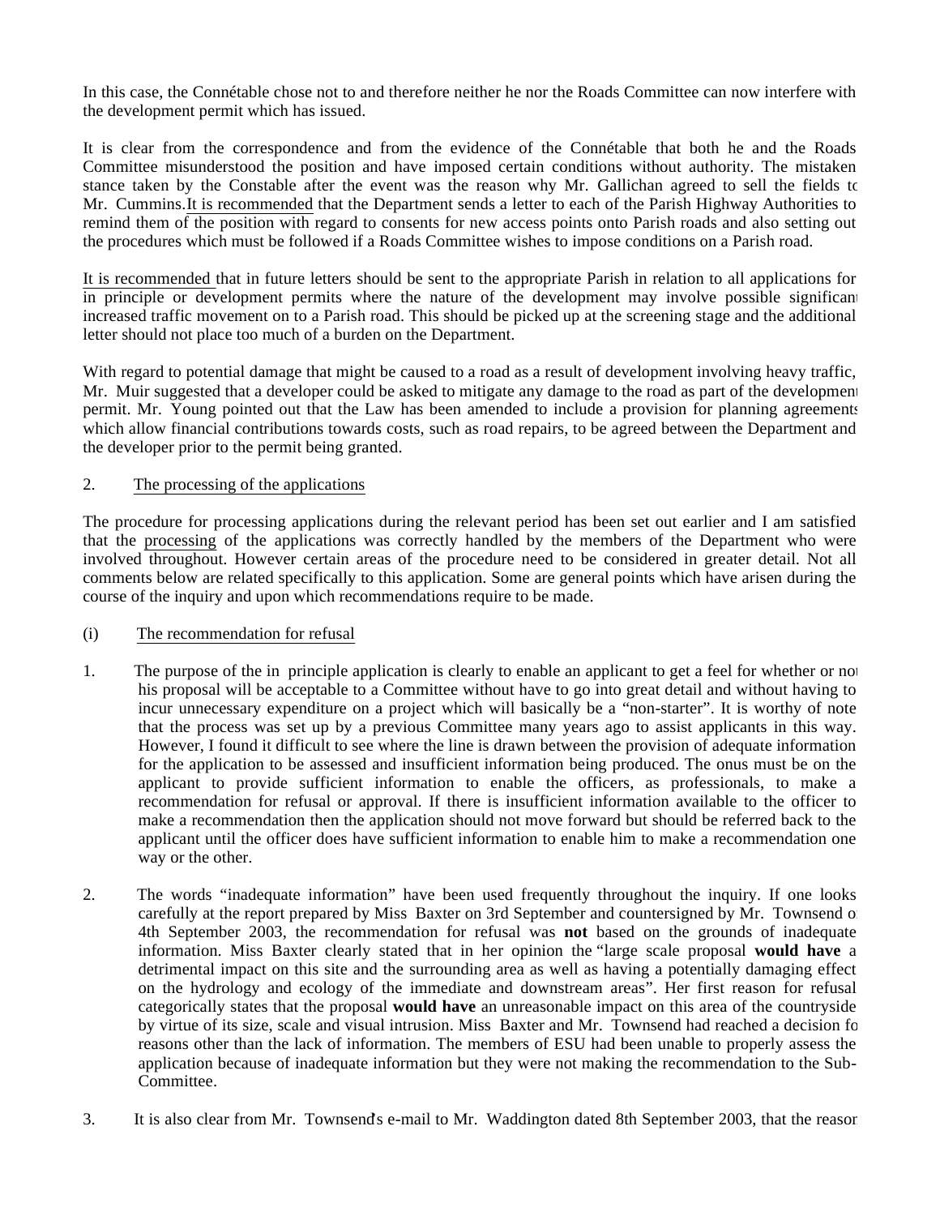In this case, the Connétable chose not to and therefore neither he nor the Roads Committee can now interfere with the development permit which has issued.

It is clear from the correspondence and from the evidence of the Connétable that both he and the Roads Committee misunderstood the position and have imposed certain conditions without authority. The mistaken stance taken by the Constable after the event was the reason why Mr. Gallichan agreed to sell the fields to Mr. Cummins. <u>It is recommended</u> that the Department sends a letter to each of the Parish Highway Authorities to remind them of the position with regard to consents for new access points onto Parish roads and also setting out the procedures which must be followed if a Roads Committee wishes to impose conditions on a Parish road.

<u>It is recommended</u> that in future letters should be sent to the appropriate Parish in relation to all applications for in principle or development permits where the nature of the development may involve possible significant increased traffic movement on to a Parish road. This should be picked up at the screening stage and the additional letter should not place too much of a burden on the Department.

With regard to potential damage that might be caused to a road as a result of development involving heavy traffic, Mr. Muir suggested that a developer could be asked to mitigate any damage to the road as part of the development permit. Mr. Young pointed out that the Law has been amended to include a provision for planning agreements which allow financial contributions towards costs, such as road repairs, to be agreed between the Department and the developer prior to the permit being granted.

2. <u>The processing of the applications</u>

The procedure for processing applications during the relevant period has been set out earlier and I am satisfied that the <u>processing</u> of the applications was correctly handled by the members of the Department who were involved throughout. However certain areas of the procedure need to be considered in greater detail. Not all comments below are related specifically to this application. Some are general points which have arisen during the course of the inquiry and upon which recommendations require to be made.

(i) <u>The recommendation for refusal</u>

1. The purpose of the in principle application is clearly to enable an applicant to get a feel for whether or not his proposal will be acceptable to a Committee without have to go into great detail and without having to incur unnecessary expenditure on a project which will basically be a "non-starter". It is worthy of note that the process was set up by a previous Committee many years ago to assist applicants in this way. However, I found it difficult to see where the line is drawn between the provision of adequate information for the application to be assessed and insufficient information being produced. The onus must be on the applicant to provide sufficient information to enable the officers, as professionals, to make a recommendation for refusal or approval. If there is insufficient information available to the officer to make a recommendation then the application should not move forward but should be referred back to the applicant until the officer does have sufficient information to enable him to make a recommendation one way or the other.

2. The words "inadequate information" have been used frequently throughout the inquiry. If one looks carefully at the report prepared by Miss Baxter on 3rd September and countersigned by Mr. Townsend on 4th September 2003, the recommendation for refusal was **not** based on the grounds of inadequate information. Miss Baxter clearly stated that in her opinion the "large scale proposal **would have** a detrimental impact on this site and the surrounding area as well as having a potentially damaging effect on the hydrology and ecology of the immediate and downstream areas". Her first reason for refusal categorically states that the proposal **would have** an unreasonable impact on this area of the countryside by virtue of its size, scale and visual intrusion. Miss Baxter and Mr. Townsend had reached a decision for reasons other than the lack of information. The members of ESU had been unable to properly assess the application because of inadequate information but they were not making the recommendation to the Sub-Committee.

3. It is also clear from Mr. Townsend's e-mail to Mr. Waddington dated 8th September 2003, that the reason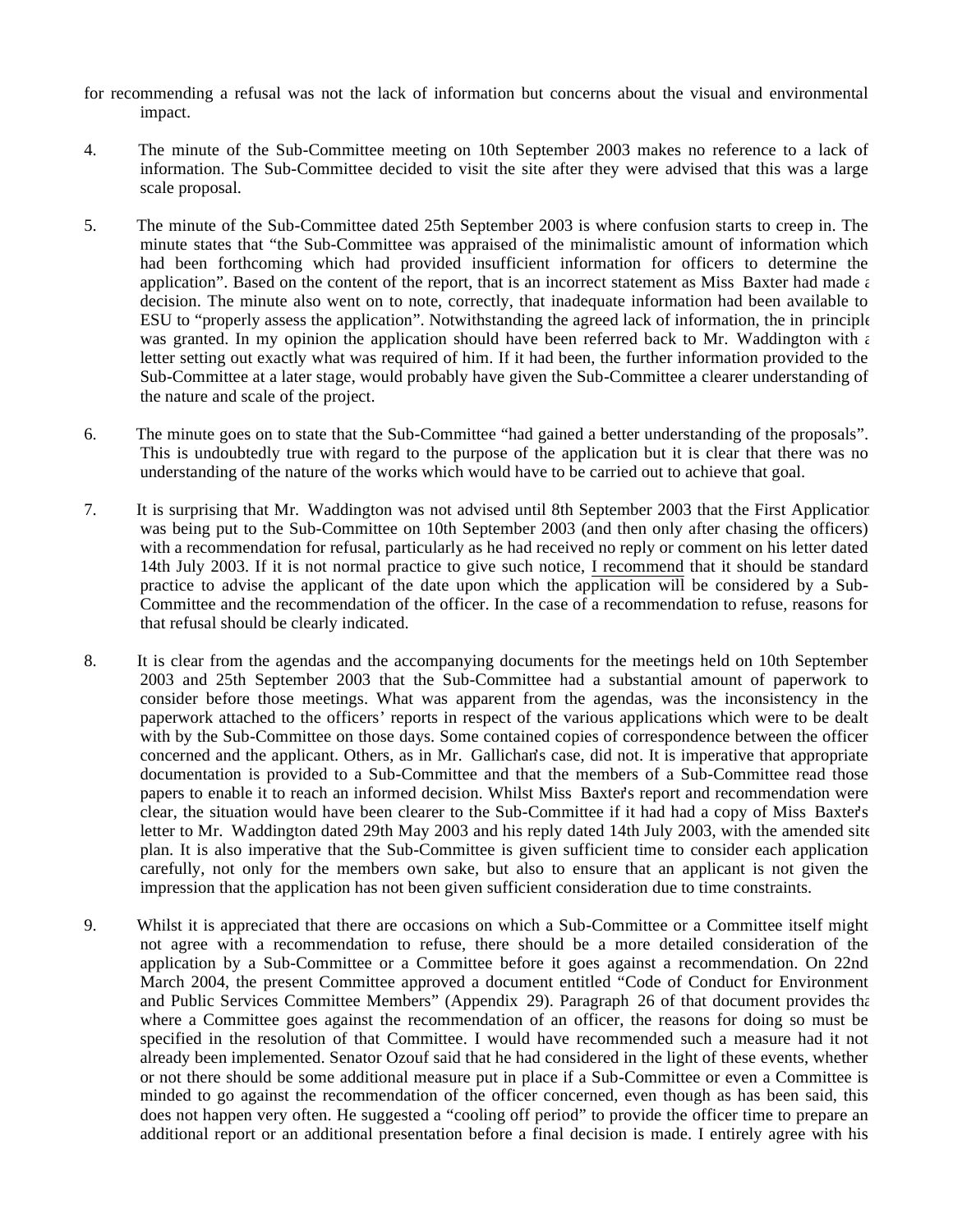for recommending a refusal was not the lack of information but concerns about the visual and environmental impact.

4. The minute of the Sub-Committee meeting on 10th September 2003 makes no reference to a lack of information. The Sub-Committee decided to visit the site after they were advised that this was a large scale proposal.

5. The minute of the Sub-Committee dated 25th September 2003 is where confusion starts to creep in. The minute states that "the Sub-Committee was appraised of the minimalistic amount of information which had been forthcoming which had provided insufficient information for officers to determine the application". Based on the content of the report, that is an incorrect statement as Miss Baxter had made a decision. The minute also went on to note, correctly, that inadequate information had been available to ESU to "properly assess the application". Notwithstanding the agreed lack of information, the in principle was granted. In my opinion the application should have been referred back to Mr. Waddington with a letter setting out exactly what was required of him. If it had been, the further information provided to the Sub-Committee at a later stage, would probably have given the Sub-Committee a clearer understanding of the nature and scale of the project.

6. The minute goes on to state that the Sub-Committee "had gained a better understanding of the proposals". This is undoubtedly true with regard to the purpose of the application but it is clear that there was no understanding of the nature of the works which would have to be carried out to achieve that goal.

7. It is surprising that Mr. Waddington was not advised until 8th September 2003 that the First Application was being put to the Sub-Committee on 10th September 2003 (and then only after chasing the officers) with a recommendation for refusal, particularly as he had received no reply or comment on his letter dated 14th July 2003. If it is not normal practice to give such notice, I recommend that it should be standard practice to advise the applicant of the date upon which the application will be considered by a Sub-Committee and the recommendation of the officer. In the case of a recommendation to refuse, reasons for that refusal should be clearly indicated.

8. It is clear from the agendas and the accompanying documents for the meetings held on 10th September 2003 and 25th September 2003 that the Sub-Committee had a substantial amount of paperwork to consider before those meetings. What was apparent from the agendas, was the inconsistency in the paperwork attached to the officers' reports in respect of the various applications which were to be dealt with by the Sub-Committee on those days. Some contained copies of correspondence between the officer concerned and the applicant. Others, as in Mr. Gallichan's case, did not. It is imperative that appropriate documentation is provided to a Sub-Committee and that the members of a Sub-Committee read those papers to enable it to reach an informed decision. Whilst Miss Baxter's report and recommendation were clear, the situation would have been clearer to the Sub-Committee if it had had a copy of Miss Baxter's letter to Mr. Waddington dated 29th May 2003 and his reply dated 14th July 2003, with the amended site plan. It is also imperative that the Sub-Committee is given sufficient time to consider each application carefully, not only for the members own sake, but also to ensure that an applicant is not given the impression that the application has not been given sufficient consideration due to time constraints.

9. Whilst it is appreciated that there are occasions on which a Sub-Committee or a Committee itself might not agree with a recommendation to refuse, there should be a more detailed consideration of the application by a Sub-Committee or a Committee before it goes against a recommendation. On 22nd March 2004, the present Committee approved a document entitled "Code of Conduct for Environment and Public Services Committee Members" (Appendix 29). Paragraph 26 of that document provides that where a Committee goes against the recommendation of an officer, the reasons for doing so must be specified in the resolution of that Committee. I would have recommended such a measure had it not already been implemented. Senator Ozouf said that he had considered in the light of these events, whether or not there should be some additional measure put in place if a Sub-Committee or even a Committee is minded to go against the recommendation of the officer concerned, even though as has been said, this does not happen very often. He suggested a "cooling off period" to provide the officer time to prepare an additional report or an additional presentation before a final decision is made. I entirely agree with his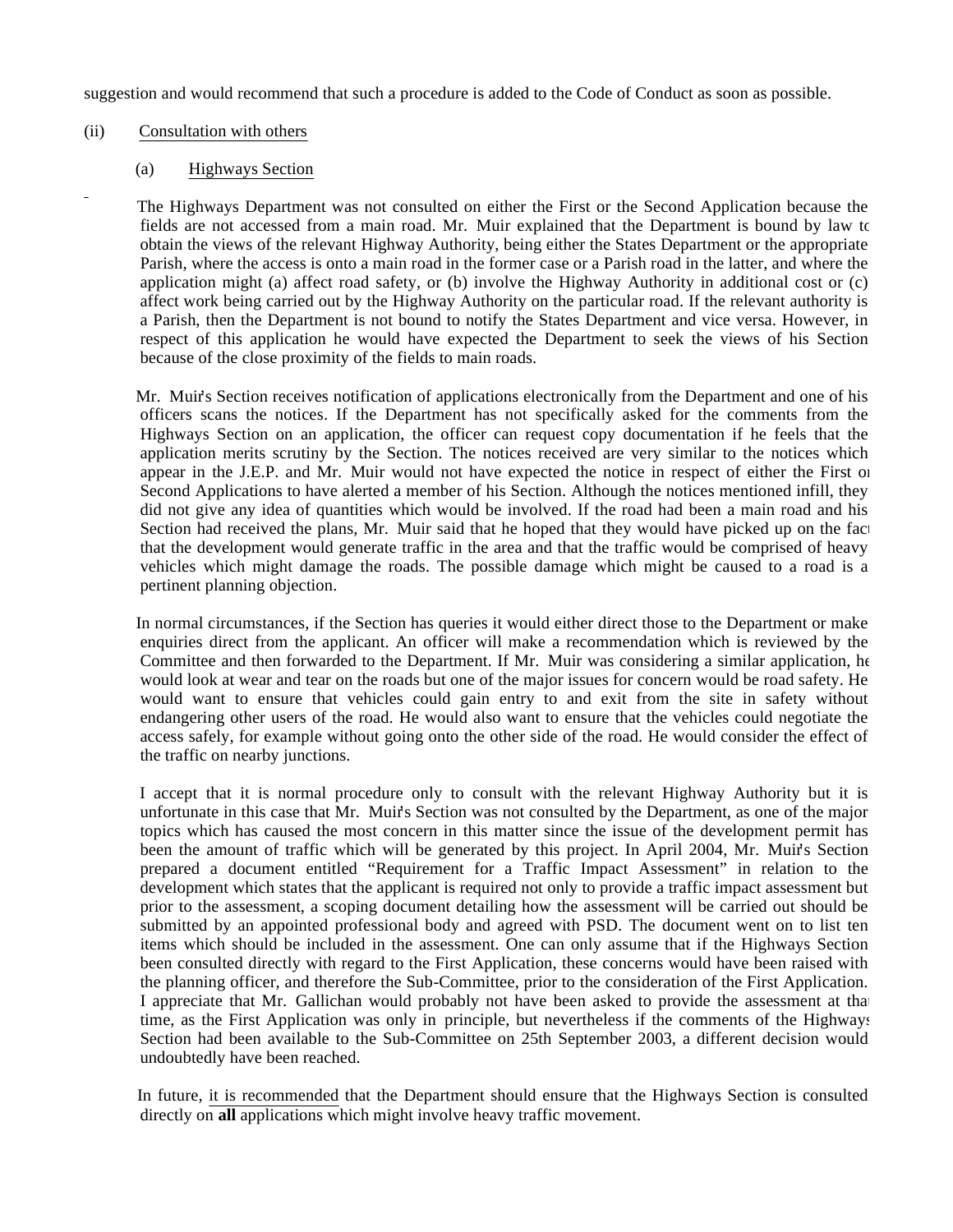suggestion and would recommend that such a procedure is added to the Code of Conduct as soon as possible.

(ii) <u>Consultation with others</u>

(a) <u>Highways Section</u>

The Highways Department was not consulted on either the First or the Second Application because the fields are not accessed from a main road. Mr. Muir explained that the Department is bound by law to obtain the views of the relevant Highway Authority, being either the States Department or the appropriate Parish, where the access is onto a main road in the former case or a Parish road in the latter, and where the application might (a) affect road safety, or (b) involve the Highway Authority in additional cost or (c) affect work being carried out by the Highway Authority on the particular road. If the relevant authority is a Parish, then the Department is not bound to notify the States Department and vice versa. However, in respect of this application he would have expected the Department to seek the views of his Section because of the close proximity of the fields to main roads.

Mr. Muir's Section receives notification of applications electronically from the Department and one of his officers scans the notices. If the Department has not specifically asked for the comments from the Highways Section on an application, the officer can request copy documentation if he feels that the application merits scrutiny by the Section. The notices received are very similar to the notices which appear in the J.E.P. and Mr. Muir would not have expected the notice in respect of either the First or Second Applications to have alerted a member of his Section. Although the notices mentioned infill, they did not give any idea of quantities which would be involved. If the road had been a main road and his Section had received the plans, Mr. Muir said that he hoped that they would have picked up on the fact that the development would generate traffic in the area and that the traffic would be comprised of heavy vehicles which might damage the roads. The possible damage which might be caused to a road is a pertinent planning objection.

In normal circumstances, if the Section has queries it would either direct those to the Department or make enquiries direct from the applicant. An officer will make a recommendation which is reviewed by the Committee and then forwarded to the Department. If Mr. Muir was considering a similar application, he would look at wear and tear on the roads but one of the major issues for concern would be road safety. He would want to ensure that vehicles could gain entry to and exit from the site in safety without endangering other users of the road. He would also want to ensure that the vehicles could negotiate the access safely, for example without going onto the other side of the road. He would consider the effect of the traffic on nearby junctions.

I accept that it is normal procedure only to consult with the relevant Highway Authority but it is unfortunate in this case that Mr. Muir's Section was not consulted by the Department, as one of the major topics which has caused the most concern in this matter since the issue of the development permit has been the amount of traffic which will be generated by this project. In April 2004, Mr. Muir's Section prepared a document entitled "Requirement for a Traffic Impact Assessment" in relation to the development which states that the applicant is required not only to provide a traffic impact assessment but prior to the assessment, a scoping document detailing how the assessment will be carried out should be submitted by an appointed professional body and agreed with PSD. The document went on to list ten items which should be included in the assessment. One can only assume that if the Highways Section been consulted directly with regard to the First Application, these concerns would have been raised with the planning officer, and therefore the Sub-Committee, prior to the consideration of the First Application. I appreciate that Mr. Gallichan would probably not have been asked to provide the assessment at that time, as the First Application was only in principle, but nevertheless if the comments of the Highways Section had been available to the Sub-Committee on 25th September 2003, a different decision would undoubtedly have been reached.

In future, <u>it is recommended</u> that the Department should ensure that the Highways Section is consulted directly on **all** applications which might involve heavy traffic movement.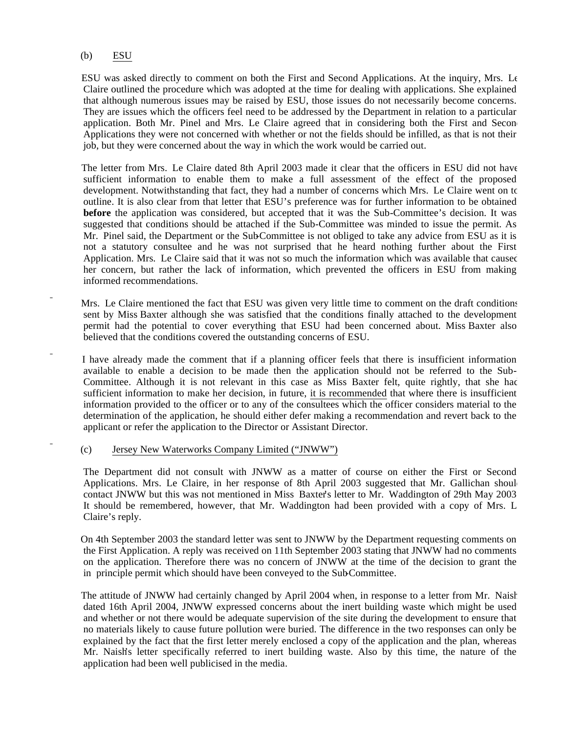(b) ESU

ESU was asked directly to comment on both the First and Second Applications. At the inquiry, Mrs. Le Claire outlined the procedure which was adopted at the time for dealing with applications. She explained that although numerous issues may be raised by ESU, those issues do not necessarily become concerns. They are issues which the officers feel need to be addressed by the Department in relation to a particular application. Both Mr. Pinel and Mrs. Le Claire agreed that in considering both the First and Second Applications they were not concerned with whether or not the fields should be infilled, as that is not their job, but they were concerned about the way in which the work would be carried out.

The letter from Mrs. Le Claire dated 8th April 2003 made it clear that the officers in ESU did not have sufficient information to enable them to make a full assessment of the effect of the proposed development. Notwithstanding that fact, they had a number of concerns which Mrs. Le Claire went on to outline. It is also clear from that letter that ESU's preference was for further information to be obtained **before** the application was considered, but accepted that it was the Sub-Committee's decision. It was suggested that conditions should be attached if the Sub-Committee was minded to issue the permit. As Mr. Pinel said, the Department or the Sub-Committee is not obliged to take any advice from ESU as it is not a statutory consultee and he was not surprised that he heard nothing further about the First Application. Mrs. Le Claire said that it was not so much the information which was available that caused her concern, but rather the lack of information, which prevented the officers in ESU from making informed recommendations.

Mrs. Le Claire mentioned the fact that ESU was given very little time to comment on the draft conditions sent by Miss Baxter although she was satisfied that the conditions finally attached to the development permit had the potential to cover everything that ESU had been concerned about. Miss Baxter also believed that the conditions covered the outstanding concerns of ESU.

I have already made the comment that if a planning officer feels that there is insufficient information available to enable a decision to be made then the application should not be referred to the Sub-Committee. Although it is not relevant in this case as Miss Baxter felt, quite rightly, that she had sufficient information to make her decision, in future, it is recommended that where there is insufficient information provided to the officer or to any of the consultees which the officer considers material to the determination of the application, he should either defer making a recommendation and revert back to the applicant or refer the application to the Director or Assistant Director.

(c) Jersey New Waterworks Company Limited ("JNWW")

The Department did not consult with JNWW as a matter of course on either the First or Second Applications. Mrs. Le Claire, in her response of 8th April 2003 suggested that Mr. Gallichan should contact JNWW but this was not mentioned in Miss Baxter's letter to Mr. Waddington of 29th May 2003. It should be remembered, however, that Mr. Waddington had been provided with a copy of Mrs. Le Claire's reply.

On 4th September 2003 the standard letter was sent to JNWW by the Department requesting comments on the First Application. A reply was received on 11th September 2003 stating that JNWW had no comments on the application. Therefore there was no concern of JNWW at the time of the decision to grant the in principle permit which should have been conveyed to the Sub-Committee.

The attitude of JNWW had certainly changed by April 2004 when, in response to a letter from Mr. Naish dated 16th April 2004, JNWW expressed concerns about the inert building waste which might be used and whether or not there would be adequate supervision of the site during the development to ensure that no materials likely to cause future pollution were buried. The difference in the two responses can only be explained by the fact that the first letter merely enclosed a copy of the application and the plan, whereas Mr. Naish's letter specifically referred to inert building waste. Also by this time, the nature of the application had been well publicised in the media.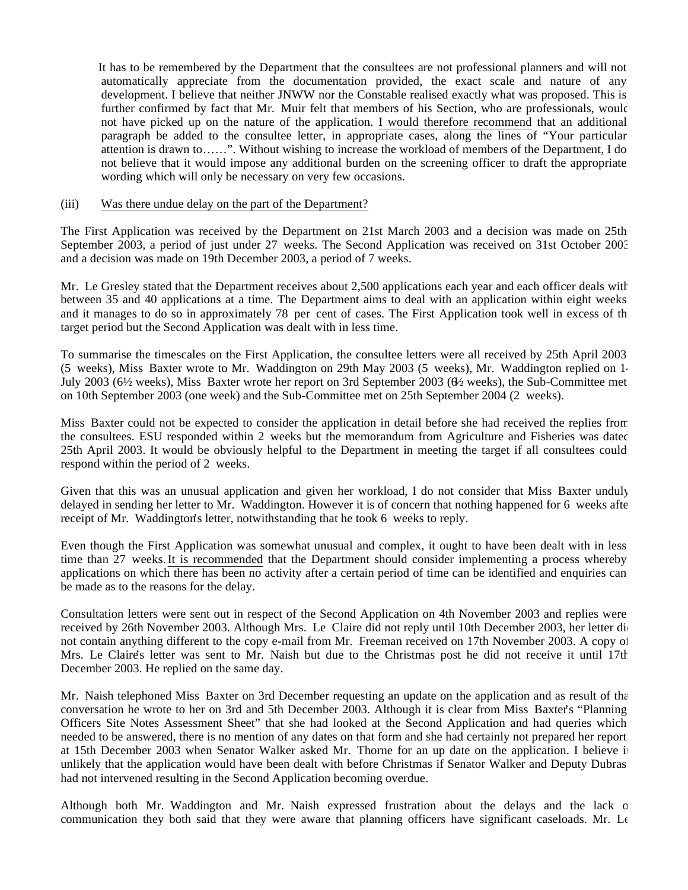It has to be remembered by the Department that the consultees are not professional planners and will not automatically appreciate from the documentation provided, the exact scale and nature of any development. I believe that neither JNWW nor the Constable realised exactly what was proposed. This is further confirmed by fact that Mr. Muir felt that members of his Section, who are professionals, would not have picked up on the nature of the application. I would therefore recommend that an additional paragraph be added to the consultee letter, in appropriate cases, along the lines of "Your particular attention is drawn to……". Without wishing to increase the workload of members of the Department, I do not believe that it would impose any additional burden on the screening officer to draft the appropriate wording which will only be necessary on very few occasions.

(iii) Was there undue delay on the part of the Department?

The First Application was received by the Department on 21st March 2003 and a decision was made on 25th September 2003, a period of just under 27 weeks. The Second Application was received on 31st October 2003 and a decision was made on 19th December 2003, a period of 7 weeks.

Mr. Le Gresley stated that the Department receives about 2,500 applications each year and each officer deals with between 35 and 40 applications at a time. The Department aims to deal with an application within eight weeks and it manages to do so in approximately 78 per cent of cases. The First Application took well in excess of the target period but the Second Application was dealt with in less time.

To summarise the timescales on the First Application, the consultee letters were all received by 25th April 2003 (5 weeks), Miss Baxter wrote to Mr. Waddington on 29th May 2003 (5 weeks), Mr. Waddington replied on 14 July 2003 (6½ weeks), Miss Baxter wrote her report on 3rd September 2003 (6½ weeks), the Sub-Committee met on 10th September 2003 (one week) and the Sub-Committee met on 25th September 2004 (2 weeks).

Miss Baxter could not be expected to consider the application in detail before she had received the replies from the consultees. ESU responded within 2 weeks but the memorandum from Agriculture and Fisheries was dated 25th April 2003. It would be obviously helpful to the Department in meeting the target if all consultees could respond within the period of 2 weeks.

Given that this was an unusual application and given her workload, I do not consider that Miss Baxter unduly delayed in sending her letter to Mr. Waddington. However it is of concern that nothing happened for 6 weeks after receipt of Mr. Waddington's letter, notwithstanding that he took 6 weeks to reply.

Even though the First Application was somewhat unusual and complex, it ought to have been dealt with in less time than 27 weeks. It is recommended that the Department should consider implementing a process whereby applications on which there has been no activity after a certain period of time can be identified and enquiries can be made as to the reasons for the delay.

Consultation letters were sent out in respect of the Second Application on 4th November 2003 and replies were received by 26th November 2003. Although Mrs. Le Claire did not reply until 10th December 2003, her letter did not contain anything different to the copy e-mail from Mr. Freeman received on 17th November 2003. A copy of Mrs. Le Claire's letter was sent to Mr. Naish but due to the Christmas post he did not receive it until 17th December 2003. He replied on the same day.

Mr. Naish telephoned Miss Baxter on 3rd December requesting an update on the application and as result of that conversation he wrote to her on 3rd and 5th December 2003. Although it is clear from Miss Baxter's "Planning Officers Site Notes Assessment Sheet" that she had looked at the Second Application and had queries which needed to be answered, there is no mention of any dates on that form and she had certainly not prepared her report at 15th December 2003 when Senator Walker asked Mr. Thorne for an up date on the application. I believe it unlikely that the application would have been dealt with before Christmas if Senator Walker and Deputy Dubras had not intervened resulting in the Second Application becoming overdue.

Although both Mr. Waddington and Mr. Naish expressed frustration about the delays and the lack of communication they both said that they were aware that planning officers have significant caseloads. Mr. Le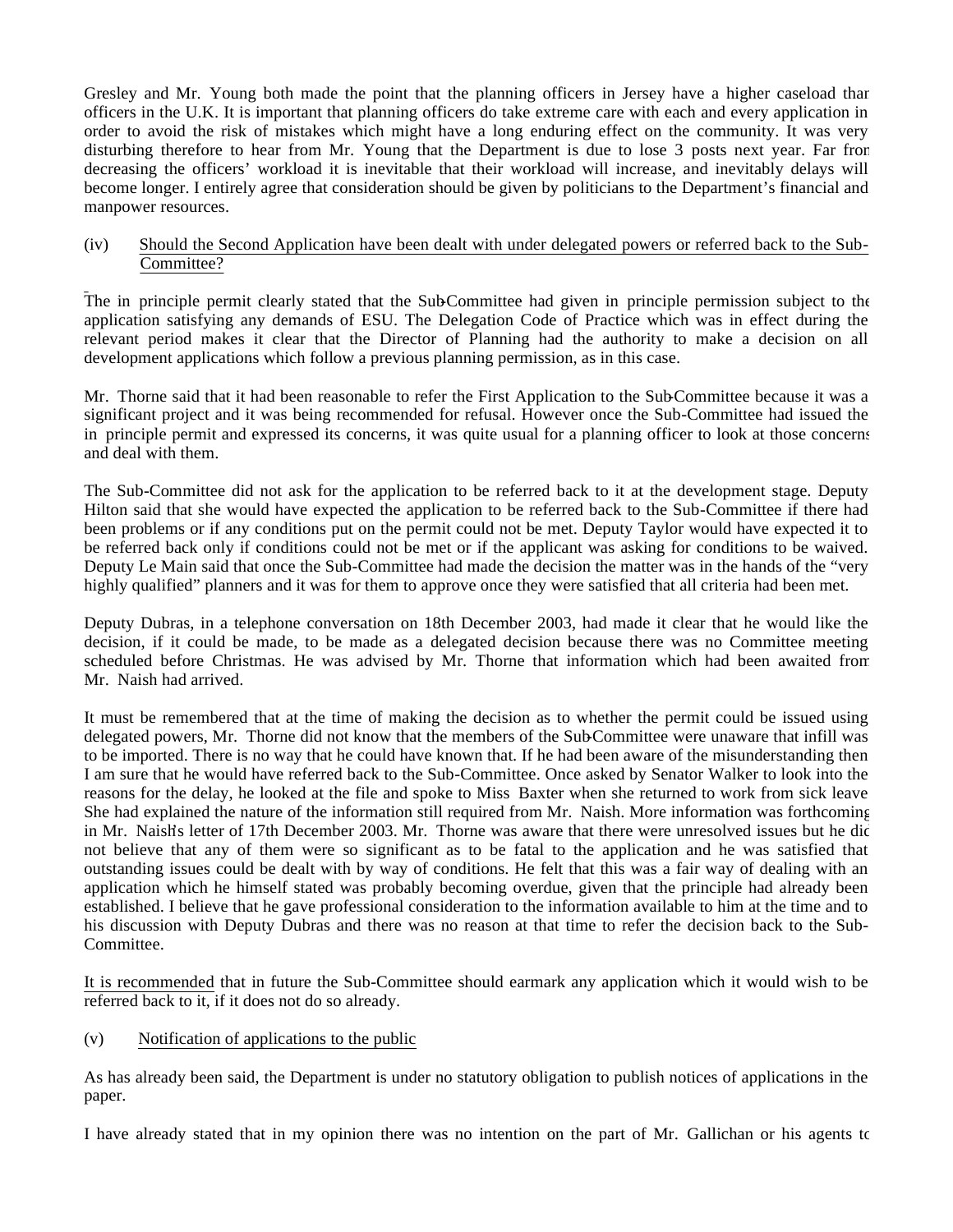Gresley and Mr. Young both made the point that the planning officers in Jersey have a higher caseload than officers in the U.K. It is important that planning officers do take extreme care with each and every application in order to avoid the risk of mistakes which might have a long enduring effect on the community. It was very disturbing therefore to hear from Mr. Young that the Department is due to lose 3 posts next year. Far from decreasing the officers' workload it is inevitable that their workload will increase, and inevitably delays will become longer. I entirely agree that consideration should be given by politicians to the Department's financial and manpower resources.

(iv) Should the Second Application have been dealt with under delegated powers or referred back to the Sub-Committee?

The in principle permit clearly stated that the Sub-Committee had given in principle permission subject to the application satisfying any demands of ESU. The Delegation Code of Practice which was in effect during the relevant period makes it clear that the Director of Planning had the authority to make a decision on all development applications which follow a previous planning permission, as in this case.

Mr. Thorne said that it had been reasonable to refer the First Application to the Sub-Committee because it was a significant project and it was being recommended for refusal. However once the Sub-Committee had issued the in principle permit and expressed its concerns, it was quite usual for a planning officer to look at those concerns and deal with them.

The Sub-Committee did not ask for the application to be referred back to it at the development stage. Deputy Hilton said that she would have expected the application to be referred back to the Sub-Committee if there had been problems or if any conditions put on the permit could not be met. Deputy Taylor would have expected it to be referred back only if conditions could not be met or if the applicant was asking for conditions to be waived. Deputy Le Main said that once the Sub-Committee had made the decision the matter was in the hands of the "very highly qualified" planners and it was for them to approve once they were satisfied that all criteria had been met.

Deputy Dubras, in a telephone conversation on 18th December 2003, had made it clear that he would like the decision, if it could be made, to be made as a delegated decision because there was no Committee meeting scheduled before Christmas. He was advised by Mr. Thorne that information which had been awaited from Mr. Naish had arrived.

It must be remembered that at the time of making the decision as to whether the permit could be issued using delegated powers, Mr. Thorne did not know that the members of the Sub-Committee were unaware that infill was to be imported. There is no way that he could have known that. If he had been aware of the misunderstanding then I am sure that he would have referred back to the Sub-Committee. Once asked by Senator Walker to look into the reasons for the delay, he looked at the file and spoke to Miss Baxter when she returned to work from sick leave. She had explained the nature of the information still required from Mr. Naish. More information was forthcoming in Mr. Naish's letter of 17th December 2003. Mr. Thorne was aware that there were unresolved issues but he did not believe that any of them were so significant as to be fatal to the application and he was satisfied that outstanding issues could be dealt with by way of conditions. He felt that this was a fair way of dealing with an application which he himself stated was probably becoming overdue, given that the principle had already been established. I believe that he gave professional consideration to the information available to him at the time and to his discussion with Deputy Dubras and there was no reason at that time to refer the decision back to the Sub-Committee.

It is recommended that in future the Sub-Committee should earmark any application which it would wish to be referred back to it, if it does not do so already.

(v) Notification of applications to the public

As has already been said, the Department is under no statutory obligation to publish notices of applications in the paper.

I have already stated that in my opinion there was no intention on the part of Mr. Gallichan or his agents to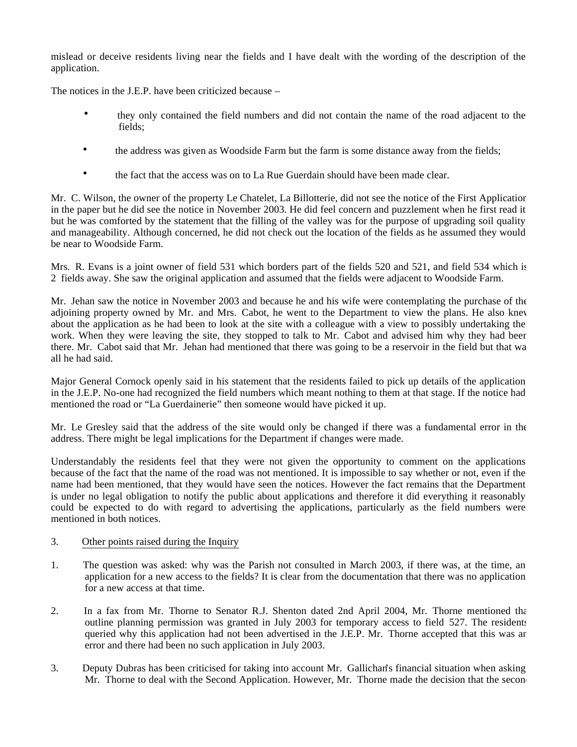mislead or deceive residents living near the fields and I have dealt with the wording of the description of the application.

The notices in the J.E.P. have been criticized because –

- they only contained the field numbers and did not contain the name of the road adjacent to the fields;
- the address was given as Woodside Farm but the farm is some distance away from the fields;
- the fact that the access was on to La Rue Guerdain should have been made clear.

Mr. C. Wilson, the owner of the property Le Chatelet, La Billotterie, did not see the notice of the First Application in the paper but he did see the notice in November 2003. He did feel concern and puzzlement when he first read it but he was comforted by the statement that the filling of the valley was for the purpose of upgrading soil quality and manageability. Although concerned, he did not check out the location of the fields as he assumed they would be near to Woodside Farm.

Mrs. R. Evans is a joint owner of field 531 which borders part of the fields 520 and 521, and field 534 which is 2 fields away. She saw the original application and assumed that the fields were adjacent to Woodside Farm.

Mr. Jehan saw the notice in November 2003 and because he and his wife were contemplating the purchase of the adjoining property owned by Mr. and Mrs. Cabot, he went to the Department to view the plans. He also knew about the application as he had been to look at the site with a colleague with a view to possibly undertaking the work. When they were leaving the site, they stopped to talk to Mr. Cabot and advised him why they had been there. Mr. Cabot said that Mr. Jehan had mentioned that there was going to be a reservoir in the field but that was all he had said.

Major General Cornock openly said in his statement that the residents failed to pick up details of the application in the J.E.P. No-one had recognized the field numbers which meant nothing to them at that stage. If the notice had mentioned the road or "La Guerdainerie" then someone would have picked it up.

Mr. Le Gresley said that the address of the site would only be changed if there was a fundamental error in the address. There might be legal implications for the Department if changes were made.

Understandably the residents feel that they were not given the opportunity to comment on the applications because of the fact that the name of the road was not mentioned. It is impossible to say whether or not, even if the name had been mentioned, that they would have seen the notices. However the fact remains that the Department is under no legal obligation to notify the public about applications and therefore it did everything it reasonably could be expected to do with regard to advertising the applications, particularly as the field numbers were mentioned in both notices.

3. Other points raised during the Inquiry

1. The question was asked: why was the Parish not consulted in March 2003, if there was, at the time, an application for a new access to the fields? It is clear from the documentation that there was no application for a new access at that time.

2. In a fax from Mr. Thorne to Senator R.J. Shenton dated 2nd April 2004, Mr. Thorne mentioned that outline planning permission was granted in July 2003 for temporary access to field 527. The residents queried why this application had not been advertised in the J.E.P. Mr. Thorne accepted that this was an error and there had been no such application in July 2003.

3. Deputy Dubras has been criticised for taking into account Mr. Gallichan's financial situation when asking Mr. Thorne to deal with the Second Application. However, Mr. Thorne made the decision that the second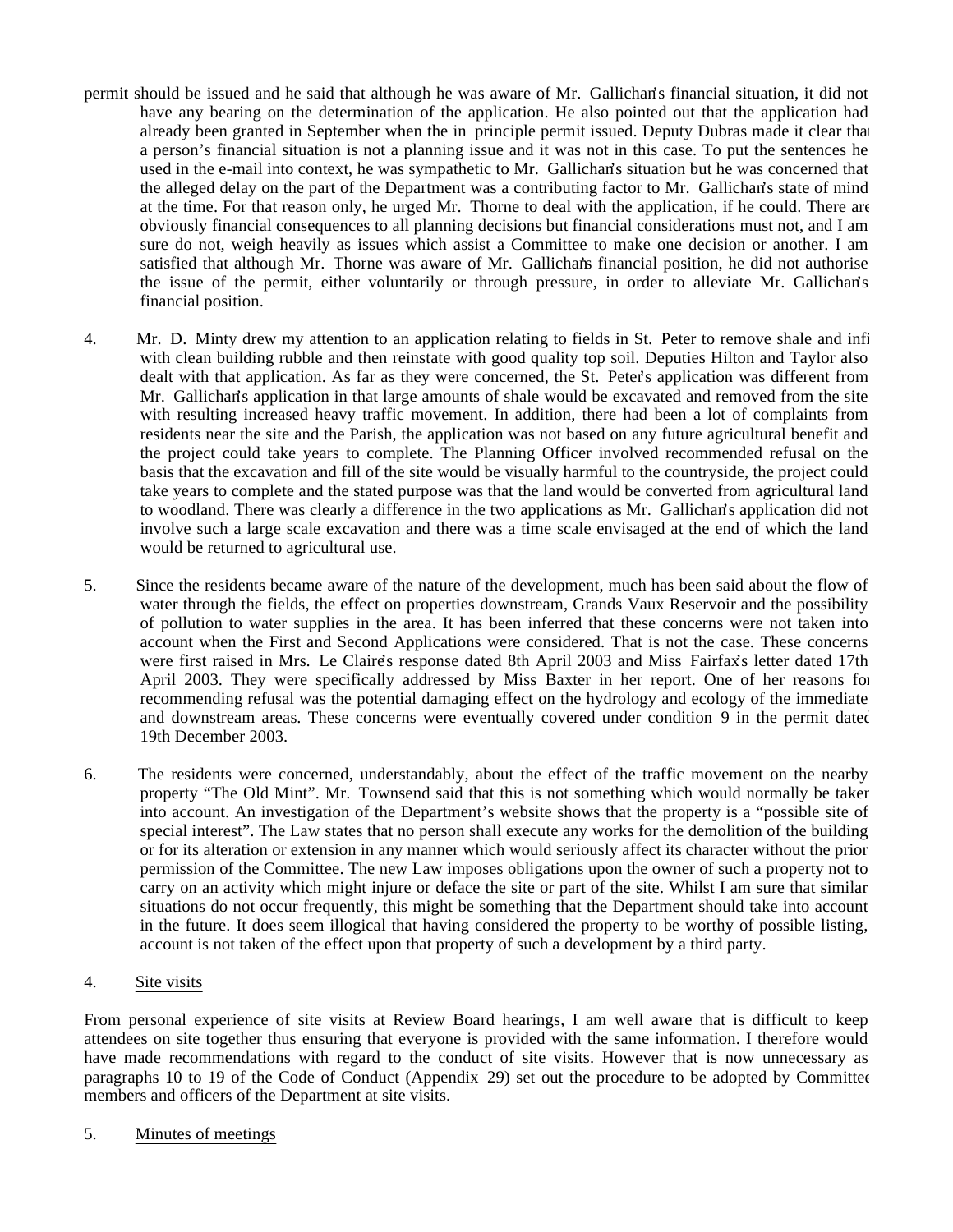permit should be issued and he said that although he was aware of Mr. Gallichan's financial situation, it did not have any bearing on the determination of the application. He also pointed out that the application had already been granted in September when the in principle permit issued. Deputy Dubras made it clear that a person's financial situation is not a planning issue and it was not in this case. To put the sentences he used in the e-mail into context, he was sympathetic to Mr. Gallichan's situation but he was concerned that the alleged delay on the part of the Department was a contributing factor to Mr. Gallichan's state of mind at the time. For that reason only, he urged Mr. Thorne to deal with the application, if he could. There are obviously financial consequences to all planning decisions but financial considerations must not, and I am sure do not, weigh heavily as issues which assist a Committee to make one decision or another. I am satisfied that although Mr. Thorne was aware of Mr. Gallichan's financial position, he did not authorise the issue of the permit, either voluntarily or through pressure, in order to alleviate Mr. Gallichan's financial position.

4. Mr. D. Minty drew my attention to an application relating to fields in St. Peter to remove shale and infi with clean building rubble and then reinstate with good quality top soil. Deputies Hilton and Taylor also dealt with that application. As far as they were concerned, the St. Peter's application was different from Mr. Gallichan's application in that large amounts of shale would be excavated and removed from the site with resulting increased heavy traffic movement. In addition, there had been a lot of complaints from residents near the site and the Parish, the application was not based on any future agricultural benefit and the project could take years to complete. The Planning Officer involved recommended refusal on the basis that the excavation and fill of the site would be visually harmful to the countryside, the project could take years to complete and the stated purpose was that the land would be converted from agricultural land to woodland. There was clearly a difference in the two applications as Mr. Gallichan's application did not involve such a large scale excavation and there was a time scale envisaged at the end of which the land would be returned to agricultural use.

5. Since the residents became aware of the nature of the development, much has been said about the flow of water through the fields, the effect on properties downstream, Grands Vaux Reservoir and the possibility of pollution to water supplies in the area. It has been inferred that these concerns were not taken into account when the First and Second Applications were considered. That is not the case. These concerns were first raised in Mrs. Le Claire's response dated 8th April 2003 and Miss Fairfax's letter dated 17th April 2003. They were specifically addressed by Miss Baxter in her report. One of her reasons for recommending refusal was the potential damaging effect on the hydrology and ecology of the immediate and downstream areas. These concerns were eventually covered under condition 9 in the permit dated 19th December 2003.

6. The residents were concerned, understandably, about the effect of the traffic movement on the nearby property "The Old Mint". Mr. Townsend said that this is not something which would normally be taken into account. An investigation of the Department's website shows that the property is a "possible site of special interest". The Law states that no person shall execute any works for the demolition of the building or for its alteration or extension in any manner which would seriously affect its character without the prior permission of the Committee. The new Law imposes obligations upon the owner of such a property not to carry on an activity which might injure or deface the site or part of the site. Whilst I am sure that similar situations do not occur frequently, this might be something that the Department should take into account in the future. It does seem illogical that having considered the property to be worthy of possible listing, account is not taken of the effect upon that property of such a development by a third party.

4. <u>Site visits</u>

From personal experience of site visits at Review Board hearings, I am well aware that is difficult to keep attendees on site together thus ensuring that everyone is provided with the same information. I therefore would have made recommendations with regard to the conduct of site visits. However that is now unnecessary as paragraphs 10 to 19 of the Code of Conduct (Appendix 29) set out the procedure to be adopted by Committee members and officers of the Department at site visits.

5. <u>Minutes of meetings</u>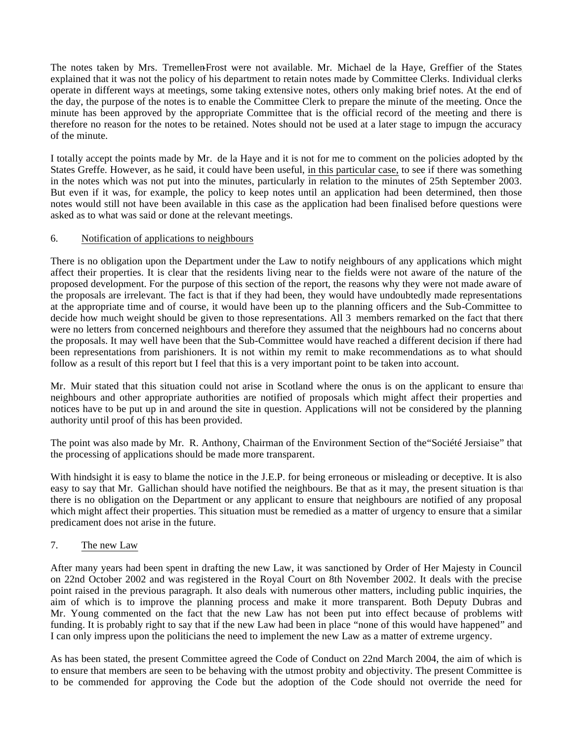The notes taken by Mrs. Tremellen-Frost were not available. Mr. Michael de la Haye, Greffier of the States, explained that it was not the policy of his department to retain notes made by Committee Clerks. Individual clerks operate in different ways at meetings, some taking extensive notes, others only making brief notes. At the end of the day, the purpose of the notes is to enable the Committee Clerk to prepare the minute of the meeting. Once the minute has been approved by the appropriate Committee that is the official record of the meeting and there is therefore no reason for the notes to be retained. Notes should not be used at a later stage to impugn the accuracy of the minute.

I totally accept the points made by Mr. de la Haye and it is not for me to comment on the policies adopted by the States Greffe. However, as he said, it could have been useful, <u>in this particular case,</u> to see if there was something in the notes which was not put into the minutes, particularly in relation to the minutes of 25th September 2003. But even if it was, for example, the policy to keep notes until an application had been determined, then those notes would still not have been available in this case as the application had been finalised before questions were asked as to what was said or done at the relevant meetings.

6. <u>Notification of applications to neighbours</u>

There is no obligation upon the Department under the Law to notify neighbours of any applications which might affect their properties. It is clear that the residents living near to the fields were not aware of the nature of the proposed development. For the purpose of this section of the report, the reasons why they were not made aware of the proposals are irrelevant. The fact is that if they had been, they would have undoubtedly made representations at the appropriate time and of course, it would have been up to the planning officers and the Sub-Committee to decide how much weight should be given to those representations. All 3 members remarked on the fact that there were no letters from concerned neighbours and therefore they assumed that the neighbours had no concerns about the proposals. It may well have been that the Sub-Committee would have reached a different decision if there had been representations from parishioners. It is not within my remit to make recommendations as to what should follow as a result of this report but I feel that this is a very important point to be taken into account.

Mr. Muir stated that this situation could not arise in Scotland where the onus is on the applicant to ensure that neighbours and other appropriate authorities are notified of proposals which might affect their properties and notices have to be put up in and around the site in question. Applications will not be considered by the planning authority until proof of this has been provided.

The point was also made by Mr. R. Anthony, Chairman of the Environment Section of the "Société Jersiaise" that the processing of applications should be made more transparent.

With hindsight it is easy to blame the notice in the J.E.P. for being erroneous or misleading or deceptive. It is also easy to say that Mr. Gallichan should have notified the neighbours. Be that as it may, the present situation is that there is no obligation on the Department or any applicant to ensure that neighbours are notified of any proposal which might affect their properties. This situation must be remedied as a matter of urgency to ensure that a similar predicament does not arise in the future.

7. <u>The new Law</u>

After many years had been spent in drafting the new Law, it was sanctioned by Order of Her Majesty in Council on 22nd October 2002 and was registered in the Royal Court on 8th November 2002. It deals with the precise point raised in the previous paragraph. It also deals with numerous other matters, including public inquiries, the aim of which is to improve the planning process and make it more transparent. Both Deputy Dubras and Mr. Young commented on the fact that the new Law has not been put into effect because of problems with funding. It is probably right to say that if the new Law had been in place "none of this would have happened" and I can only impress upon the politicians the need to implement the new Law as a matter of extreme urgency.

As has been stated, the present Committee agreed the Code of Conduct on 22nd March 2004, the aim of which is to ensure that members are seen to be behaving with the utmost probity and objectivity. The present Committee is to be commended for approving the Code but the adoption of the Code should not override the need for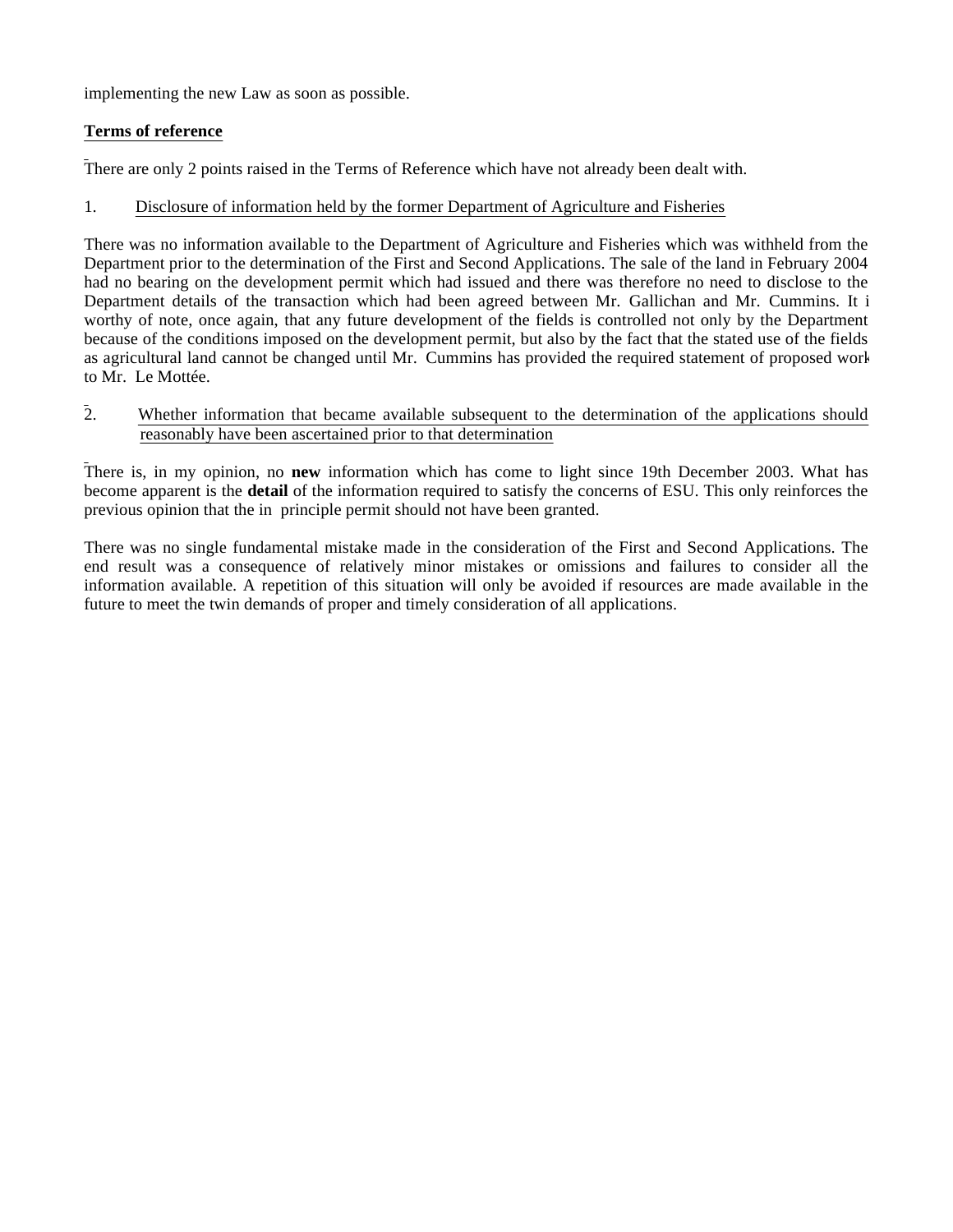implementing the new Law as soon as possible.

**Terms of reference**

There are only 2 points raised in the Terms of Reference which have not already been dealt with.

1. Disclosure of information held by the former Department of Agriculture and Fisheries

There was no information available to the Department of Agriculture and Fisheries which was withheld from the Department prior to the determination of the First and Second Applications. The sale of the land in February 2004 had no bearing on the development permit which had issued and there was therefore no need to disclose to the Department details of the transaction which had been agreed between Mr. Gallichan and Mr. Cummins. It i worthy of note, once again, that any future development of the fields is controlled not only by the Department because of the conditions imposed on the development permit, but also by the fact that the stated use of the fields as agricultural land cannot be changed until Mr. Cummins has provided the required statement of proposed work to Mr. Le Mottée.

2. Whether information that became available subsequent to the determination of the applications should reasonably have been ascertained prior to that determination

There is, in my opinion, no **new** information which has come to light since 19th December 2003. What has become apparent is the **detail** of the information required to satisfy the concerns of ESU. This only reinforces the previous opinion that the in principle permit should not have been granted.

There was no single fundamental mistake made in the consideration of the First and Second Applications. The end result was a consequence of relatively minor mistakes or omissions and failures to consider all the information available. A repetition of this situation will only be avoided if resources are made available in the future to meet the twin demands of proper and timely consideration of all applications.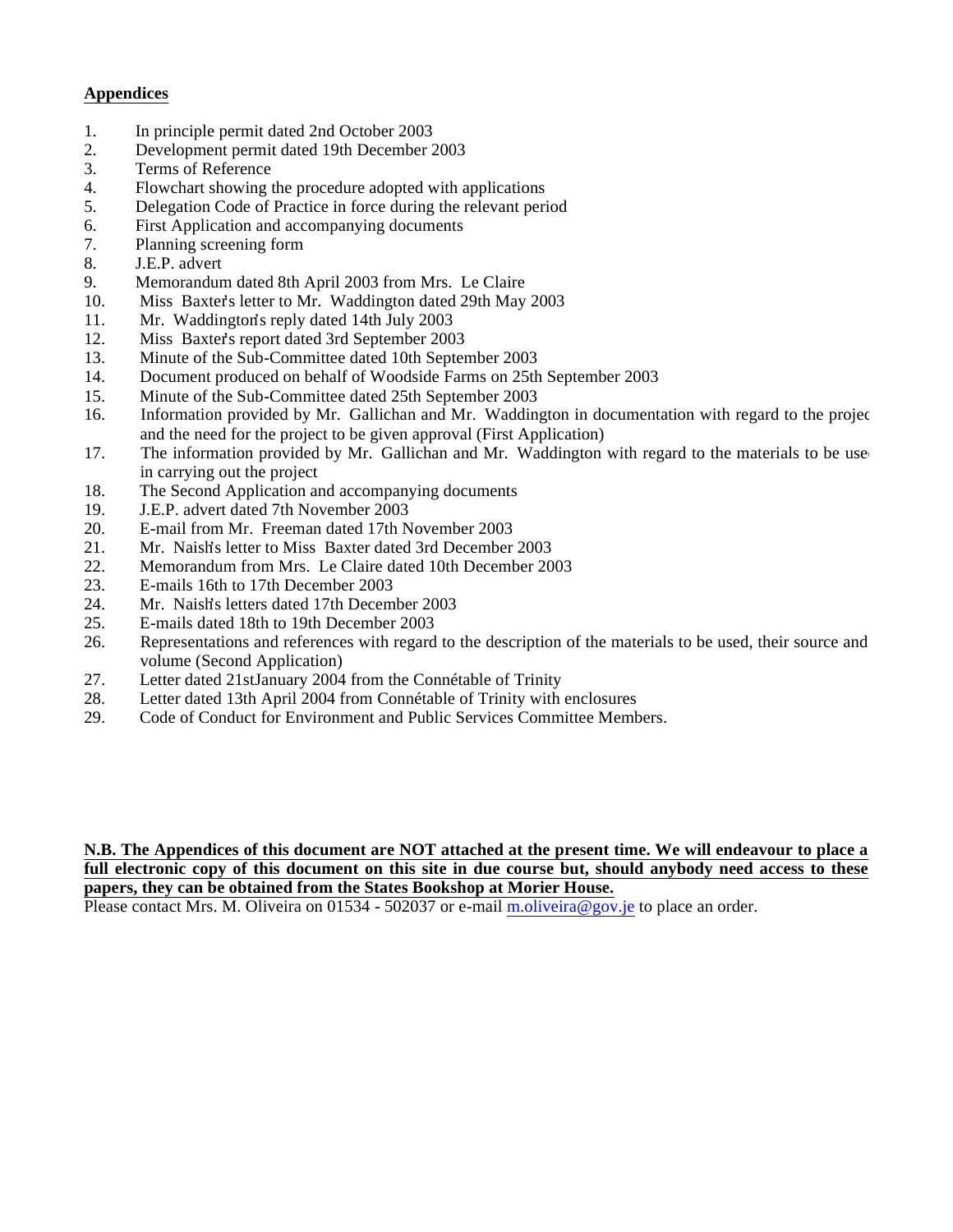**Appendices**

1. In principle permit dated 2nd October 2003
2. Development permit dated 19th December 2003
3. Terms of Reference
4. Flowchart showing the procedure adopted with applications
5. Delegation Code of Practice in force during the relevant period
6. First Application and accompanying documents
7. Planning screening form
8. J.E.P. advert
9. Memorandum dated 8th April 2003 from Mrs. Le Claire
10. Miss Baxter's letter to Mr. Waddington dated 29th May 2003
11. Mr. Waddington's reply dated 14th July 2003
12. Miss Baxter's report dated 3rd September 2003
13. Minute of the Sub-Committee dated 10th September 2003
14. Document produced on behalf of Woodside Farms on 25th September 2003
15. Minute of the Sub-Committee dated 25th September 2003
16. Information provided by Mr. Gallichan and Mr. Waddington in documentation with regard to the project and the need for the project to be given approval (First Application)
17. The information provided by Mr. Gallichan and Mr. Waddington with regard to the materials to be used in carrying out the project
18. The Second Application and accompanying documents
19. J.E.P. advert dated 7th November 2003
20. E-mail from Mr. Freeman dated 17th November 2003
21. Mr. Naish's letter to Miss Baxter dated 3rd December 2003
22. Memorandum from Mrs. Le Claire dated 10th December 2003
23. E-mails 16th to 17th December 2003
24. Mr. Naish's letters dated 17th December 2003
25. E-mails dated 18th to 19th December 2003
26. Representations and references with regard to the description of the materials to be used, their source and volume (Second Application)
27. Letter dated 21stJanuary 2004 from the Connétable of Trinity
28. Letter dated 13th April 2004 from Connétable of Trinity with enclosures
29. Code of Conduct for Environment and Public Services Committee Members.

**N.B. The Appendices of this document are NOT attached at the present time. We will endeavour to place a full electronic copy of this document on this site in due course but, should anybody need access to these papers, they can be obtained from the States Bookshop at Morier House.**

Please contact Mrs. M. Oliveira on 01534 - 502037 or e-mail m.oliveira@gov.je to place an order.